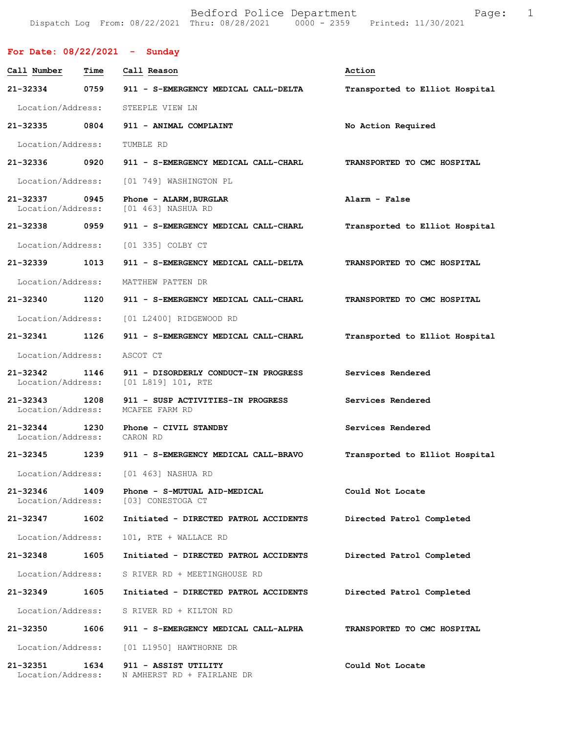Bedford Police Department
Dispatch Log From: 08/22/2021 Thru: 08/28/2021 0000 - 2359 Printed: 11/30/2021

## For Date: 08/22/2021 - Sunday

| Call Number | Time | Call Reason | Action |
|---|---|---|---|
| 21-32334 | 0759 | 911 - S-EMERGENCY MEDICAL CALL-DELTA | Transported to Elliot Hospital |
| Location/Address: | | STEEPLE VIEW LN | |
| 21-32335 | 0804 | 911 - ANIMAL COMPLAINT | No Action Required |
| Location/Address: | | TUMBLE RD | |
| 21-32336 | 0920 | 911 - S-EMERGENCY MEDICAL CALL-CHARL | TRANSPORTED TO CMC HOSPITAL |
| Location/Address: | | [01 749] WASHINGTON PL | |
| 21-32337 | 0945 | Phone - ALARM,BURGLAR | Alarm - False |
| Location/Address: | | [01 463] NASHUA RD | |
| 21-32338 | 0959 | 911 - S-EMERGENCY MEDICAL CALL-CHARL | Transported to Elliot Hospital |
| Location/Address: | | [01 335] COLBY CT | |
| 21-32339 | 1013 | 911 - S-EMERGENCY MEDICAL CALL-DELTA | TRANSPORTED TO CMC HOSPITAL |
| Location/Address: | | MATTHEW PATTEN DR | |
| 21-32340 | 1120 | 911 - S-EMERGENCY MEDICAL CALL-CHARL | TRANSPORTED TO CMC HOSPITAL |
| Location/Address: | | [01 L2400] RIDGEWOOD RD | |
| 21-32341 | 1126 | 911 - S-EMERGENCY MEDICAL CALL-CHARL | Transported to Elliot Hospital |
| Location/Address: | | ASCOT CT | |
| 21-32342 | 1146 | 911 - DISORDERLY CONDUCT-IN PROGRESS | Services Rendered |
| Location/Address: | | [01 L819] 101, RTE | |
| 21-32343 | 1208 | 911 - SUSP ACTIVITIES-IN PROGRESS | Services Rendered |
| Location/Address: | | MCAFEE FARM RD | |
| 21-32344 | 1230 | Phone - CIVIL STANDBY | Services Rendered |
| Location/Address: | | CARON RD | |
| 21-32345 | 1239 | 911 - S-EMERGENCY MEDICAL CALL-BRAVO | Transported to Elliot Hospital |
| Location/Address: | | [01 463] NASHUA RD | |
| 21-32346 | 1409 | Phone - S-MUTUAL AID-MEDICAL | Could Not Locate |
| Location/Address: | | [03] CONESTOGA CT | |
| 21-32347 | 1602 | Initiated - DIRECTED PATROL ACCIDENTS | Directed Patrol Completed |
| Location/Address: | | 101, RTE + WALLACE RD | |
| 21-32348 | 1605 | Initiated - DIRECTED PATROL ACCIDENTS | Directed Patrol Completed |
| Location/Address: | | S RIVER RD + MEETINGHOUSE RD | |
| 21-32349 | 1605 | Initiated - DIRECTED PATROL ACCIDENTS | Directed Patrol Completed |
| Location/Address: | | S RIVER RD + KILTON RD | |
| 21-32350 | 1606 | 911 - S-EMERGENCY MEDICAL CALL-ALPHA | TRANSPORTED TO CMC HOSPITAL |
| Location/Address: | | [01 L1950] HAWTHORNE DR | |
| 21-32351 | 1634 | 911 - ASSIST UTILITY | Could Not Locate |
| Location/Address: | | N AMHERST RD + FAIRLANE DR | |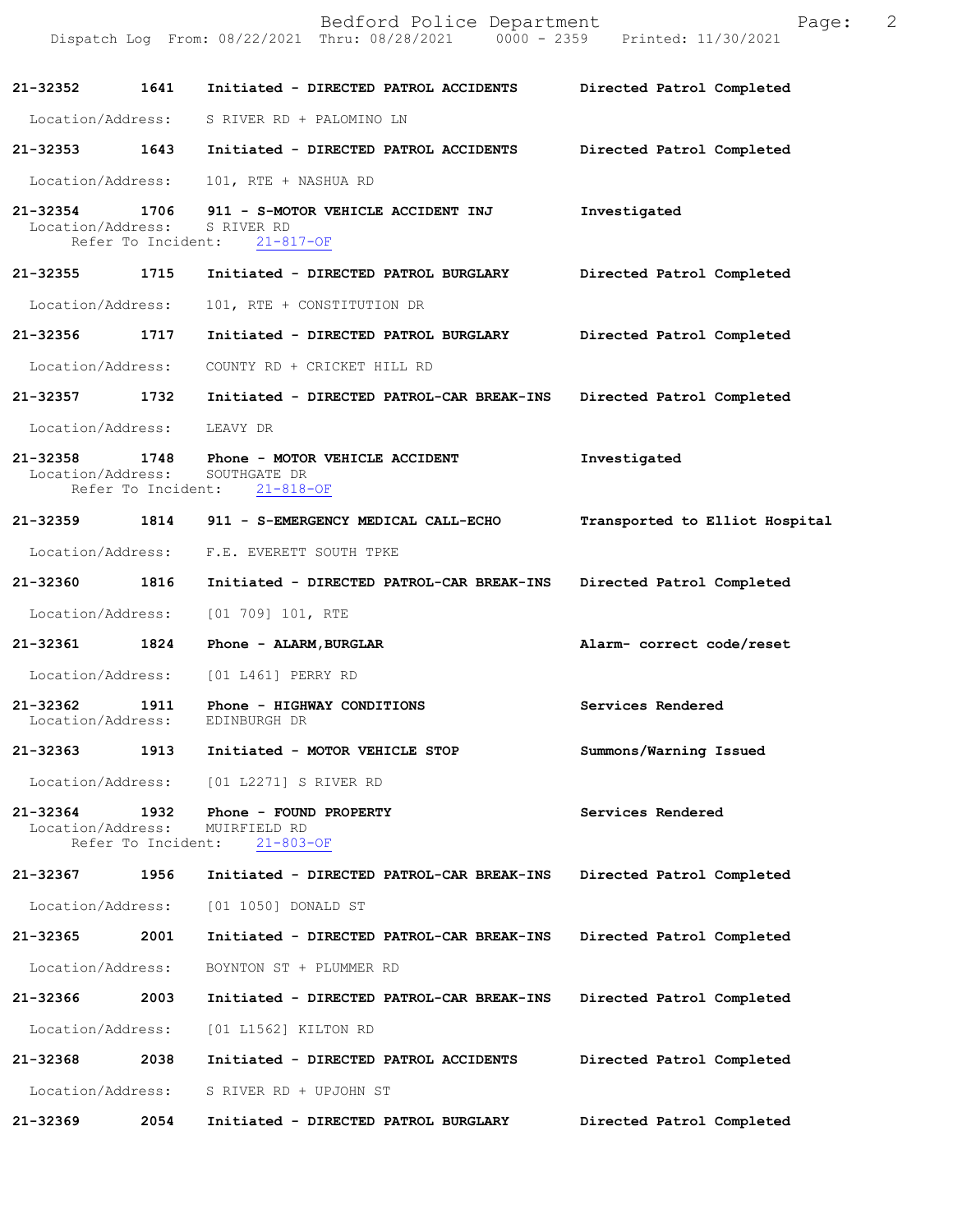| Call Number | Time | Call Reason | Action |
|---|---|---|---|
| 21-32352 | 1641 | Initiated - DIRECTED PATROL ACCIDENTS | Directed Patrol Completed |
| | | Location/Address: S RIVER RD + PALOMINO LN | |
| 21-32353 | 1643 | Initiated - DIRECTED PATROL ACCIDENTS | Directed Patrol Completed |
| | | Location/Address: 101, RTE + NASHUA RD | |
| 21-32354 | 1706 | 911 - S-MOTOR VEHICLE ACCIDENT INJ | Investigated |
| | | Location/Address: S RIVER RD<br>Refer To Incident: 21-817-OF | |
| 21-32355 | 1715 | Initiated - DIRECTED PATROL BURGLARY | Directed Patrol Completed |
| | | Location/Address: 101, RTE + CONSTITUTION DR | |
| 21-32356 | 1717 | Initiated - DIRECTED PATROL BURGLARY | Directed Patrol Completed |
| | | Location/Address: COUNTY RD + CRICKET HILL RD | |
| 21-32357 | 1732 | Initiated - DIRECTED PATROL-CAR BREAK-INS | Directed Patrol Completed |
| | | Location/Address: LEAVY DR | |
| 21-32358 | 1748 | Phone - MOTOR VEHICLE ACCIDENT | Investigated |
| | | Location/Address: SOUTHGATE DR<br>Refer To Incident: 21-818-OF | |
| 21-32359 | 1814 | 911 - S-EMERGENCY MEDICAL CALL-ECHO | Transported to Elliot Hospital |
| | | Location/Address: F.E. EVERETT SOUTH TPKE | |
| 21-32360 | 1816 | Initiated - DIRECTED PATROL-CAR BREAK-INS | Directed Patrol Completed |
| | | Location/Address: [01 709] 101, RTE | |
| 21-32361 | 1824 | Phone - ALARM,BURGLAR | Alarm- correct code/reset |
| | | Location/Address: [01 L461] PERRY RD | |
| 21-32362 | 1911 | Phone - HIGHWAY CONDITIONS | Services Rendered |
| | | Location/Address: EDINBURGH DR | |
| 21-32363 | 1913 | Initiated - MOTOR VEHICLE STOP | Summons/Warning Issued |
| | | Location/Address: [01 L2271] S RIVER RD | |
| 21-32364 | 1932 | Phone - FOUND PROPERTY | Services Rendered |
| | | Location/Address: MUIRFIELD RD<br>Refer To Incident: 21-803-OF | |
| 21-32367 | 1956 | Initiated - DIRECTED PATROL-CAR BREAK-INS | Directed Patrol Completed |
| | | Location/Address: [01 1050] DONALD ST | |
| 21-32365 | 2001 | Initiated - DIRECTED PATROL-CAR BREAK-INS | Directed Patrol Completed |
| | | Location/Address: BOYNTON ST + PLUMMER RD | |
| 21-32366 | 2003 | Initiated - DIRECTED PATROL-CAR BREAK-INS | Directed Patrol Completed |
| | | Location/Address: [01 L1562] KILTON RD | |
| 21-32368 | 2038 | Initiated - DIRECTED PATROL ACCIDENTS | Directed Patrol Completed |
| | | Location/Address: S RIVER RD + UPJOHN ST | |
| 21-32369 | 2054 | Initiated - DIRECTED PATROL BURGLARY | Directed Patrol Completed |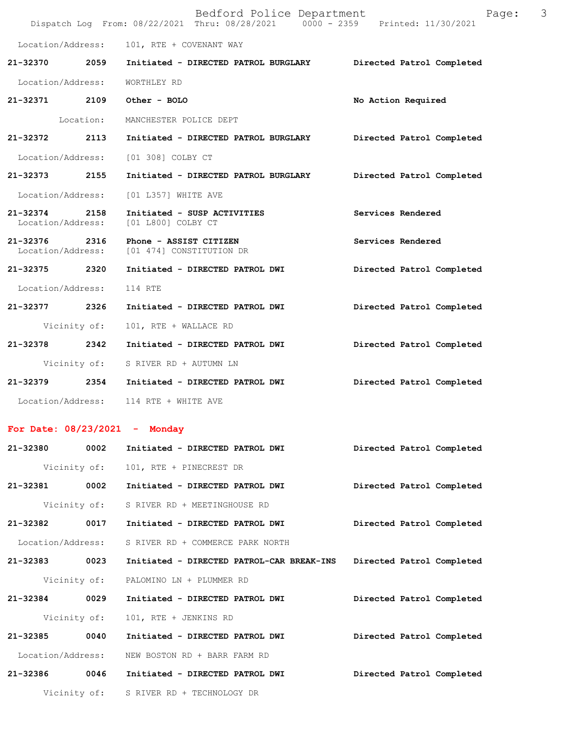Location/Address: 101, RTE + COVENANT WAY

**21-32370 2059 Initiated - DIRECTED PATROL BURGLARY** **Directed Patrol Completed**

Location/Address: WORTHLEY RD

**21-32371 2109 Other - BOLO** **No Action Required**

Location: MANCHESTER POLICE DEPT

**21-32372 2113 Initiated - DIRECTED PATROL BURGLARY** **Directed Patrol Completed**

Location/Address: [01 308] COLBY CT

**21-32373 2155 Initiated - DIRECTED PATROL BURGLARY** **Directed Patrol Completed**

Location/Address: [01 L357] WHITE AVE

**21-32374 2158 Initiated - SUSP ACTIVITIES** **Services Rendered**

Location/Address: [01 L800] COLBY CT

**21-32376 2316 Phone - ASSIST CITIZEN** **Services Rendered**

Location/Address: [01 474] CONSTITUTION DR

**21-32375 2320 Initiated - DIRECTED PATROL DWI** **Directed Patrol Completed**

Location/Address: 114 RTE

**21-32377 2326 Initiated - DIRECTED PATROL DWI** **Directed Patrol Completed**

Vicinity of: 101, RTE + WALLACE RD

**21-32378 2342 Initiated - DIRECTED PATROL DWI** **Directed Patrol Completed**

Vicinity of: S RIVER RD + AUTUMN LN

**21-32379 2354 Initiated - DIRECTED PATROL DWI** **Directed Patrol Completed**

Location/Address: 114 RTE + WHITE AVE

## For Date: 08/23/2021 - Monday

**21-32380 0002 Initiated - DIRECTED PATROL DWI** **Directed Patrol Completed**

Vicinity of: 101, RTE + PINECREST DR

**21-32381 0002 Initiated - DIRECTED PATROL DWI** **Directed Patrol Completed**

Vicinity of: S RIVER RD + MEETINGHOUSE RD

**21-32382 0017 Initiated - DIRECTED PATROL DWI** **Directed Patrol Completed**

Location/Address: S RIVER RD + COMMERCE PARK NORTH

**21-32383 0023 Initiated - DIRECTED PATROL-CAR BREAK-INS** **Directed Patrol Completed**

Vicinity of: PALOMINO LN + PLUMMER RD

**21-32384 0029 Initiated - DIRECTED PATROL DWI** **Directed Patrol Completed**

Vicinity of: 101, RTE + JENKINS RD

**21-32385 0040 Initiated - DIRECTED PATROL DWI** **Directed Patrol Completed**

Location/Address: NEW BOSTON RD + BARR FARM RD

**21-32386 0046 Initiated - DIRECTED PATROL DWI** **Directed Patrol Completed**

Vicinity of: S RIVER RD + TECHNOLOGY DR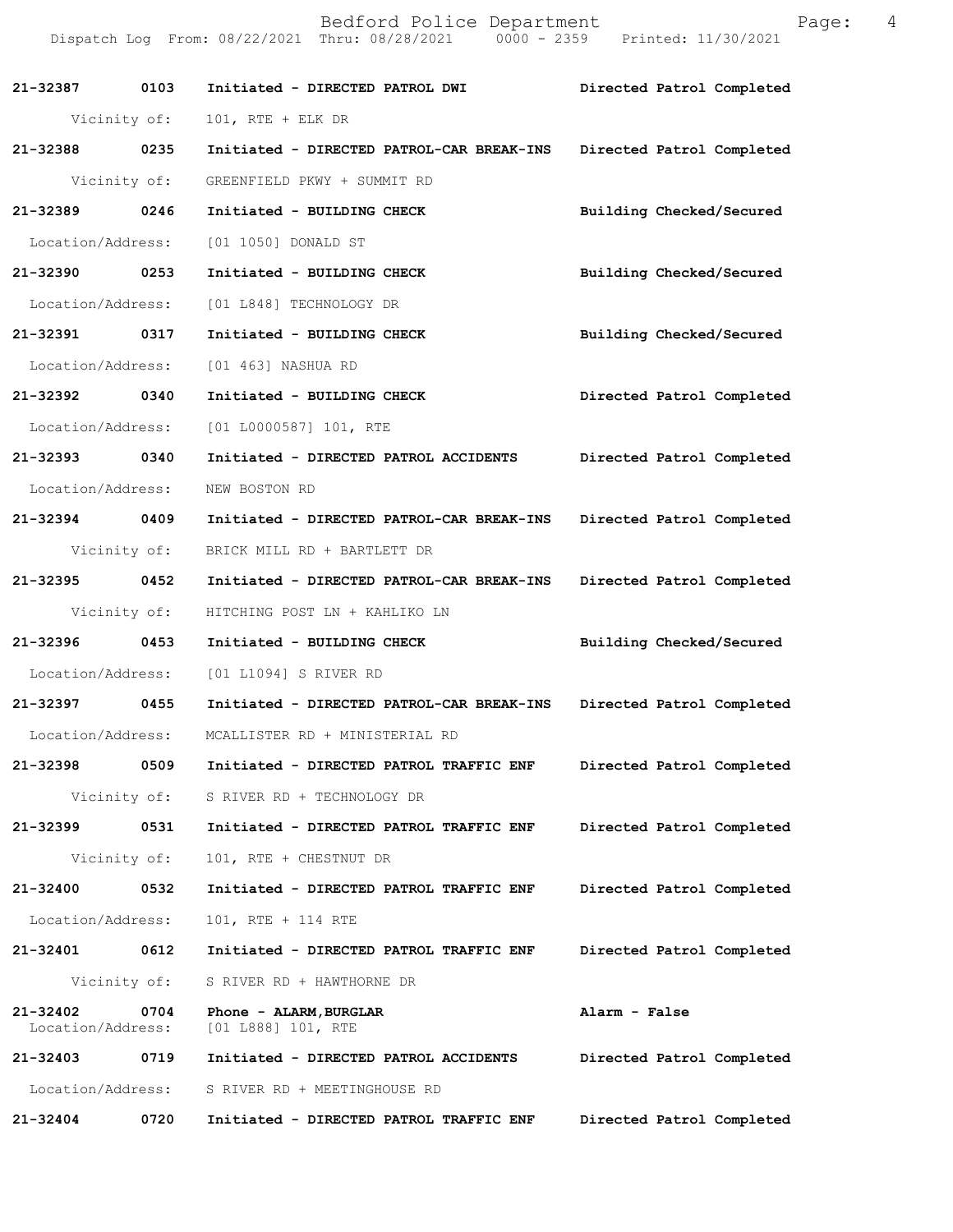| Call # | Time | Call Reason | Action |
|---|---|---|---|
| 21-32387 | 0103 | Initiated - DIRECTED PATROL DWI | Directed Patrol Completed |
| | | Vicinity of: 101, RTE + ELK DR | |
| 21-32388 | 0235 | Initiated - DIRECTED PATROL-CAR BREAK-INS | Directed Patrol Completed |
| | | Vicinity of: GREENFIELD PKWY + SUMMIT RD | |
| 21-32389 | 0246 | Initiated - BUILDING CHECK | Building Checked/Secured |
| | | Location/Address: [01 1050] DONALD ST | |
| 21-32390 | 0253 | Initiated - BUILDING CHECK | Building Checked/Secured |
| | | Location/Address: [01 L848] TECHNOLOGY DR | |
| 21-32391 | 0317 | Initiated - BUILDING CHECK | Building Checked/Secured |
| | | Location/Address: [01 463] NASHUA RD | |
| 21-32392 | 0340 | Initiated - BUILDING CHECK | Directed Patrol Completed |
| | | Location/Address: [01 L0000587] 101, RTE | |
| 21-32393 | 0340 | Initiated - DIRECTED PATROL ACCIDENTS | Directed Patrol Completed |
| | | Location/Address: NEW BOSTON RD | |
| 21-32394 | 0409 | Initiated - DIRECTED PATROL-CAR BREAK-INS | Directed Patrol Completed |
| | | Vicinity of: BRICK MILL RD + BARTLETT DR | |
| 21-32395 | 0452 | Initiated - DIRECTED PATROL-CAR BREAK-INS | Directed Patrol Completed |
| | | Vicinity of: HITCHING POST LN + KAHLIKO LN | |
| 21-32396 | 0453 | Initiated - BUILDING CHECK | Building Checked/Secured |
| | | Location/Address: [01 L1094] S RIVER RD | |
| 21-32397 | 0455 | Initiated - DIRECTED PATROL-CAR BREAK-INS | Directed Patrol Completed |
| | | Location/Address: MCALLISTER RD + MINISTERIAL RD | |
| 21-32398 | 0509 | Initiated - DIRECTED PATROL TRAFFIC ENF | Directed Patrol Completed |
| | | Vicinity of: S RIVER RD + TECHNOLOGY DR | |
| 21-32399 | 0531 | Initiated - DIRECTED PATROL TRAFFIC ENF | Directed Patrol Completed |
| | | Vicinity of: 101, RTE + CHESTNUT DR | |
| 21-32400 | 0532 | Initiated - DIRECTED PATROL TRAFFIC ENF | Directed Patrol Completed |
| | | Location/Address: 101, RTE + 114 RTE | |
| 21-32401 | 0612 | Initiated - DIRECTED PATROL TRAFFIC ENF | Directed Patrol Completed |
| | | Vicinity of: S RIVER RD + HAWTHORNE DR | |
| 21-32402 | 0704 | Phone - ALARM,BURGLAR | Alarm - False |
| | | Location/Address: [01 L888] 101, RTE | |
| 21-32403 | 0719 | Initiated - DIRECTED PATROL ACCIDENTS | Directed Patrol Completed |
| | | Location/Address: S RIVER RD + MEETINGHOUSE RD | |
| 21-32404 | 0720 | Initiated - DIRECTED PATROL TRAFFIC ENF | Directed Patrol Completed |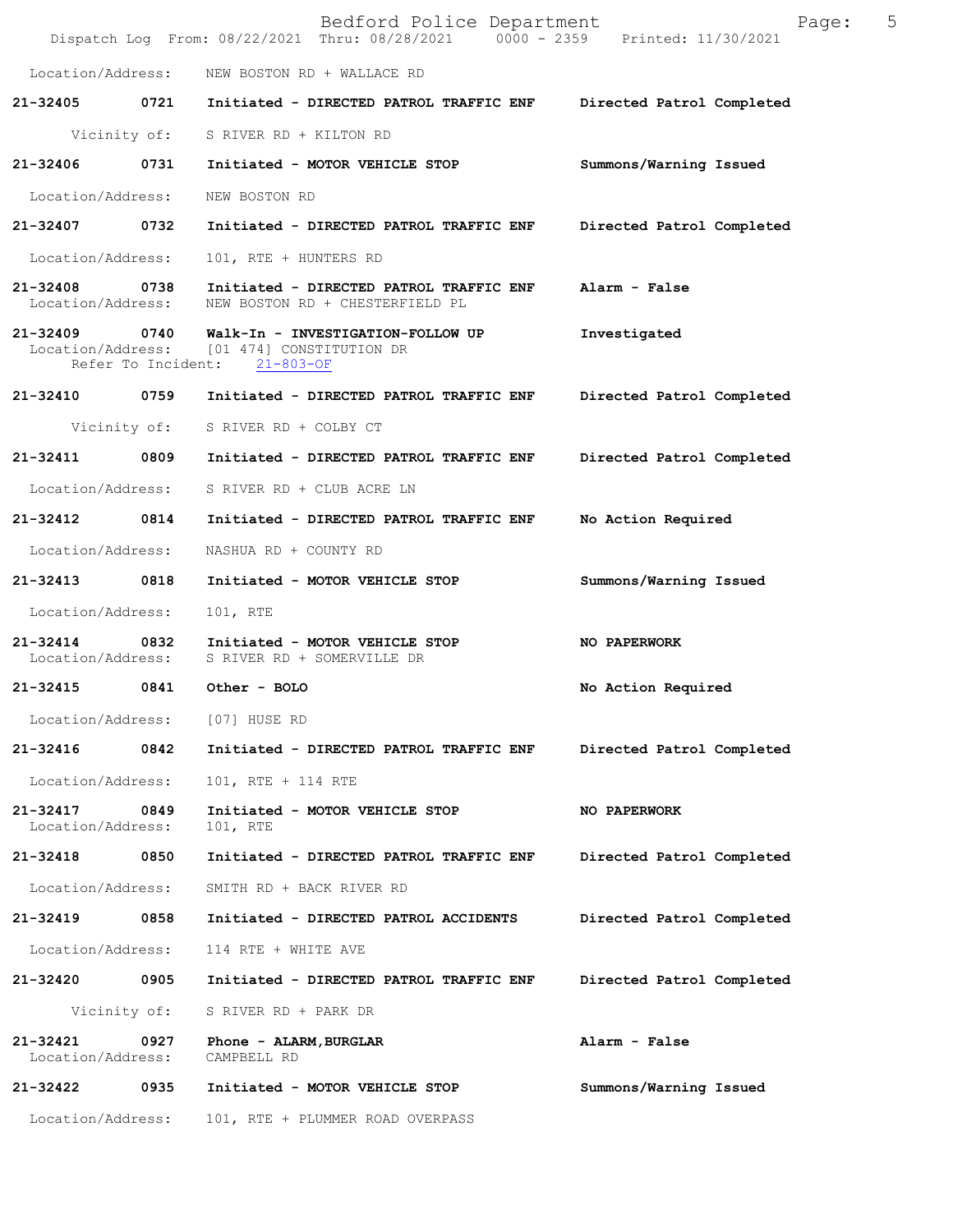Location/Address: NEW BOSTON RD + WALLACE RD

**21-32405 0721 Initiated - DIRECTED PATROL TRAFFIC ENF** **Directed Patrol Completed**
Vicinity of: S RIVER RD + KILTON RD

**21-32406 0731 Initiated - MOTOR VEHICLE STOP** **Summons/Warning Issued**
Location/Address: NEW BOSTON RD

**21-32407 0732 Initiated - DIRECTED PATROL TRAFFIC ENF** **Directed Patrol Completed**
Location/Address: 101, RTE + HUNTERS RD

**21-32408 0738 Initiated - DIRECTED PATROL TRAFFIC ENF** **Alarm - False**
Location/Address: NEW BOSTON RD + CHESTERFIELD PL

**21-32409 0740 Walk-In - INVESTIGATION-FOLLOW UP** **Investigated**
Location/Address: [01 474] CONSTITUTION DR
Refer To Incident: 21-803-OF

**21-32410 0759 Initiated - DIRECTED PATROL TRAFFIC ENF** **Directed Patrol Completed**
Vicinity of: S RIVER RD + COLBY CT

**21-32411 0809 Initiated - DIRECTED PATROL TRAFFIC ENF** **Directed Patrol Completed**
Location/Address: S RIVER RD + CLUB ACRE LN

**21-32412 0814 Initiated - DIRECTED PATROL TRAFFIC ENF** **No Action Required**
Location/Address: NASHUA RD + COUNTY RD

**21-32413 0818 Initiated - MOTOR VEHICLE STOP** **Summons/Warning Issued**
Location/Address: 101, RTE

**21-32414 0832 Initiated - MOTOR VEHICLE STOP** **NO PAPERWORK**
Location/Address: S RIVER RD + SOMERVILLE DR

**21-32415 0841 Other - BOLO** **No Action Required**
Location/Address: [07] HUSE RD

**21-32416 0842 Initiated - DIRECTED PATROL TRAFFIC ENF** **Directed Patrol Completed**
Location/Address: 101, RTE + 114 RTE

**21-32417 0849 Initiated - MOTOR VEHICLE STOP** **NO PAPERWORK**
Location/Address: 101, RTE

**21-32418 0850 Initiated - DIRECTED PATROL TRAFFIC ENF** **Directed Patrol Completed**
Location/Address: SMITH RD + BACK RIVER RD

**21-32419 0858 Initiated - DIRECTED PATROL ACCIDENTS** **Directed Patrol Completed**
Location/Address: 114 RTE + WHITE AVE

**21-32420 0905 Initiated - DIRECTED PATROL TRAFFIC ENF** **Directed Patrol Completed**
Vicinity of: S RIVER RD + PARK DR

**21-32421 0927 Phone - ALARM,BURGLAR** **Alarm - False**
Location/Address: CAMPBELL RD

**21-32422 0935 Initiated - MOTOR VEHICLE STOP** **Summons/Warning Issued**
Location/Address: 101, RTE + PLUMMER ROAD OVERPASS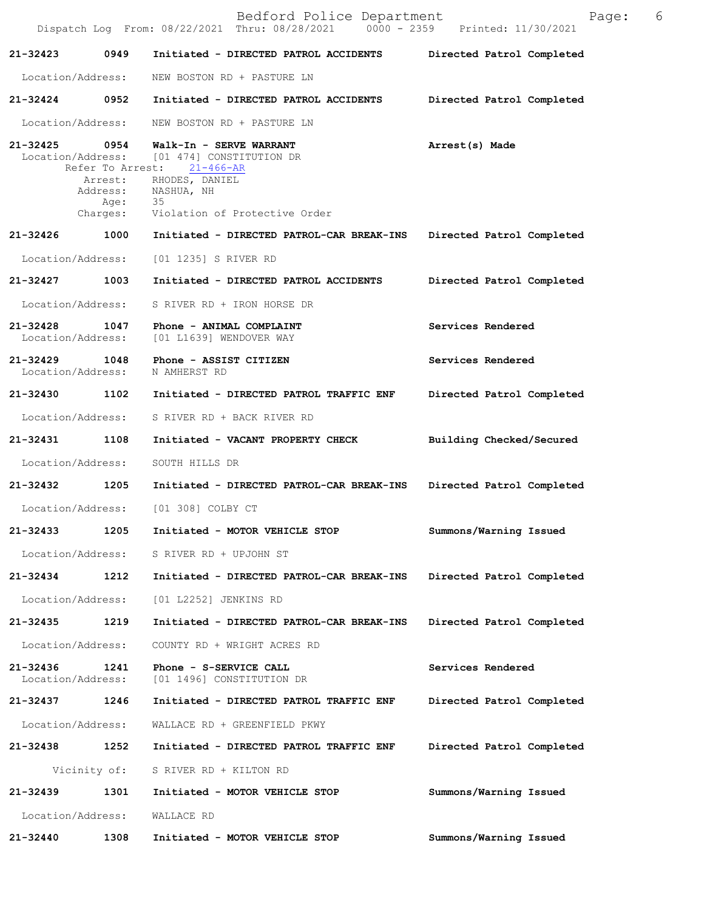**21-32423** 0949 **Initiated - DIRECTED PATROL ACCIDENTS** **Directed Patrol Completed**

Location/Address: NEW BOSTON RD + PASTURE LN

**21-32424** 0952 **Initiated - DIRECTED PATROL ACCIDENTS** **Directed Patrol Completed**

Location/Address: NEW BOSTON RD + PASTURE LN

**21-32425** 0954 **Walk-In - SERVE WARRANT** **Arrest(s) Made**

Location/Address: [01 474] CONSTITUTION DR
Refer To Arrest: 21-466-AR
Arrest: RHODES, DANIEL
Address: NASHUA, NH
Age: 35
Charges: Violation of Protective Order

**21-32426** 1000 **Initiated - DIRECTED PATROL-CAR BREAK-INS** **Directed Patrol Completed**

Location/Address: [01 1235] S RIVER RD

**21-32427** 1003 **Initiated - DIRECTED PATROL ACCIDENTS** **Directed Patrol Completed**

Location/Address: S RIVER RD + IRON HORSE DR

**21-32428** 1047 **Phone - ANIMAL COMPLAINT** **Services Rendered**

Location/Address: [01 L1639] WENDOVER WAY

**21-32429** 1048 **Phone - ASSIST CITIZEN** **Services Rendered**

Location/Address: N AMHERST RD

**21-32430** 1102 **Initiated - DIRECTED PATROL TRAFFIC ENF** **Directed Patrol Completed**

Location/Address: S RIVER RD + BACK RIVER RD

**21-32431** 1108 **Initiated - VACANT PROPERTY CHECK** **Building Checked/Secured**

Location/Address: SOUTH HILLS DR

**21-32432** 1205 **Initiated - DIRECTED PATROL-CAR BREAK-INS** **Directed Patrol Completed**

Location/Address: [01 308] COLBY CT

**21-32433** 1205 **Initiated - MOTOR VEHICLE STOP** **Summons/Warning Issued**

Location/Address: S RIVER RD + UPJOHN ST

**21-32434** 1212 **Initiated - DIRECTED PATROL-CAR BREAK-INS** **Directed Patrol Completed**

Location/Address: [01 L2252] JENKINS RD

**21-32435** 1219 **Initiated - DIRECTED PATROL-CAR BREAK-INS** **Directed Patrol Completed**

Location/Address: COUNTY RD + WRIGHT ACRES RD

**21-32436** 1241 **Phone - S-SERVICE CALL** **Services Rendered**

Location/Address: [01 1496] CONSTITUTION DR

**21-32437** 1246 **Initiated - DIRECTED PATROL TRAFFIC ENF** **Directed Patrol Completed**

Location/Address: WALLACE RD + GREENFIELD PKWY

**21-32438** 1252 **Initiated - DIRECTED PATROL TRAFFIC ENF** **Directed Patrol Completed**

Vicinity of: S RIVER RD + KILTON RD

**21-32439** 1301 **Initiated - MOTOR VEHICLE STOP** **Summons/Warning Issued**

Location/Address: WALLACE RD

**21-32440** 1308 **Initiated - MOTOR VEHICLE STOP** **Summons/Warning Issued**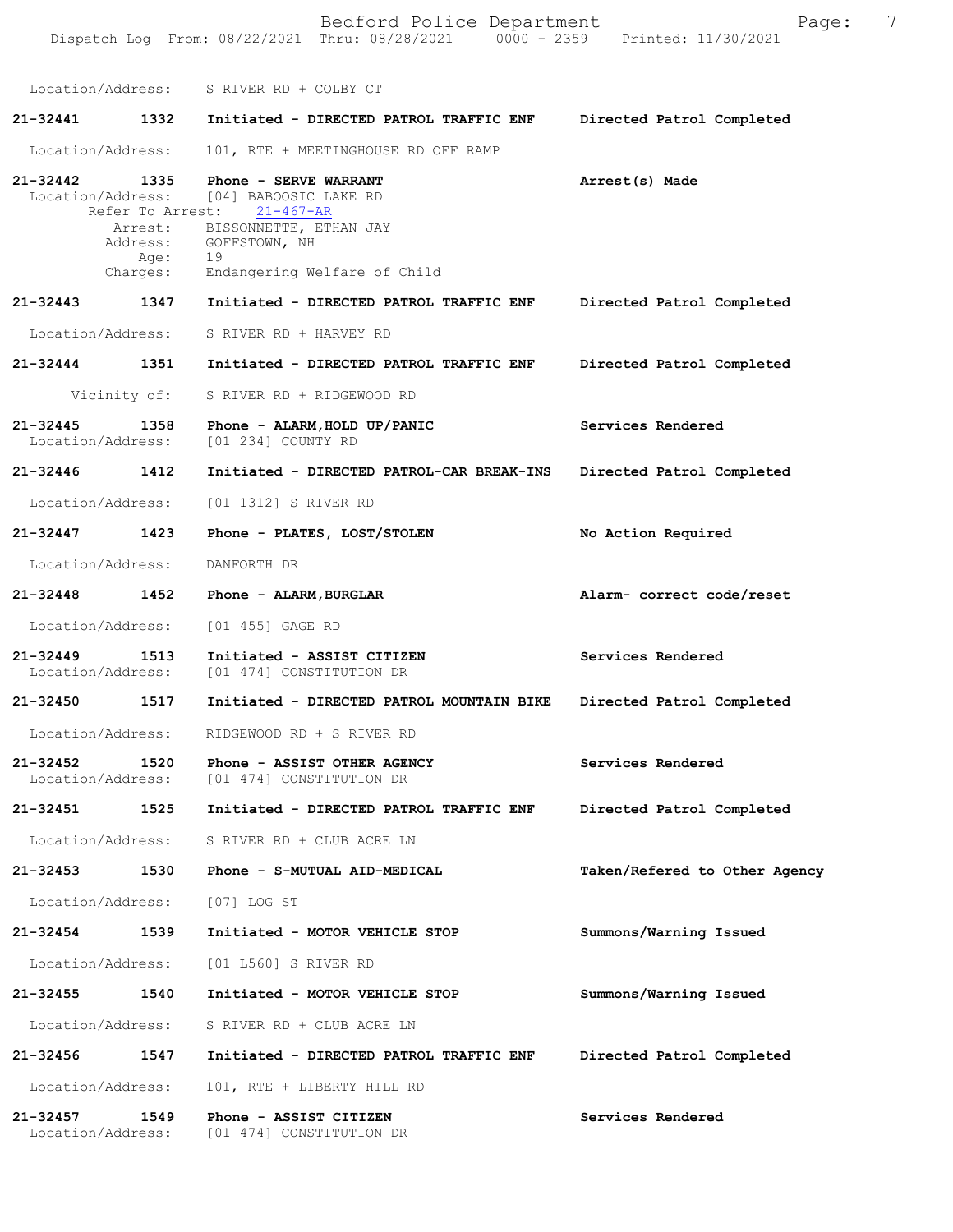Location/Address: S RIVER RD + COLBY CT

**21-32441 1332 Initiated - DIRECTED PATROL TRAFFIC ENF Directed Patrol Completed**

Location/Address: 101, RTE + MEETINGHOUSE RD OFF RAMP

**21-32442 1335 Phone - SERVE WARRANT Arrest(s) Made**

Location/Address: [04] BABOOSIC LAKE RD
Refer To Arrest: 21-467-AR
Arrest: BISSONNETTE, ETHAN JAY
Address: GOFFSTOWN, NH
Age: 19
Charges: Endangering Welfare of Child

**21-32443 1347 Initiated - DIRECTED PATROL TRAFFIC ENF Directed Patrol Completed**

Location/Address: S RIVER RD + HARVEY RD

**21-32444 1351 Initiated - DIRECTED PATROL TRAFFIC ENF Directed Patrol Completed**

Vicinity of: S RIVER RD + RIDGEWOOD RD

**21-32445 1358 Phone - ALARM,HOLD UP/PANIC Services Rendered**

Location/Address: [01 234] COUNTY RD

**21-32446 1412 Initiated - DIRECTED PATROL-CAR BREAK-INS Directed Patrol Completed**

Location/Address: [01 1312] S RIVER RD

**21-32447 1423 Phone - PLATES, LOST/STOLEN No Action Required**

Location/Address: DANFORTH DR

**21-32448 1452 Phone - ALARM,BURGLAR Alarm- correct code/reset**

Location/Address: [01 455] GAGE RD

**21-32449 1513 Initiated - ASSIST CITIZEN Services Rendered**

Location/Address: [01 474] CONSTITUTION DR

**21-32450 1517 Initiated - DIRECTED PATROL MOUNTAIN BIKE Directed Patrol Completed**

Location/Address: RIDGEWOOD RD + S RIVER RD

**21-32452 1520 Phone - ASSIST OTHER AGENCY Services Rendered**

Location/Address: [01 474] CONSTITUTION DR

**21-32451 1525 Initiated - DIRECTED PATROL TRAFFIC ENF Directed Patrol Completed**

Location/Address: S RIVER RD + CLUB ACRE LN

**21-32453 1530 Phone - S-MUTUAL AID-MEDICAL Taken/Refered to Other Agency**

Location/Address: [07] LOG ST

**21-32454 1539 Initiated - MOTOR VEHICLE STOP Summons/Warning Issued**

Location/Address: [01 L560] S RIVER RD

**21-32455 1540 Initiated - MOTOR VEHICLE STOP Summons/Warning Issued**

Location/Address: S RIVER RD + CLUB ACRE LN

**21-32456 1547 Initiated - DIRECTED PATROL TRAFFIC ENF Directed Patrol Completed**

Location/Address: 101, RTE + LIBERTY HILL RD

**21-32457 1549 Phone - ASSIST CITIZEN Services Rendered**

Location/Address: [01 474] CONSTITUTION DR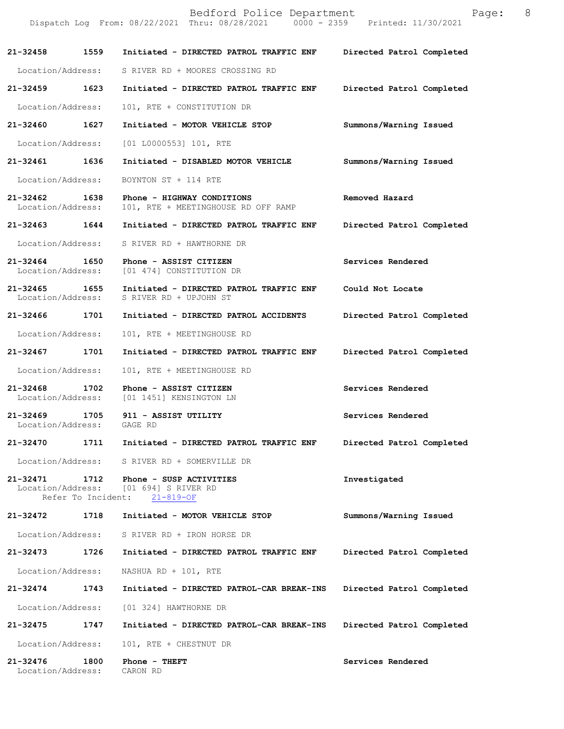**21-32458** 1559 **Initiated - DIRECTED PATROL TRAFFIC ENF** **Directed Patrol Completed**

Location/Address: S RIVER RD + MOORES CROSSING RD

**21-32459** 1623 **Initiated - DIRECTED PATROL TRAFFIC ENF** **Directed Patrol Completed**

Location/Address: 101, RTE + CONSTITUTION DR

**21-32460** 1627 **Initiated - MOTOR VEHICLE STOP** **Summons/Warning Issued**

Location/Address: [01 L0000553] 101, RTE

**21-32461** 1636 **Initiated - DISABLED MOTOR VEHICLE** **Summons/Warning Issued**

Location/Address: BOYNTON ST + 114 RTE

**21-32462** 1638 **Phone - HIGHWAY CONDITIONS** **Removed Hazard**
Location/Address: 101, RTE + MEETINGHOUSE RD OFF RAMP

**21-32463** 1644 **Initiated - DIRECTED PATROL TRAFFIC ENF** **Directed Patrol Completed**

Location/Address: S RIVER RD + HAWTHORNE DR

**21-32464** 1650 **Phone - ASSIST CITIZEN** **Services Rendered**
Location/Address: [01 474] CONSTITUTION DR

**21-32465** 1655 **Initiated - DIRECTED PATROL TRAFFIC ENF** **Could Not Locate**
Location/Address: S RIVER RD + UPJOHN ST

**21-32466** 1701 **Initiated - DIRECTED PATROL ACCIDENTS** **Directed Patrol Completed**

Location/Address: 101, RTE + MEETINGHOUSE RD

**21-32467** 1701 **Initiated - DIRECTED PATROL TRAFFIC ENF** **Directed Patrol Completed**

Location/Address: 101, RTE + MEETINGHOUSE RD

**21-32468** 1702 **Phone - ASSIST CITIZEN** **Services Rendered**
Location/Address: [01 1451] KENSINGTON LN

**21-32469** 1705 **911 - ASSIST UTILITY** **Services Rendered**
Location/Address: GAGE RD

**21-32470** 1711 **Initiated - DIRECTED PATROL TRAFFIC ENF** **Directed Patrol Completed**

Location/Address: S RIVER RD + SOMERVILLE DR

**21-32471** 1712 **Phone - SUSP ACTIVITIES** **Investigated**
Location/Address: [01 694] S RIVER RD
Refer To Incident: 21-819-OF

**21-32472** 1718 **Initiated - MOTOR VEHICLE STOP** **Summons/Warning Issued**

Location/Address: S RIVER RD + IRON HORSE DR

**21-32473** 1726 **Initiated - DIRECTED PATROL TRAFFIC ENF** **Directed Patrol Completed**

Location/Address: NASHUA RD + 101, RTE

**21-32474** 1743 **Initiated - DIRECTED PATROL-CAR BREAK-INS** **Directed Patrol Completed**

Location/Address: [01 324] HAWTHORNE DR

**21-32475** 1747 **Initiated - DIRECTED PATROL-CAR BREAK-INS** **Directed Patrol Completed**

Location/Address: 101, RTE + CHESTNUT DR

**21-32476** 1800 **Phone - THEFT** **Services Rendered**
Location/Address: CARON RD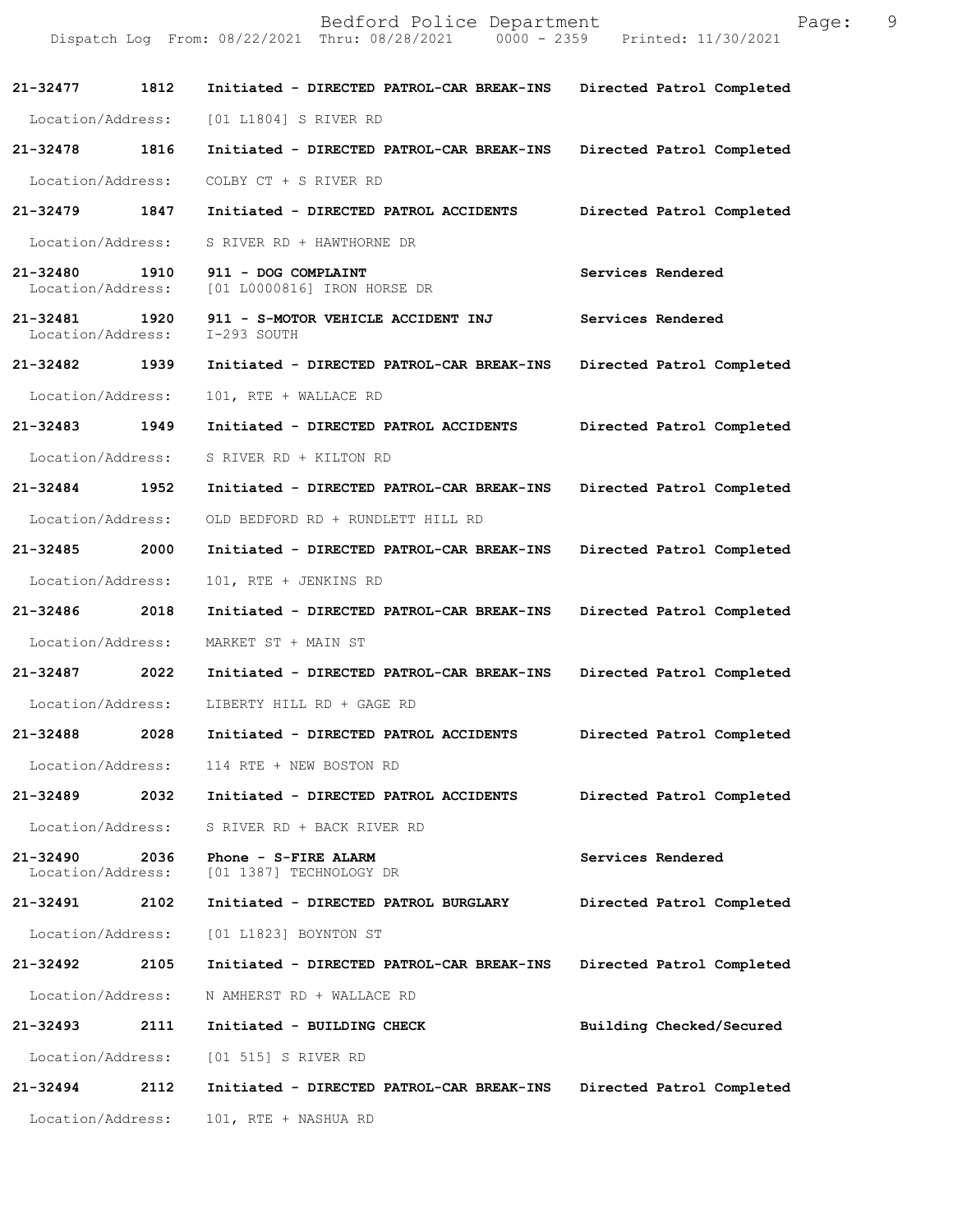| 21-32477 | 1812 | Initiated - DIRECTED PATROL-CAR BREAK-INS | Directed Patrol Completed |
|---|---|---|---|
| Location/Address: | | [01 L1804] S RIVER RD | |
| 21-32478 | 1816 | Initiated - DIRECTED PATROL-CAR BREAK-INS | Directed Patrol Completed |
| Location/Address: | | COLBY CT + S RIVER RD | |
| 21-32479 | 1847 | Initiated - DIRECTED PATROL ACCIDENTS | Directed Patrol Completed |
| Location/Address: | | S RIVER RD + HAWTHORNE DR | |
| 21-32480 | 1910 | 911 - DOG COMPLAINT | Services Rendered |
| Location/Address: | | [01 L0000816] IRON HORSE DR | |
| 21-32481 | 1920 | 911 - S-MOTOR VEHICLE ACCIDENT INJ | Services Rendered |
| Location/Address: | | I-293 SOUTH | |
| 21-32482 | 1939 | Initiated - DIRECTED PATROL-CAR BREAK-INS | Directed Patrol Completed |
| Location/Address: | | 101, RTE + WALLACE RD | |
| 21-32483 | 1949 | Initiated - DIRECTED PATROL ACCIDENTS | Directed Patrol Completed |
| Location/Address: | | S RIVER RD + KILTON RD | |
| 21-32484 | 1952 | Initiated - DIRECTED PATROL-CAR BREAK-INS | Directed Patrol Completed |
| Location/Address: | | OLD BEDFORD RD + RUNDLETT HILL RD | |
| 21-32485 | 2000 | Initiated - DIRECTED PATROL-CAR BREAK-INS | Directed Patrol Completed |
| Location/Address: | | 101, RTE + JENKINS RD | |
| 21-32486 | 2018 | Initiated - DIRECTED PATROL-CAR BREAK-INS | Directed Patrol Completed |
| Location/Address: | | MARKET ST + MAIN ST | |
| 21-32487 | 2022 | Initiated - DIRECTED PATROL-CAR BREAK-INS | Directed Patrol Completed |
| Location/Address: | | LIBERTY HILL RD + GAGE RD | |
| 21-32488 | 2028 | Initiated - DIRECTED PATROL ACCIDENTS | Directed Patrol Completed |
| Location/Address: | | 114 RTE + NEW BOSTON RD | |
| 21-32489 | 2032 | Initiated - DIRECTED PATROL ACCIDENTS | Directed Patrol Completed |
| Location/Address: | | S RIVER RD + BACK RIVER RD | |
| 21-32490 | 2036 | Phone - S-FIRE ALARM | Services Rendered |
| Location/Address: | | [01 1387] TECHNOLOGY DR | |
| 21-32491 | 2102 | Initiated - DIRECTED PATROL BURGLARY | Directed Patrol Completed |
| Location/Address: | | [01 L1823] BOYNTON ST | |
| 21-32492 | 2105 | Initiated - DIRECTED PATROL-CAR BREAK-INS | Directed Patrol Completed |
| Location/Address: | | N AMHERST RD + WALLACE RD | |
| 21-32493 | 2111 | Initiated - BUILDING CHECK | Building Checked/Secured |
| Location/Address: | | [01 515] S RIVER RD | |
| 21-32494 | 2112 | Initiated - DIRECTED PATROL-CAR BREAK-INS | Directed Patrol Completed |
| Location/Address: | | 101, RTE + NASHUA RD | |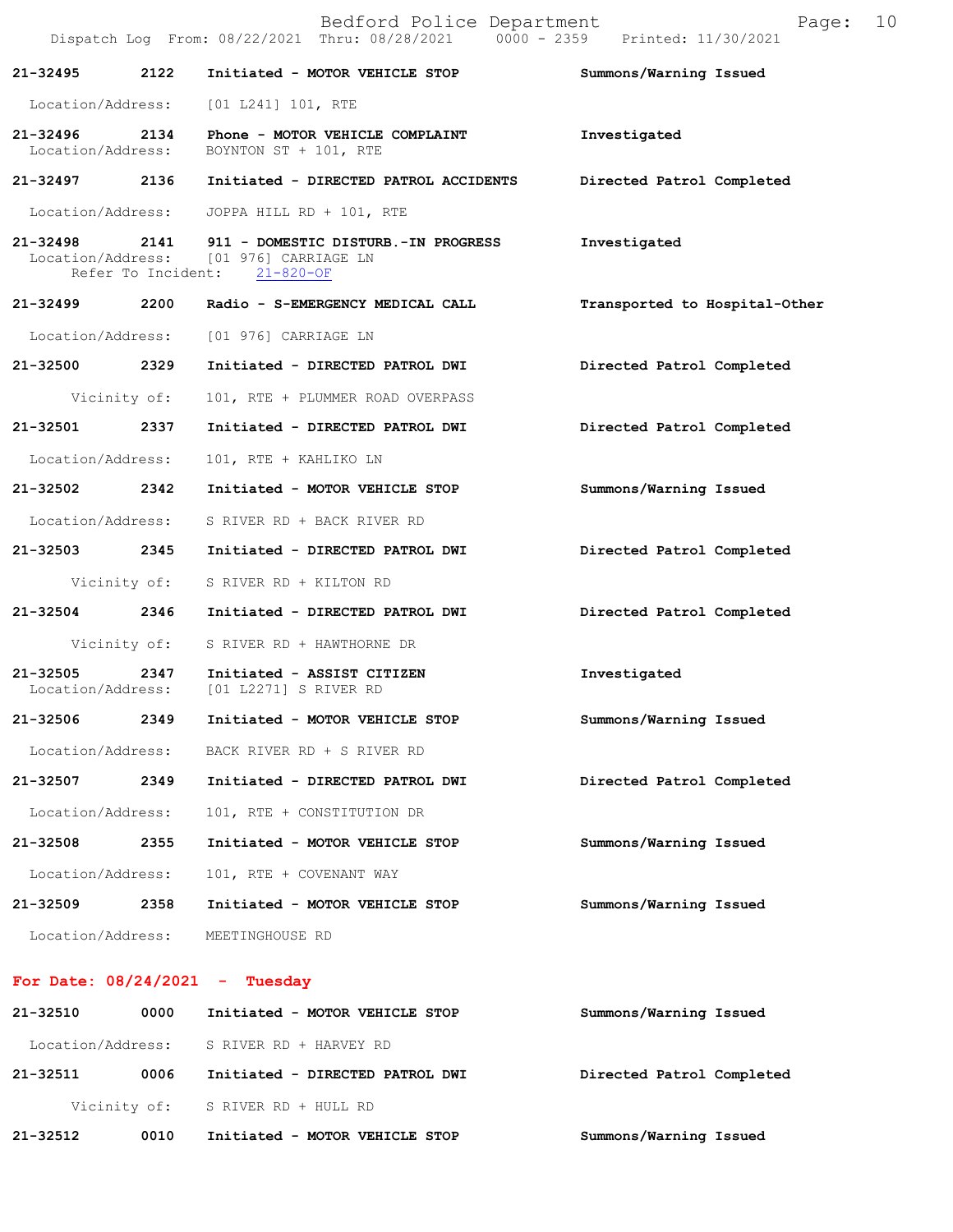**21-32495** 2122 **Initiated - MOTOR VEHICLE STOP** **Summons/Warning Issued**

Location/Address: [01 L241] 101, RTE

**21-32496** 2134 **Phone - MOTOR VEHICLE COMPLAINT** **Investigated**

Location/Address: BOYNTON ST + 101, RTE

**21-32497** 2136 **Initiated - DIRECTED PATROL ACCIDENTS** **Directed Patrol Completed**

Location/Address: JOPPA HILL RD + 101, RTE

**21-32498** 2141 **911 - DOMESTIC DISTURB.-IN PROGRESS** **Investigated**

Location/Address: [01 976] CARRIAGE LN

Refer To Incident: 21-820-OF

**21-32499** 2200 **Radio - S-EMERGENCY MEDICAL CALL** **Transported to Hospital-Other**

Location/Address: [01 976] CARRIAGE LN

**21-32500** 2329 **Initiated - DIRECTED PATROL DWI** **Directed Patrol Completed**

Vicinity of: 101, RTE + PLUMMER ROAD OVERPASS

**21-32501** 2337 **Initiated - DIRECTED PATROL DWI** **Directed Patrol Completed**

Location/Address: 101, RTE + KAHLIKO LN

**21-32502** 2342 **Initiated - MOTOR VEHICLE STOP** **Summons/Warning Issued**

Location/Address: S RIVER RD + BACK RIVER RD

**21-32503** 2345 **Initiated - DIRECTED PATROL DWI** **Directed Patrol Completed**

Vicinity of: S RIVER RD + KILTON RD

**21-32504** 2346 **Initiated - DIRECTED PATROL DWI** **Directed Patrol Completed**

Vicinity of: S RIVER RD + HAWTHORNE DR

**21-32505** 2347 **Initiated - ASSIST CITIZEN** **Investigated**

Location/Address: [01 L2271] S RIVER RD

**21-32506** 2349 **Initiated - MOTOR VEHICLE STOP** **Summons/Warning Issued**

Location/Address: BACK RIVER RD + S RIVER RD

**21-32507** 2349 **Initiated - DIRECTED PATROL DWI** **Directed Patrol Completed**

Location/Address: 101, RTE + CONSTITUTION DR

**21-32508** 2355 **Initiated - MOTOR VEHICLE STOP** **Summons/Warning Issued**

Location/Address: 101, RTE + COVENANT WAY

**21-32509** 2358 **Initiated - MOTOR VEHICLE STOP** **Summons/Warning Issued**

Location/Address: MEETINGHOUSE RD

## For Date: 08/24/2021 - Tuesday

**21-32510** 0000 **Initiated - MOTOR VEHICLE STOP** **Summons/Warning Issued**

Location/Address: S RIVER RD + HARVEY RD

**21-32511** 0006 **Initiated - DIRECTED PATROL DWI** **Directed Patrol Completed**

Vicinity of: S RIVER RD + HULL RD

**21-32512** 0010 **Initiated - MOTOR VEHICLE STOP** **Summons/Warning Issued**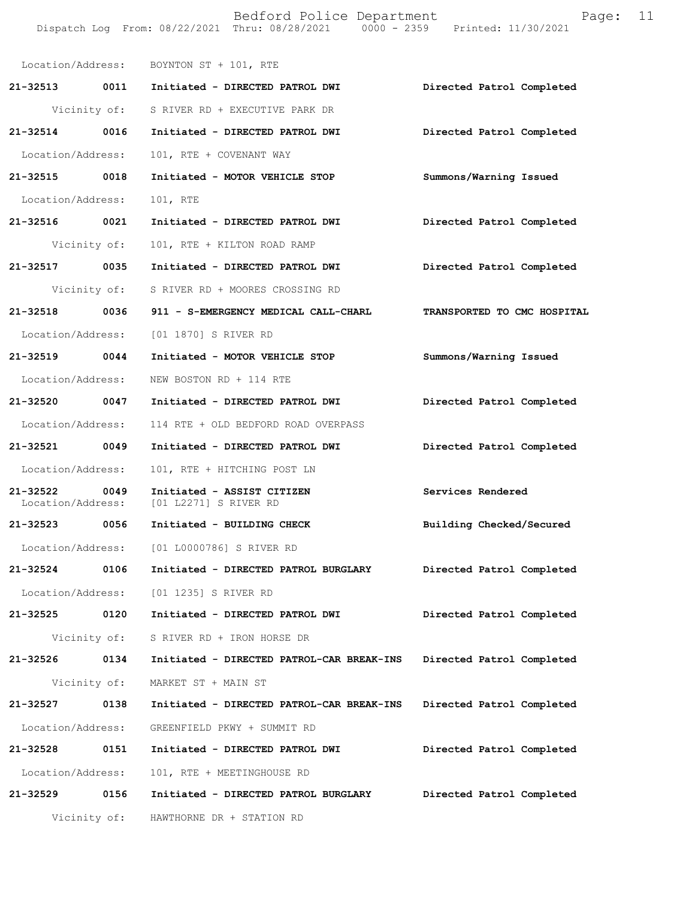Location/Address: BOYNTON ST + 101, RTE

| Call # | Time | Call Reason | Action |
|---|---|---|---|
| 21-32513 | 0011 | Initiated - DIRECTED PATROL DWI | Directed Patrol Completed |
| | | Vicinity of: S RIVER RD + EXECUTIVE PARK DR | |
| 21-32514 | 0016 | Initiated - DIRECTED PATROL DWI | Directed Patrol Completed |
| | | Location/Address: 101, RTE + COVENANT WAY | |
| 21-32515 | 0018 | Initiated - MOTOR VEHICLE STOP | Summons/Warning Issued |
| | | Location/Address: 101, RTE | |
| 21-32516 | 0021 | Initiated - DIRECTED PATROL DWI | Directed Patrol Completed |
| | | Vicinity of: 101, RTE + KILTON ROAD RAMP | |
| 21-32517 | 0035 | Initiated - DIRECTED PATROL DWI | Directed Patrol Completed |
| | | Vicinity of: S RIVER RD + MOORES CROSSING RD | |
| 21-32518 | 0036 | 911 - S-EMERGENCY MEDICAL CALL-CHARL | **TRANSPORTED TO CMC HOSPITAL** |
| | | Location/Address: [01 1870] S RIVER RD | |
| 21-32519 | 0044 | Initiated - MOTOR VEHICLE STOP | Summons/Warning Issued |
| | | Location/Address: NEW BOSTON RD + 114 RTE | |
| 21-32520 | 0047 | Initiated - DIRECTED PATROL DWI | Directed Patrol Completed |
| | | Location/Address: 114 RTE + OLD BEDFORD ROAD OVERPASS | |
| 21-32521 | 0049 | Initiated - DIRECTED PATROL DWI | Directed Patrol Completed |
| | | Location/Address: 101, RTE + HITCHING POST LN | |
| 21-32522 | 0049 | Initiated - ASSIST CITIZEN | Services Rendered |
| | | Location/Address: [01 L2271] S RIVER RD | |
| 21-32523 | 0056 | Initiated - BUILDING CHECK | Building Checked/Secured |
| | | Location/Address: [01 L0000786] S RIVER RD | |
| 21-32524 | 0106 | Initiated - DIRECTED PATROL BURGLARY | Directed Patrol Completed |
| | | Location/Address: [01 1235] S RIVER RD | |
| 21-32525 | 0120 | Initiated - DIRECTED PATROL DWI | Directed Patrol Completed |
| | | Vicinity of: S RIVER RD + IRON HORSE DR | |
| 21-32526 | 0134 | Initiated - DIRECTED PATROL-CAR BREAK-INS | Directed Patrol Completed |
| | | Vicinity of: MARKET ST + MAIN ST | |
| 21-32527 | 0138 | Initiated - DIRECTED PATROL-CAR BREAK-INS | Directed Patrol Completed |
| | | Location/Address: GREENFIELD PKWY + SUMMIT RD | |
| 21-32528 | 0151 | Initiated - DIRECTED PATROL DWI | Directed Patrol Completed |
| | | Location/Address: 101, RTE + MEETINGHOUSE RD | |
| 21-32529 | 0156 | Initiated - DIRECTED PATROL BURGLARY | Directed Patrol Completed |
| | | Vicinity of: HAWTHORNE DR + STATION RD | |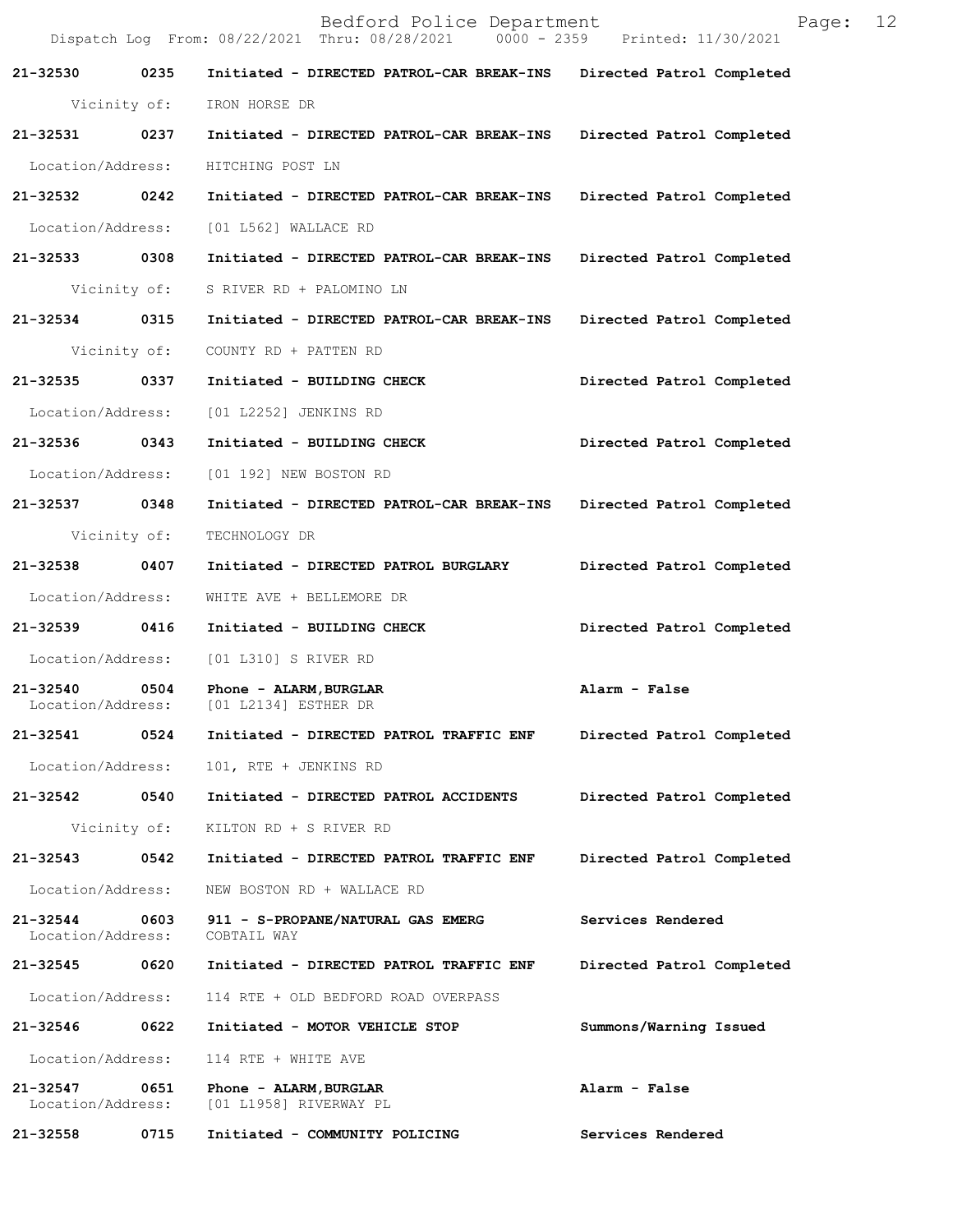| Call Number | Time | Call Reason | Action |
|---|---|---|---|
| 21-32530 | 0235 | Initiated - DIRECTED PATROL-CAR BREAK-INS | Directed Patrol Completed |
| Vicinity of: | | IRON HORSE DR | |
| 21-32531 | 0237 | Initiated - DIRECTED PATROL-CAR BREAK-INS | Directed Patrol Completed |
| Location/Address: | | HITCHING POST LN | |
| 21-32532 | 0242 | Initiated - DIRECTED PATROL-CAR BREAK-INS | Directed Patrol Completed |
| Location/Address: | | [01 L562] WALLACE RD | |
| 21-32533 | 0308 | Initiated - DIRECTED PATROL-CAR BREAK-INS | Directed Patrol Completed |
| Vicinity of: | | S RIVER RD + PALOMINO LN | |
| 21-32534 | 0315 | Initiated - DIRECTED PATROL-CAR BREAK-INS | Directed Patrol Completed |
| Vicinity of: | | COUNTY RD + PATTEN RD | |
| 21-32535 | 0337 | Initiated - BUILDING CHECK | Directed Patrol Completed |
| Location/Address: | | [01 L2252] JENKINS RD | |
| 21-32536 | 0343 | Initiated - BUILDING CHECK | Directed Patrol Completed |
| Location/Address: | | [01 192] NEW BOSTON RD | |
| 21-32537 | 0348 | Initiated - DIRECTED PATROL-CAR BREAK-INS | Directed Patrol Completed |
| Vicinity of: | | TECHNOLOGY DR | |
| 21-32538 | 0407 | Initiated - DIRECTED PATROL BURGLARY | Directed Patrol Completed |
| Location/Address: | | WHITE AVE + BELLEMORE DR | |
| 21-32539 | 0416 | Initiated - BUILDING CHECK | Directed Patrol Completed |
| Location/Address: | | [01 L310] S RIVER RD | |
| 21-32540 | 0504 | Phone - ALARM,BURGLAR | Alarm - False |
| Location/Address: | | [01 L2134] ESTHER DR | |
| 21-32541 | 0524 | Initiated - DIRECTED PATROL TRAFFIC ENF | Directed Patrol Completed |
| Location/Address: | | 101, RTE + JENKINS RD | |
| 21-32542 | 0540 | Initiated - DIRECTED PATROL ACCIDENTS | Directed Patrol Completed |
| Vicinity of: | | KILTON RD + S RIVER RD | |
| 21-32543 | 0542 | Initiated - DIRECTED PATROL TRAFFIC ENF | Directed Patrol Completed |
| Location/Address: | | NEW BOSTON RD + WALLACE RD | |
| 21-32544 | 0603 | 911 - S-PROPANE/NATURAL GAS EMERG | Services Rendered |
| Location/Address: | | COBTAIL WAY | |
| 21-32545 | 0620 | Initiated - DIRECTED PATROL TRAFFIC ENF | Directed Patrol Completed |
| Location/Address: | | 114 RTE + OLD BEDFORD ROAD OVERPASS | |
| 21-32546 | 0622 | Initiated - MOTOR VEHICLE STOP | Summons/Warning Issued |
| Location/Address: | | 114 RTE + WHITE AVE | |
| 21-32547 | 0651 | Phone - ALARM,BURGLAR | Alarm - False |
| Location/Address: | | [01 L1958] RIVERWAY PL | |
| 21-32558 | 0715 | Initiated - COMMUNITY POLICING | Services Rendered |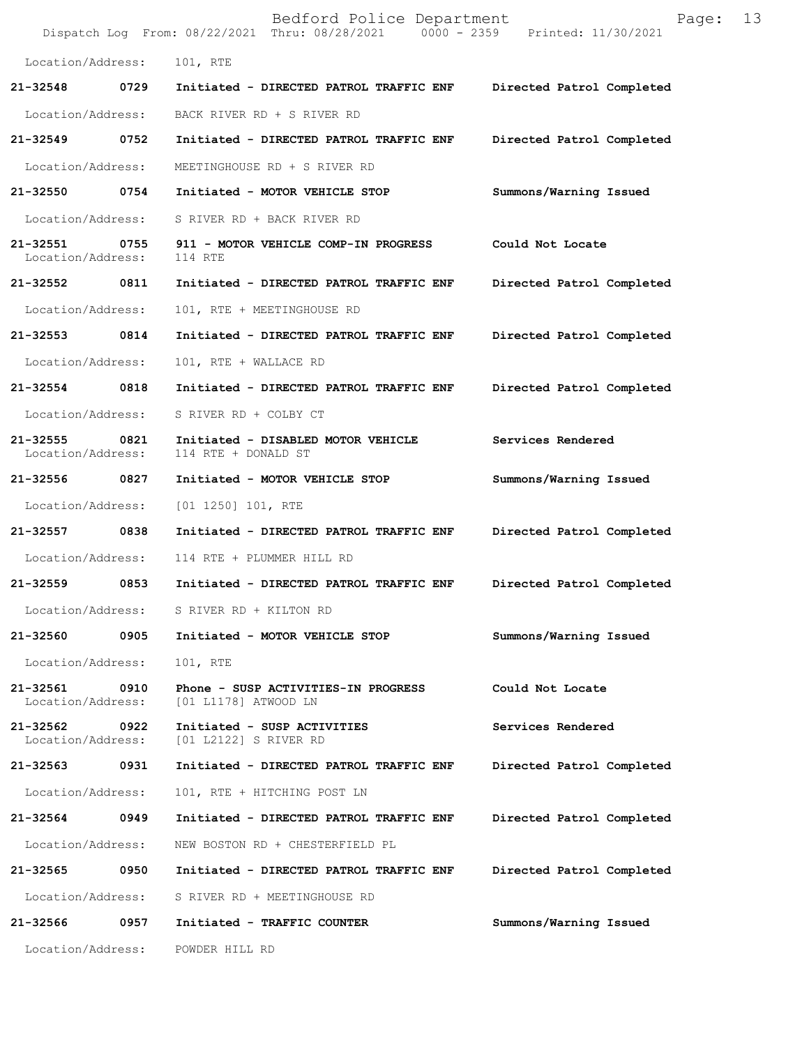Location/Address: 101, RTE

| Call Number | Time | Call Reason | Action |
| --- | --- | --- | --- |
| **21-32548** | **0729** | **Initiated - DIRECTED PATROL TRAFFIC ENF** | **Directed Patrol Completed** |
| Location/Address: | | BACK RIVER RD + S RIVER RD | |
| **21-32549** | **0752** | **Initiated - DIRECTED PATROL TRAFFIC ENF** | **Directed Patrol Completed** |
| Location/Address: | | MEETINGHOUSE RD + S RIVER RD | |
| **21-32550** | **0754** | **Initiated - MOTOR VEHICLE STOP** | **Summons/Warning Issued** |
| Location/Address: | | S RIVER RD + BACK RIVER RD | |
| **21-32551** | **0755** | **911 - MOTOR VEHICLE COMP-IN PROGRESS** | **Could Not Locate** |
| Location/Address: | | 114 RTE | |
| **21-32552** | **0811** | **Initiated - DIRECTED PATROL TRAFFIC ENF** | **Directed Patrol Completed** |
| Location/Address: | | 101, RTE + MEETINGHOUSE RD | |
| **21-32553** | **0814** | **Initiated - DIRECTED PATROL TRAFFIC ENF** | **Directed Patrol Completed** |
| Location/Address: | | 101, RTE + WALLACE RD | |
| **21-32554** | **0818** | **Initiated - DIRECTED PATROL TRAFFIC ENF** | **Directed Patrol Completed** |
| Location/Address: | | S RIVER RD + COLBY CT | |
| **21-32555** | **0821** | **Initiated - DISABLED MOTOR VEHICLE** | **Services Rendered** |
| Location/Address: | | 114 RTE + DONALD ST | |
| **21-32556** | **0827** | **Initiated - MOTOR VEHICLE STOP** | **Summons/Warning Issued** |
| Location/Address: | | [01 1250] 101, RTE | |
| **21-32557** | **0838** | **Initiated - DIRECTED PATROL TRAFFIC ENF** | **Directed Patrol Completed** |
| Location/Address: | | 114 RTE + PLUMMER HILL RD | |
| **21-32559** | **0853** | **Initiated - DIRECTED PATROL TRAFFIC ENF** | **Directed Patrol Completed** |
| Location/Address: | | S RIVER RD + KILTON RD | |
| **21-32560** | **0905** | **Initiated - MOTOR VEHICLE STOP** | **Summons/Warning Issued** |
| Location/Address: | | 101, RTE | |
| **21-32561** | **0910** | **Phone - SUSP ACTIVITIES-IN PROGRESS** | **Could Not Locate** |
| Location/Address: | | [01 L1178] ATWOOD LN | |
| **21-32562** | **0922** | **Initiated - SUSP ACTIVITIES** | **Services Rendered** |
| Location/Address: | | [01 L2122] S RIVER RD | |
| **21-32563** | **0931** | **Initiated - DIRECTED PATROL TRAFFIC ENF** | **Directed Patrol Completed** |
| Location/Address: | | 101, RTE + HITCHING POST LN | |
| **21-32564** | **0949** | **Initiated - DIRECTED PATROL TRAFFIC ENF** | **Directed Patrol Completed** |
| Location/Address: | | NEW BOSTON RD + CHESTERFIELD PL | |
| **21-32565** | **0950** | **Initiated - DIRECTED PATROL TRAFFIC ENF** | **Directed Patrol Completed** |
| Location/Address: | | S RIVER RD + MEETINGHOUSE RD | |
| **21-32566** | **0957** | **Initiated - TRAFFIC COUNTER** | **Summons/Warning Issued** |
| Location/Address: | | POWDER HILL RD | |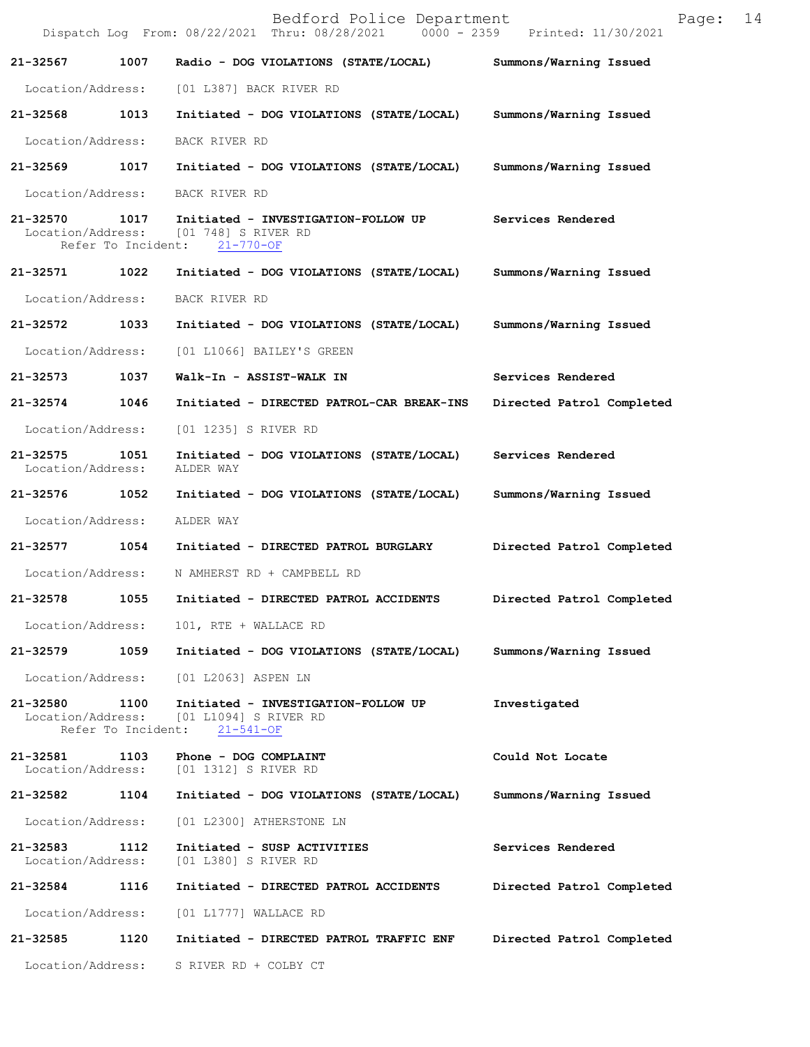**21-32567 1007 Radio - DOG VIOLATIONS (STATE/LOCAL) Summons/Warning Issued**

Location/Address: [01 L387] BACK RIVER RD

**21-32568 1013 Initiated - DOG VIOLATIONS (STATE/LOCAL) Summons/Warning Issued**

Location/Address: BACK RIVER RD

**21-32569 1017 Initiated - DOG VIOLATIONS (STATE/LOCAL) Summons/Warning Issued**

Location/Address: BACK RIVER RD

**21-32570 1017 Initiated - INVESTIGATION-FOLLOW UP Services Rendered**
Location/Address: [01 748] S RIVER RD
Refer To Incident: 21-770-OF

**21-32571 1022 Initiated - DOG VIOLATIONS (STATE/LOCAL) Summons/Warning Issued**

Location/Address: BACK RIVER RD

**21-32572 1033 Initiated - DOG VIOLATIONS (STATE/LOCAL) Summons/Warning Issued**

Location/Address: [01 L1066] BAILEY'S GREEN

**21-32573 1037 Walk-In - ASSIST-WALK IN Services Rendered**

**21-32574 1046 Initiated - DIRECTED PATROL-CAR BREAK-INS Directed Patrol Completed**

Location/Address: [01 1235] S RIVER RD

**21-32575 1051 Initiated - DOG VIOLATIONS (STATE/LOCAL) Services Rendered**
Location/Address: ALDER WAY

**21-32576 1052 Initiated - DOG VIOLATIONS (STATE/LOCAL) Summons/Warning Issued**

Location/Address: ALDER WAY

**21-32577 1054 Initiated - DIRECTED PATROL BURGLARY Directed Patrol Completed**

Location/Address: N AMHERST RD + CAMPBELL RD

**21-32578 1055 Initiated - DIRECTED PATROL ACCIDENTS Directed Patrol Completed**

Location/Address: 101, RTE + WALLACE RD

**21-32579 1059 Initiated - DOG VIOLATIONS (STATE/LOCAL) Summons/Warning Issued**

Location/Address: [01 L2063] ASPEN LN

**21-32580 1100 Initiated - INVESTIGATION-FOLLOW UP Investigated**
Location/Address: [01 L1094] S RIVER RD
Refer To Incident: 21-541-OF

**21-32581 1103 Phone - DOG COMPLAINT Could Not Locate**
Location/Address: [01 1312] S RIVER RD

**21-32582 1104 Initiated - DOG VIOLATIONS (STATE/LOCAL) Summons/Warning Issued**

Location/Address: [01 L2300] ATHERSTONE LN

**21-32583 1112 Initiated - SUSP ACTIVITIES Services Rendered**
Location/Address: [01 L380] S RIVER RD

**21-32584 1116 Initiated - DIRECTED PATROL ACCIDENTS Directed Patrol Completed**

Location/Address: [01 L1777] WALLACE RD

**21-32585 1120 Initiated - DIRECTED PATROL TRAFFIC ENF Directed Patrol Completed**

Location/Address: S RIVER RD + COLBY CT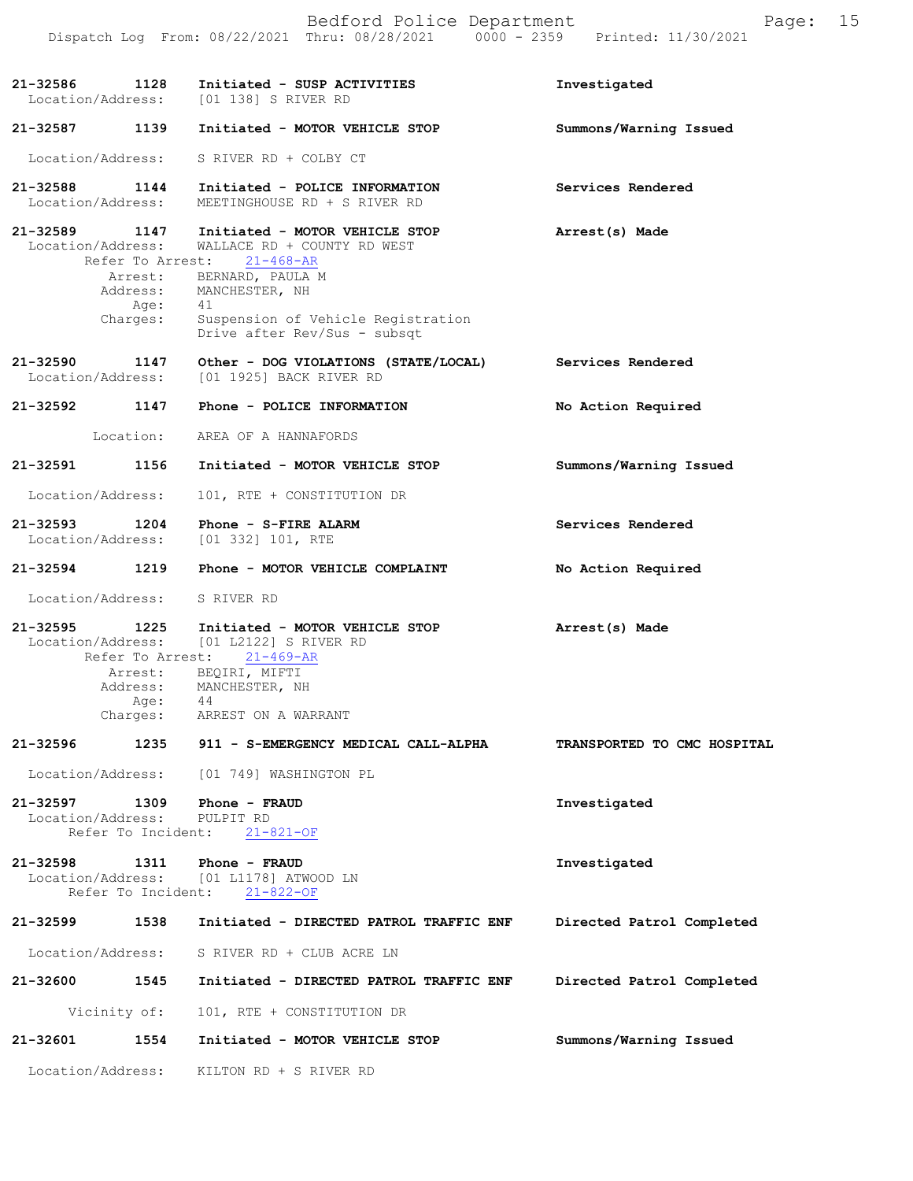**21-32586** 1128 **Initiated - SUSP ACTIVITIES** **Investigated**
Location/Address: [01 138] S RIVER RD

**21-32587** 1139 **Initiated - MOTOR VEHICLE STOP** **Summons/Warning Issued**
Location/Address: S RIVER RD + COLBY CT

**21-32588** 1144 **Initiated - POLICE INFORMATION** **Services Rendered**
Location/Address: MEETINGHOUSE RD + S RIVER RD

**21-32589** 1147 **Initiated - MOTOR VEHICLE STOP** **Arrest(s) Made**
Location/Address: WALLACE RD + COUNTY RD WEST
Refer To Arrest: 21-468-AR
Arrest: BERNARD, PAULA M
Address: MANCHESTER, NH
Age: 41
Charges: Suspension of Vehicle Registration
Drive after Rev/Sus - subsqt

**21-32590** 1147 **Other - DOG VIOLATIONS (STATE/LOCAL)** **Services Rendered**
Location/Address: [01 1925] BACK RIVER RD

**21-32592** 1147 **Phone - POLICE INFORMATION** **No Action Required**
Location: AREA OF A HANNAFORDS

**21-32591** 1156 **Initiated - MOTOR VEHICLE STOP** **Summons/Warning Issued**
Location/Address: 101, RTE + CONSTITUTION DR

**21-32593** 1204 **Phone - S-FIRE ALARM** **Services Rendered**
Location/Address: [01 332] 101, RTE

**21-32594** 1219 **Phone - MOTOR VEHICLE COMPLAINT** **No Action Required**
Location/Address: S RIVER RD

**21-32595** 1225 **Initiated - MOTOR VEHICLE STOP** **Arrest(s) Made**
Location/Address: [01 L2122] S RIVER RD
Refer To Arrest: 21-469-AR
Arrest: BEQIRI, MIFTI
Address: MANCHESTER, NH
Age: 44
Charges: ARREST ON A WARRANT

**21-32596** 1235 **911 - S-EMERGENCY MEDICAL CALL-ALPHA** **TRANSPORTED TO CMC HOSPITAL**
Location/Address: [01 749] WASHINGTON PL

**21-32597** 1309 **Phone - FRAUD** **Investigated**
Location/Address: PULPIT RD
Refer To Incident: 21-821-OF

**21-32598** 1311 **Phone - FRAUD** **Investigated**
Location/Address: [01 L1178] ATWOOD LN
Refer To Incident: 21-822-OF

**21-32599** 1538 **Initiated - DIRECTED PATROL TRAFFIC ENF** **Directed Patrol Completed**
Location/Address: S RIVER RD + CLUB ACRE LN

**21-32600** 1545 **Initiated - DIRECTED PATROL TRAFFIC ENF** **Directed Patrol Completed**
Vicinity of: 101, RTE + CONSTITUTION DR

**21-32601** 1554 **Initiated - MOTOR VEHICLE STOP** **Summons/Warning Issued**
Location/Address: KILTON RD + S RIVER RD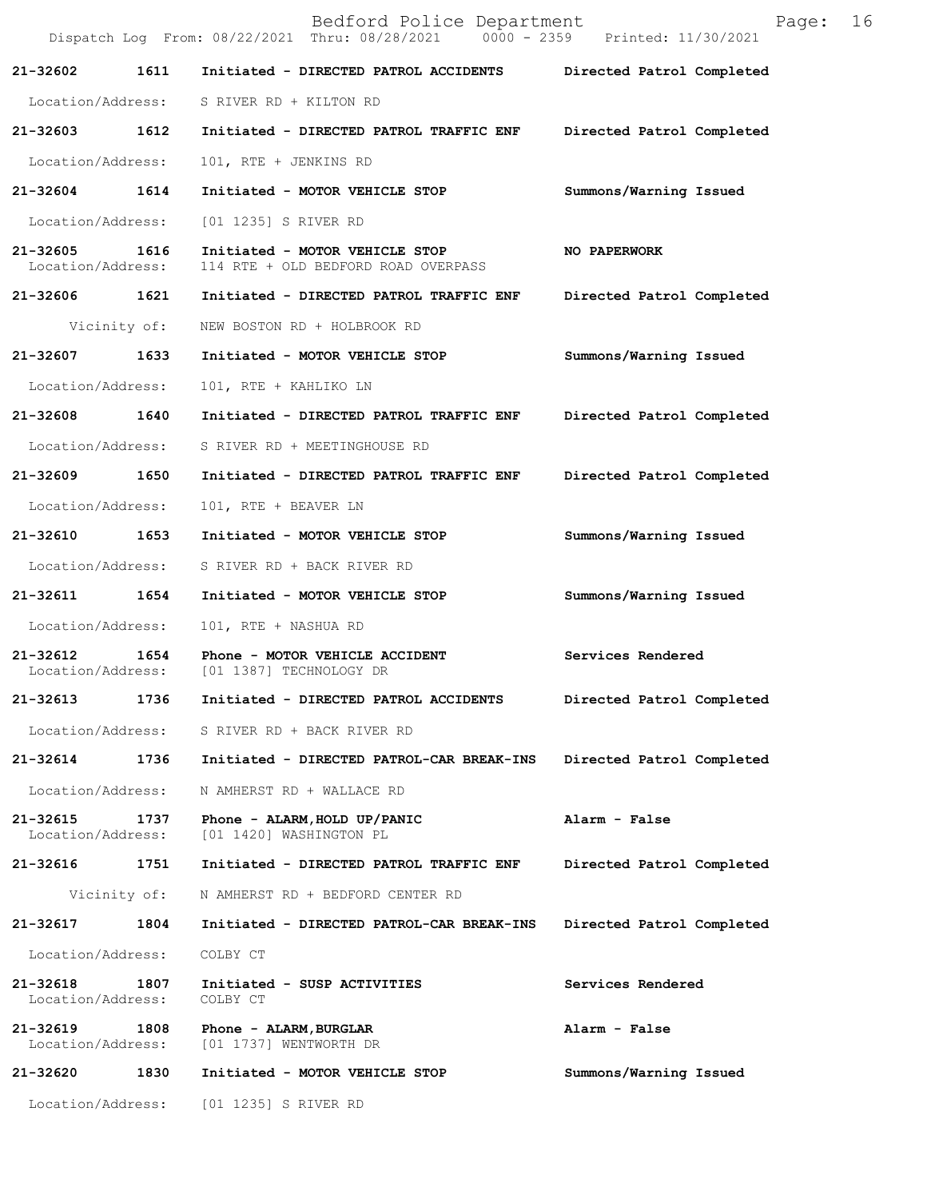**21-32602 1611 Initiated - DIRECTED PATROL ACCIDENTS Directed Patrol Completed**

Location/Address: S RIVER RD + KILTON RD

**21-32603 1612 Initiated - DIRECTED PATROL TRAFFIC ENF Directed Patrol Completed**

Location/Address: 101, RTE + JENKINS RD

**21-32604 1614 Initiated - MOTOR VEHICLE STOP Summons/Warning Issued**

Location/Address: [01 1235] S RIVER RD

**21-32605 1616 Initiated - MOTOR VEHICLE STOP NO PAPERWORK**

Location/Address: 114 RTE + OLD BEDFORD ROAD OVERPASS

**21-32606 1621 Initiated - DIRECTED PATROL TRAFFIC ENF Directed Patrol Completed**

Vicinity of: NEW BOSTON RD + HOLBROOK RD

**21-32607 1633 Initiated - MOTOR VEHICLE STOP Summons/Warning Issued**

Location/Address: 101, RTE + KAHLIKO LN

**21-32608 1640 Initiated - DIRECTED PATROL TRAFFIC ENF Directed Patrol Completed**

Location/Address: S RIVER RD + MEETINGHOUSE RD

**21-32609 1650 Initiated - DIRECTED PATROL TRAFFIC ENF Directed Patrol Completed**

Location/Address: 101, RTE + BEAVER LN

**21-32610 1653 Initiated - MOTOR VEHICLE STOP Summons/Warning Issued**

Location/Address: S RIVER RD + BACK RIVER RD

**21-32611 1654 Initiated - MOTOR VEHICLE STOP Summons/Warning Issued**

Location/Address: 101, RTE + NASHUA RD

**21-32612 1654 Phone - MOTOR VEHICLE ACCIDENT Services Rendered**

Location/Address: [01 1387] TECHNOLOGY DR

**21-32613 1736 Initiated - DIRECTED PATROL ACCIDENTS Directed Patrol Completed**

Location/Address: S RIVER RD + BACK RIVER RD

**21-32614 1736 Initiated - DIRECTED PATROL-CAR BREAK-INS Directed Patrol Completed**

Location/Address: N AMHERST RD + WALLACE RD

**21-32615 1737 Phone - ALARM,HOLD UP/PANIC Alarm - False**

Location/Address: [01 1420] WASHINGTON PL

**21-32616 1751 Initiated - DIRECTED PATROL TRAFFIC ENF Directed Patrol Completed**

Vicinity of: N AMHERST RD + BEDFORD CENTER RD

**21-32617 1804 Initiated - DIRECTED PATROL-CAR BREAK-INS Directed Patrol Completed**

Location/Address: COLBY CT

**21-32618 1807 Initiated - SUSP ACTIVITIES Services Rendered**

Location/Address: COLBY CT

**21-32619 1808 Phone - ALARM,BURGLAR Alarm - False**

Location/Address: [01 1737] WENTWORTH DR

**21-32620 1830 Initiated - MOTOR VEHICLE STOP Summons/Warning Issued**

Location/Address: [01 1235] S RIVER RD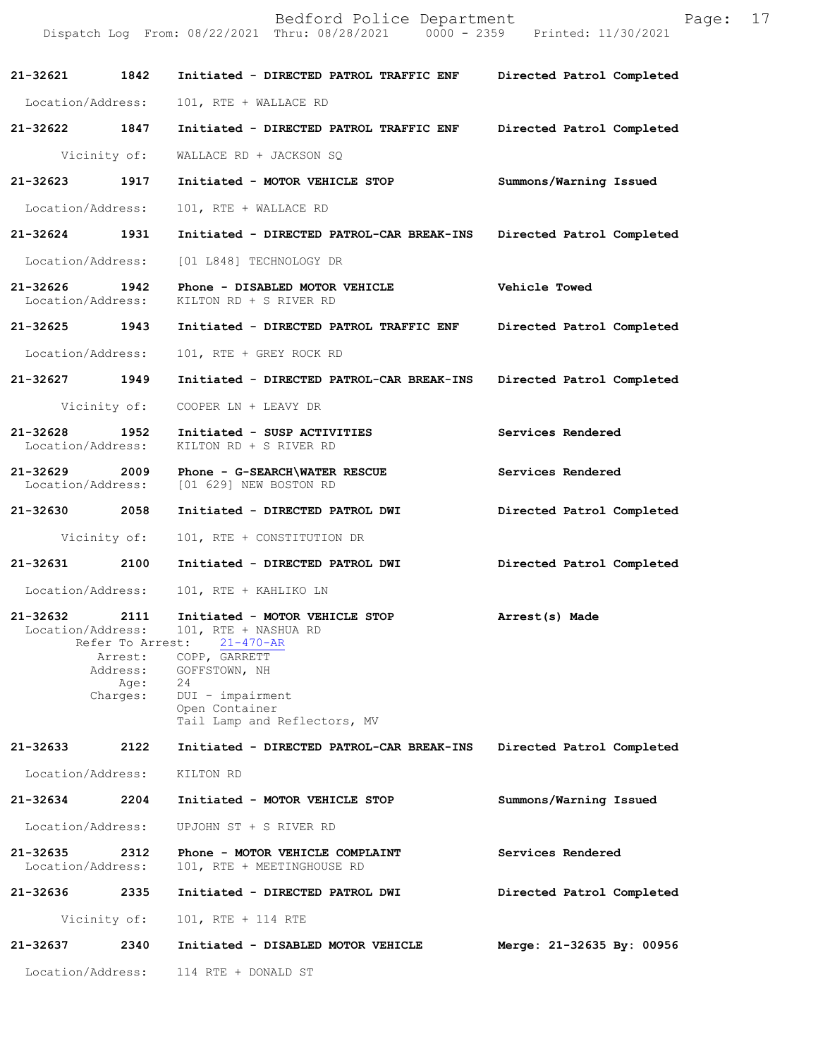**21-32621** 1842 **Initiated - DIRECTED PATROL TRAFFIC ENF** **Directed Patrol Completed**

Location/Address: 101, RTE + WALLACE RD

**21-32622** 1847 **Initiated - DIRECTED PATROL TRAFFIC ENF** **Directed Patrol Completed**

Vicinity of: WALLACE RD + JACKSON SQ

**21-32623** 1917 **Initiated - MOTOR VEHICLE STOP** **Summons/Warning Issued**

Location/Address: 101, RTE + WALLACE RD

**21-32624** 1931 **Initiated - DIRECTED PATROL-CAR BREAK-INS** **Directed Patrol Completed**

Location/Address: [01 L848] TECHNOLOGY DR

**21-32626** 1942 **Phone - DISABLED MOTOR VEHICLE** **Vehicle Towed**
Location/Address: KILTON RD + S RIVER RD

**21-32625** 1943 **Initiated - DIRECTED PATROL TRAFFIC ENF** **Directed Patrol Completed**

Location/Address: 101, RTE + GREY ROCK RD

**21-32627** 1949 **Initiated - DIRECTED PATROL-CAR BREAK-INS** **Directed Patrol Completed**

Vicinity of: COOPER LN + LEAVY DR

**21-32628** 1952 **Initiated - SUSP ACTIVITIES** **Services Rendered**
Location/Address: KILTON RD + S RIVER RD

**21-32629** 2009 **Phone - G-SEARCH\WATER RESCUE** **Services Rendered**
Location/Address: [01 629] NEW BOSTON RD

**21-32630** 2058 **Initiated - DIRECTED PATROL DWI** **Directed Patrol Completed**

Vicinity of: 101, RTE + CONSTITUTION DR

**21-32631** 2100 **Initiated - DIRECTED PATROL DWI** **Directed Patrol Completed**

Location/Address: 101, RTE + KAHLIKO LN

**21-32632** 2111 **Initiated - MOTOR VEHICLE STOP** **Arrest(s) Made**
Location/Address: 101, RTE + NASHUA RD
Refer To Arrest: 21-470-AR
Arrest: COPP, GARRETT
Address: GOFFSTOWN, NH
Age: 24
Charges: DUI - impairment
Open Container
Tail Lamp and Reflectors, MV

**21-32633** 2122 **Initiated - DIRECTED PATROL-CAR BREAK-INS** **Directed Patrol Completed**

Location/Address: KILTON RD

**21-32634** 2204 **Initiated - MOTOR VEHICLE STOP** **Summons/Warning Issued**

Location/Address: UPJOHN ST + S RIVER RD

**21-32635** 2312 **Phone - MOTOR VEHICLE COMPLAINT** **Services Rendered**
Location/Address: 101, RTE + MEETINGHOUSE RD

**21-32636** 2335 **Initiated - DIRECTED PATROL DWI** **Directed Patrol Completed**

Vicinity of: 101, RTE + 114 RTE

**21-32637** 2340 **Initiated - DISABLED MOTOR VEHICLE** **Merge: 21-32635 By: 00956**

Location/Address: 114 RTE + DONALD ST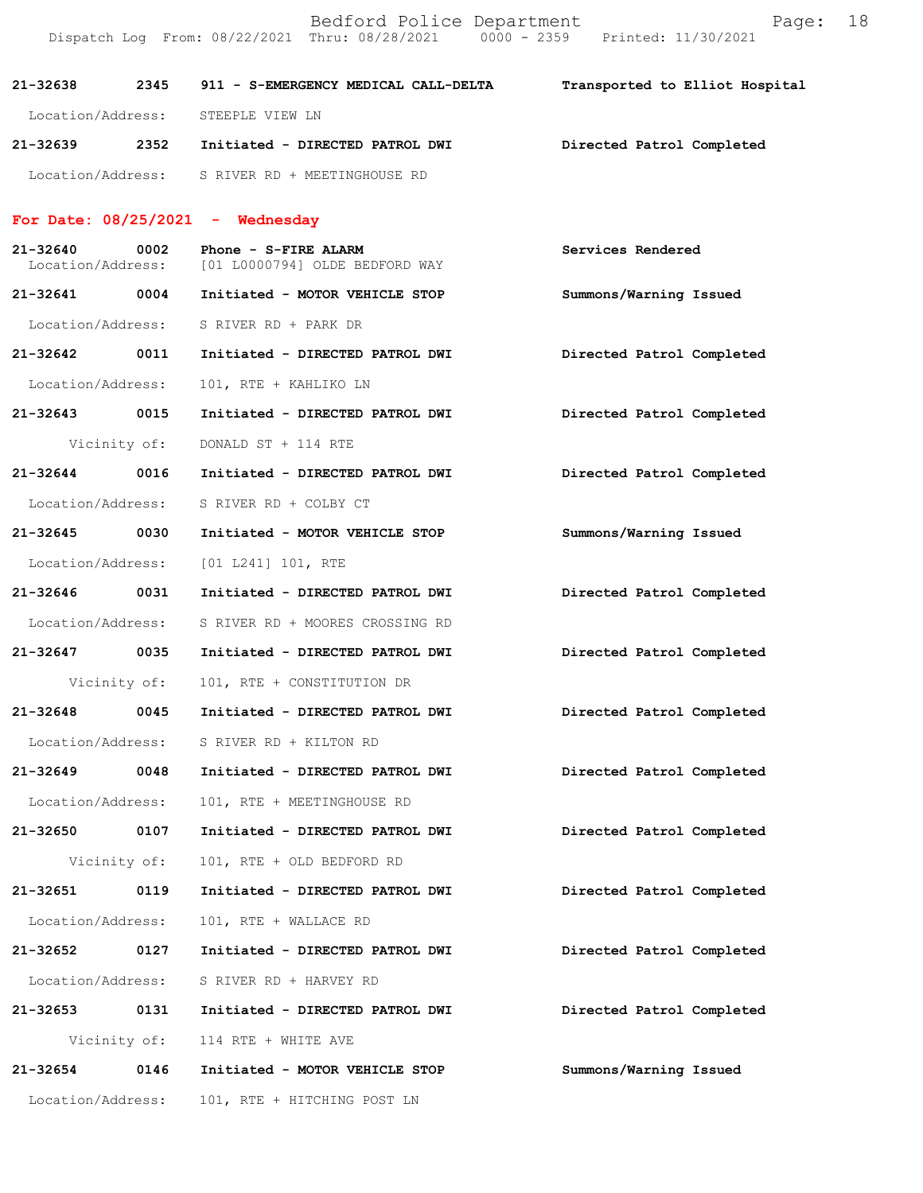| | | | |
|---|---|---|---|
| 21-32638 | 2345 | **911 - S-EMERGENCY MEDICAL CALL-DELTA** | **Transported to Elliot Hospital** |
| Location/Address: | | STEEPLE VIEW LN | |
| 21-32639 | 2352 | Initiated - **DIRECTED PATROL DWI** | **Directed Patrol Completed** |
| Location/Address: | | S RIVER RD + MEETINGHOUSE RD | |

## For Date: 08/25/2021 - Wednesday

| | | | |
|---|---|---|---|
| 21-32640 | 0002 | Phone - **S-FIRE ALARM** | **Services Rendered** |
| Location/Address: | | [01 L0000794] OLDE BEDFORD WAY | |
| 21-32641 | 0004 | Initiated - **MOTOR VEHICLE STOP** | **Summons/Warning Issued** |
| Location/Address: | | S RIVER RD + PARK DR | |
| 21-32642 | 0011 | Initiated - **DIRECTED PATROL DWI** | **Directed Patrol Completed** |
| Location/Address: | | 101, RTE + KAHLIKO LN | |
| 21-32643 | 0015 | Initiated - **DIRECTED PATROL DWI** | **Directed Patrol Completed** |
| Vicinity of: | | DONALD ST + 114 RTE | |
| 21-32644 | 0016 | Initiated - **DIRECTED PATROL DWI** | **Directed Patrol Completed** |
| Location/Address: | | S RIVER RD + COLBY CT | |
| 21-32645 | 0030 | Initiated - **MOTOR VEHICLE STOP** | **Summons/Warning Issued** |
| Location/Address: | | [01 L241] 101, RTE | |
| 21-32646 | 0031 | Initiated - **DIRECTED PATROL DWI** | **Directed Patrol Completed** |
| Location/Address: | | S RIVER RD + MOORES CROSSING RD | |
| 21-32647 | 0035 | Initiated - **DIRECTED PATROL DWI** | **Directed Patrol Completed** |
| Vicinity of: | | 101, RTE + CONSTITUTION DR | |
| 21-32648 | 0045 | Initiated - **DIRECTED PATROL DWI** | **Directed Patrol Completed** |
| Location/Address: | | S RIVER RD + KILTON RD | |
| 21-32649 | 0048 | Initiated - **DIRECTED PATROL DWI** | **Directed Patrol Completed** |
| Location/Address: | | 101, RTE + MEETINGHOUSE RD | |
| 21-32650 | 0107 | Initiated - **DIRECTED PATROL DWI** | **Directed Patrol Completed** |
| Vicinity of: | | 101, RTE + OLD BEDFORD RD | |
| 21-32651 | 0119 | Initiated - **DIRECTED PATROL DWI** | **Directed Patrol Completed** |
| Location/Address: | | 101, RTE + WALLACE RD | |
| 21-32652 | 0127 | Initiated - **DIRECTED PATROL DWI** | **Directed Patrol Completed** |
| Location/Address: | | S RIVER RD + HARVEY RD | |
| 21-32653 | 0131 | Initiated - **DIRECTED PATROL DWI** | **Directed Patrol Completed** |
| Vicinity of: | | 114 RTE + WHITE AVE | |
| 21-32654 | 0146 | Initiated - **MOTOR VEHICLE STOP** | **Summons/Warning Issued** |
| Location/Address: | | 101, RTE + HITCHING POST LN | |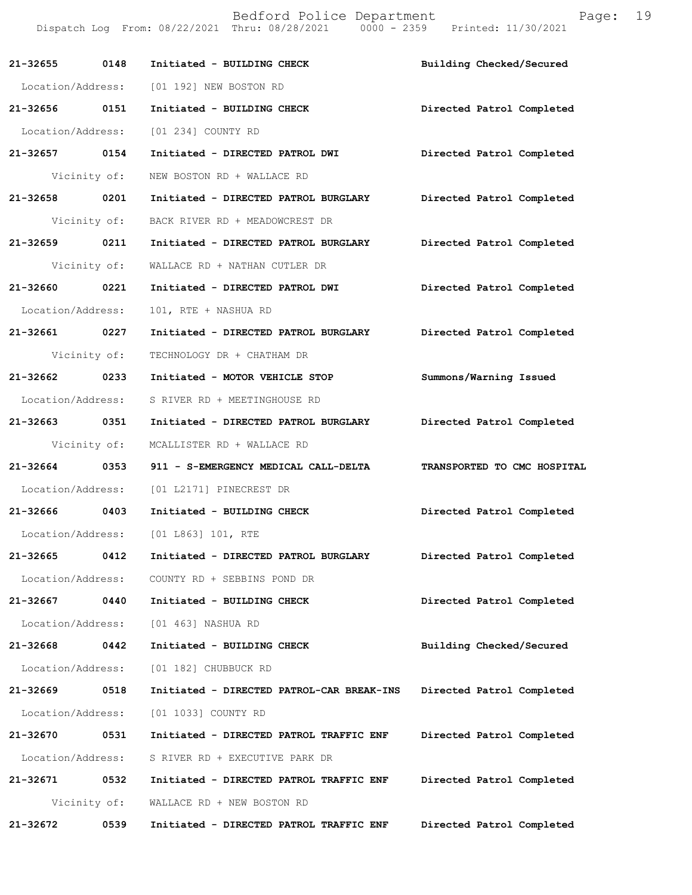Bedford Police Department

Dispatch Log From: 08/22/2021 Thru: 08/28/2021 0000 - 2359 Printed: 11/30/2021

**21-32655 0148 Initiated - BUILDING CHECK** Building Checked/Secured
Location/Address: [01 192] NEW BOSTON RD

**21-32656 0151 Initiated - BUILDING CHECK** Directed Patrol Completed
Location/Address: [01 234] COUNTY RD

**21-32657 0154 Initiated - DIRECTED PATROL DWI** Directed Patrol Completed
Vicinity of: NEW BOSTON RD + WALLACE RD

**21-32658 0201 Initiated - DIRECTED PATROL BURGLARY** Directed Patrol Completed
Vicinity of: BACK RIVER RD + MEADOWCREST DR

**21-32659 0211 Initiated - DIRECTED PATROL BURGLARY** Directed Patrol Completed
Vicinity of: WALLACE RD + NATHAN CUTLER DR

**21-32660 0221 Initiated - DIRECTED PATROL DWI** Directed Patrol Completed
Location/Address: 101, RTE + NASHUA RD

**21-32661 0227 Initiated - DIRECTED PATROL BURGLARY** Directed Patrol Completed
Vicinity of: TECHNOLOGY DR + CHATHAM DR

**21-32662 0233 Initiated - MOTOR VEHICLE STOP** Summons/Warning Issued
Location/Address: S RIVER RD + MEETINGHOUSE RD

**21-32663 0351 Initiated - DIRECTED PATROL BURGLARY** Directed Patrol Completed
Vicinity of: MCALLISTER RD + WALLACE RD

**21-32664 0353 911 - S-EMERGENCY MEDICAL CALL-DELTA** TRANSPORTED TO CMC HOSPITAL
Location/Address: [01 L2171] PINECREST DR

**21-32666 0403 Initiated - BUILDING CHECK** Directed Patrol Completed
Location/Address: [01 L863] 101, RTE

**21-32665 0412 Initiated - DIRECTED PATROL BURGLARY** Directed Patrol Completed
Location/Address: COUNTY RD + SEBBINS POND DR

**21-32667 0440 Initiated - BUILDING CHECK** Directed Patrol Completed
Location/Address: [01 463] NASHUA RD

**21-32668 0442 Initiated - BUILDING CHECK** Building Checked/Secured
Location/Address: [01 182] CHUBBUCK RD

**21-32669 0518 Initiated - DIRECTED PATROL-CAR BREAK-INS** Directed Patrol Completed
Location/Address: [01 1033] COUNTY RD

**21-32670 0531 Initiated - DIRECTED PATROL TRAFFIC ENF** Directed Patrol Completed
Location/Address: S RIVER RD + EXECUTIVE PARK DR

**21-32671 0532 Initiated - DIRECTED PATROL TRAFFIC ENF** Directed Patrol Completed
Vicinity of: WALLACE RD + NEW BOSTON RD

**21-32672 0539 Initiated - DIRECTED PATROL TRAFFIC ENF** Directed Patrol Completed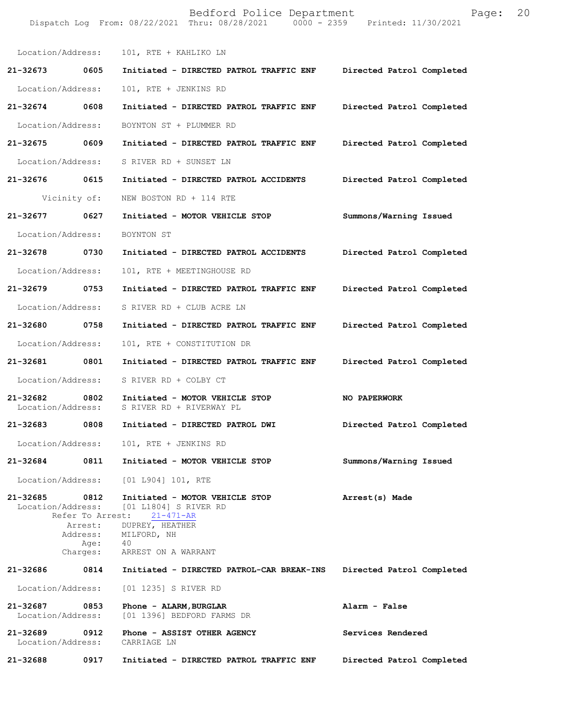Location/Address: 101, RTE + KAHLIKO LN

**21-32673 0605 Initiated - DIRECTED PATROL TRAFFIC ENF Directed Patrol Completed**

Location/Address: 101, RTE + JENKINS RD

**21-32674 0608 Initiated - DIRECTED PATROL TRAFFIC ENF Directed Patrol Completed**

Location/Address: BOYNTON ST + PLUMMER RD

**21-32675 0609 Initiated - DIRECTED PATROL TRAFFIC ENF Directed Patrol Completed**

Location/Address: S RIVER RD + SUNSET LN

**21-32676 0615 Initiated - DIRECTED PATROL ACCIDENTS Directed Patrol Completed**

Vicinity of: NEW BOSTON RD + 114 RTE

**21-32677 0627 Initiated - MOTOR VEHICLE STOP Summons/Warning Issued**

Location/Address: BOYNTON ST

**21-32678 0730 Initiated - DIRECTED PATROL ACCIDENTS Directed Patrol Completed**

Location/Address: 101, RTE + MEETINGHOUSE RD

**21-32679 0753 Initiated - DIRECTED PATROL TRAFFIC ENF Directed Patrol Completed**

Location/Address: S RIVER RD + CLUB ACRE LN

**21-32680 0758 Initiated - DIRECTED PATROL TRAFFIC ENF Directed Patrol Completed**

Location/Address: 101, RTE + CONSTITUTION DR

**21-32681 0801 Initiated - DIRECTED PATROL TRAFFIC ENF Directed Patrol Completed**

Location/Address: S RIVER RD + COLBY CT

**21-32682 0802 Initiated - MOTOR VEHICLE STOP NO PAPERWORK**
Location/Address: S RIVER RD + RIVERWAY PL

**21-32683 0808 Initiated - DIRECTED PATROL DWI Directed Patrol Completed**

Location/Address: 101, RTE + JENKINS RD

**21-32684 0811 Initiated - MOTOR VEHICLE STOP Summons/Warning Issued**

Location/Address: [01 L904] 101, RTE

**21-32685 0812 Initiated - MOTOR VEHICLE STOP Arrest(s) Made**
Location/Address: [01 L1804] S RIVER RD
Refer To Arrest: 21-471-AR
Arrest: DUPREY, HEATHER
Address: MILFORD, NH
Age: 40
Charges: ARREST ON A WARRANT

**21-32686 0814 Initiated - DIRECTED PATROL-CAR BREAK-INS Directed Patrol Completed**

Location/Address: [01 1235] S RIVER RD

**21-32687 0853 Phone - ALARM,BURGLAR Alarm - False**
Location/Address: [01 1396] BEDFORD FARMS DR

**21-32689 0912 Phone - ASSIST OTHER AGENCY Services Rendered**
Location/Address: CARRIAGE LN

**21-32688 0917 Initiated - DIRECTED PATROL TRAFFIC ENF Directed Patrol Completed**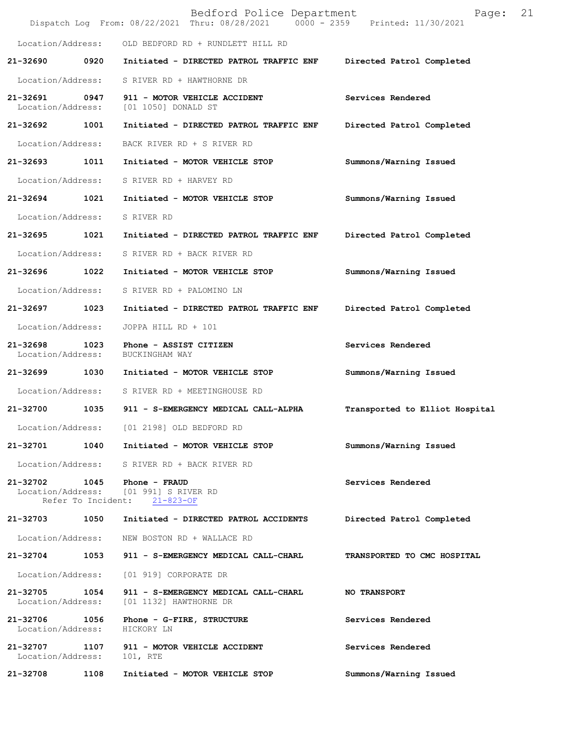Location/Address: OLD BEDFORD RD + RUNDLETT HILL RD

**21-32690 0920 Initiated - DIRECTED PATROL TRAFFIC ENF** Directed Patrol Completed

Location/Address: S RIVER RD + HAWTHORNE DR

**21-32691 0947 911 - MOTOR VEHICLE ACCIDENT** Services Rendered
Location/Address: [01 1050] DONALD ST

**21-32692 1001 Initiated - DIRECTED PATROL TRAFFIC ENF** Directed Patrol Completed

Location/Address: BACK RIVER RD + S RIVER RD

**21-32693 1011 Initiated - MOTOR VEHICLE STOP** Summons/Warning Issued

Location/Address: S RIVER RD + HARVEY RD

**21-32694 1021 Initiated - MOTOR VEHICLE STOP** Summons/Warning Issued

Location/Address: S RIVER RD

**21-32695 1021 Initiated - DIRECTED PATROL TRAFFIC ENF** Directed Patrol Completed

Location/Address: S RIVER RD + BACK RIVER RD

**21-32696 1022 Initiated - MOTOR VEHICLE STOP** Summons/Warning Issued

Location/Address: S RIVER RD + PALOMINO LN

**21-32697 1023 Initiated - DIRECTED PATROL TRAFFIC ENF** Directed Patrol Completed

Location/Address: JOPPA HILL RD + 101

**21-32698 1023 Phone - ASSIST CITIZEN** Services Rendered
Location/Address: BUCKINGHAM WAY

**21-32699 1030 Initiated - MOTOR VEHICLE STOP** Summons/Warning Issued

Location/Address: S RIVER RD + MEETINGHOUSE RD

**21-32700 1035 911 - S-EMERGENCY MEDICAL CALL-ALPHA** Transported to Elliot Hospital

Location/Address: [01 2198] OLD BEDFORD RD

**21-32701 1040 Initiated - MOTOR VEHICLE STOP** Summons/Warning Issued

Location/Address: S RIVER RD + BACK RIVER RD

**21-32702 1045 Phone - FRAUD** Services Rendered
Location/Address: [01 991] S RIVER RD
Refer To Incident: 21-823-OF

**21-32703 1050 Initiated - DIRECTED PATROL ACCIDENTS** Directed Patrol Completed

Location/Address: NEW BOSTON RD + WALLACE RD

**21-32704 1053 911 - S-EMERGENCY MEDICAL CALL-CHARL** TRANSPORTED TO CMC HOSPITAL

Location/Address: [01 919] CORPORATE DR

**21-32705 1054 911 - S-EMERGENCY MEDICAL CALL-CHARL** NO TRANSPORT
Location/Address: [01 1132] HAWTHORNE DR

**21-32706 1056 Phone - G-FIRE, STRUCTURE** Services Rendered
Location/Address: HICKORY LN

**21-32707 1107 911 - MOTOR VEHICLE ACCIDENT** Services Rendered
Location/Address: 101, RTE

**21-32708 1108 Initiated - MOTOR VEHICLE STOP** Summons/Warning Issued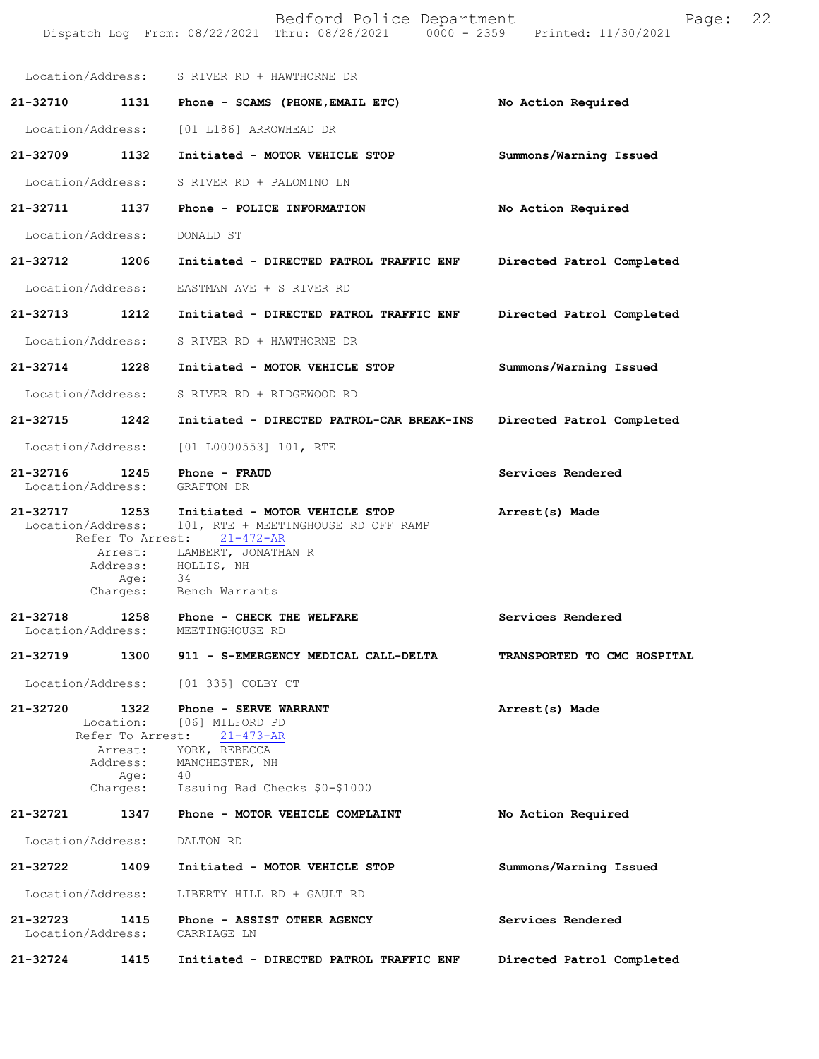Location/Address: S RIVER RD + HAWTHORNE DR

**21-32710 1131 Phone - SCAMS (PHONE,EMAIL ETC)** — No Action Required
Location/Address: [01 L186] ARROWHEAD DR

**21-32709 1132 Initiated - MOTOR VEHICLE STOP** — Summons/Warning Issued
Location/Address: S RIVER RD + PALOMINO LN

**21-32711 1137 Phone - POLICE INFORMATION** — No Action Required
Location/Address: DONALD ST

**21-32712 1206 Initiated - DIRECTED PATROL TRAFFIC ENF** — Directed Patrol Completed
Location/Address: EASTMAN AVE + S RIVER RD

**21-32713 1212 Initiated - DIRECTED PATROL TRAFFIC ENF** — Directed Patrol Completed
Location/Address: S RIVER RD + HAWTHORNE DR

**21-32714 1228 Initiated - MOTOR VEHICLE STOP** — Summons/Warning Issued
Location/Address: S RIVER RD + RIDGEWOOD RD

**21-32715 1242 Initiated - DIRECTED PATROL-CAR BREAK-INS** — Directed Patrol Completed
Location/Address: [01 L0000553] 101, RTE

**21-32716 1245 Phone - FRAUD** — Services Rendered
Location/Address: GRAFTON DR

**21-32717 1253 Initiated - MOTOR VEHICLE STOP** — Arrest(s) Made
Location/Address: 101, RTE + MEETINGHOUSE RD OFF RAMP
Refer To Arrest: 21-472-AR
Arrest: LAMBERT, JONATHAN R
Address: HOLLIS, NH
Age: 34
Charges: Bench Warrants

**21-32718 1258 Phone - CHECK THE WELFARE** — Services Rendered
Location/Address: MEETINGHOUSE RD

**21-32719 1300 911 - S-EMERGENCY MEDICAL CALL-DELTA** — TRANSPORTED TO CMC HOSPITAL
Location/Address: [01 335] COLBY CT

**21-32720 1322 Phone - SERVE WARRANT** — Arrest(s) Made
Location: [06] MILFORD PD
Refer To Arrest: 21-473-AR
Arrest: YORK, REBECCA
Address: MANCHESTER, NH
Age: 40
Charges: Issuing Bad Checks $0-$1000

**21-32721 1347 Phone - MOTOR VEHICLE COMPLAINT** — No Action Required
Location/Address: DALTON RD

**21-32722 1409 Initiated - MOTOR VEHICLE STOP** — Summons/Warning Issued
Location/Address: LIBERTY HILL RD + GAULT RD

**21-32723 1415 Phone - ASSIST OTHER AGENCY** — Services Rendered
Location/Address: CARRIAGE LN

**21-32724 1415 Initiated - DIRECTED PATROL TRAFFIC ENF** — Directed Patrol Completed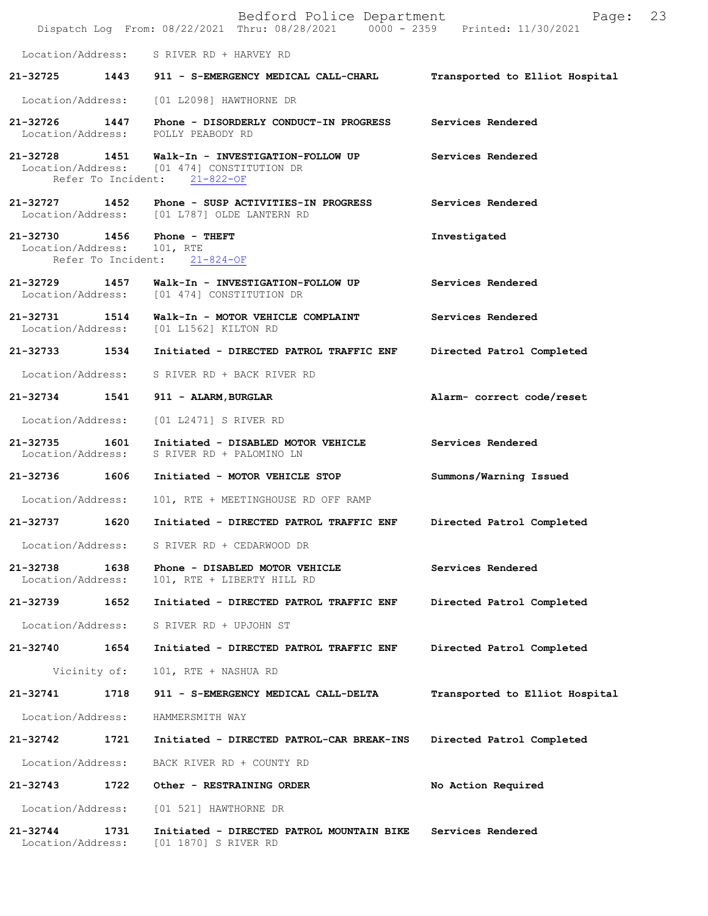Location/Address: S RIVER RD + HARVEY RD

**21-32725 1443 911 - S-EMERGENCY MEDICAL CALL-CHARL** Transported to Elliot Hospital
Location/Address: [01 L2098] HAWTHORNE DR

**21-32726 1447 Phone - DISORDERLY CONDUCT-IN PROGRESS** Services Rendered
Location/Address: POLLY PEABODY RD

**21-32728 1451 Walk-In - INVESTIGATION-FOLLOW UP** Services Rendered
Location/Address: [01 474] CONSTITUTION DR
Refer To Incident: 21-822-OF

**21-32727 1452 Phone - SUSP ACTIVITIES-IN PROGRESS** Services Rendered
Location/Address: [01 L787] OLDE LANTERN RD

**21-32730 1456 Phone - THEFT** Investigated
Location/Address: 101, RTE
Refer To Incident: 21-824-OF

**21-32729 1457 Walk-In - INVESTIGATION-FOLLOW UP** Services Rendered
Location/Address: [01 474] CONSTITUTION DR

**21-32731 1514 Walk-In - MOTOR VEHICLE COMPLAINT** Services Rendered
Location/Address: [01 L1562] KILTON RD

**21-32733 1534 Initiated - DIRECTED PATROL TRAFFIC ENF** Directed Patrol Completed
Location/Address: S RIVER RD + BACK RIVER RD

**21-32734 1541 911 - ALARM,BURGLAR** Alarm- correct code/reset
Location/Address: [01 L2471] S RIVER RD

**21-32735 1601 Initiated - DISABLED MOTOR VEHICLE** Services Rendered
Location/Address: S RIVER RD + PALOMINO LN

**21-32736 1606 Initiated - MOTOR VEHICLE STOP** Summons/Warning Issued
Location/Address: 101, RTE + MEETINGHOUSE RD OFF RAMP

**21-32737 1620 Initiated - DIRECTED PATROL TRAFFIC ENF** Directed Patrol Completed
Location/Address: S RIVER RD + CEDARWOOD DR

**21-32738 1638 Phone - DISABLED MOTOR VEHICLE** Services Rendered
Location/Address: 101, RTE + LIBERTY HILL RD

**21-32739 1652 Initiated - DIRECTED PATROL TRAFFIC ENF** Directed Patrol Completed
Location/Address: S RIVER RD + UPJOHN ST

**21-32740 1654 Initiated - DIRECTED PATROL TRAFFIC ENF** Directed Patrol Completed
Vicinity of: 101, RTE + NASHUA RD

**21-32741 1718 911 - S-EMERGENCY MEDICAL CALL-DELTA** Transported to Elliot Hospital
Location/Address: HAMMERSMITH WAY

**21-32742 1721 Initiated - DIRECTED PATROL-CAR BREAK-INS** Directed Patrol Completed
Location/Address: BACK RIVER RD + COUNTY RD

**21-32743 1722 Other - RESTRAINING ORDER** No Action Required
Location/Address: [01 521] HAWTHORNE DR

**21-32744 1731 Initiated - DIRECTED PATROL MOUNTAIN BIKE** Services Rendered
Location/Address: [01 1870] S RIVER RD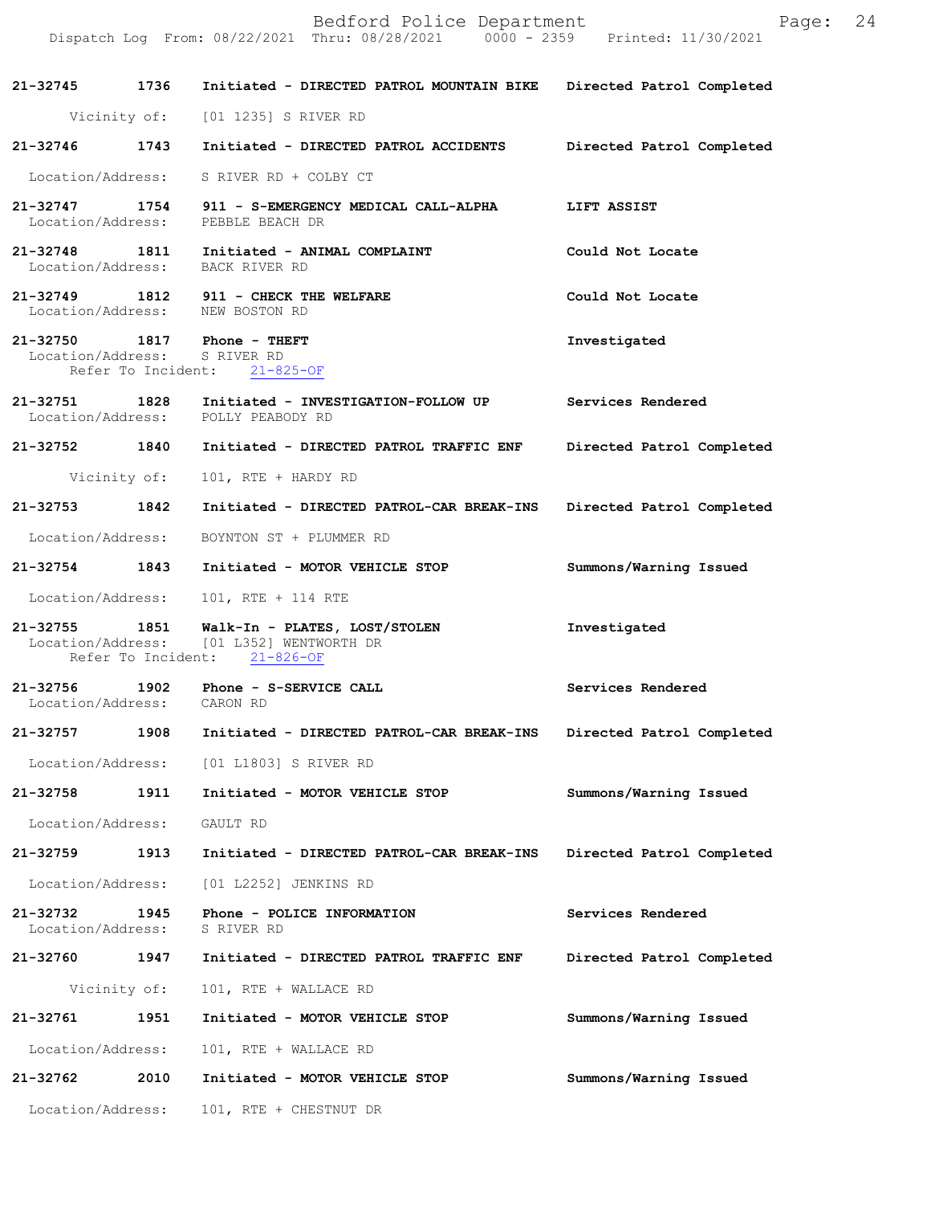| Call Number | Time | Call Reason | Action |
|---|---|---|---|
| 21-32745 | 1736 | Initiated - DIRECTED PATROL MOUNTAIN BIKE | Directed Patrol Completed |
| | | Vicinity of: [01 1235] S RIVER RD | |
| 21-32746 | 1743 | Initiated - DIRECTED PATROL ACCIDENTS | Directed Patrol Completed |
| | | Location/Address: S RIVER RD + COLBY CT | |
| 21-32747 | 1754 | 911 - S-EMERGENCY MEDICAL CALL-ALPHA | LIFT ASSIST |
| | | Location/Address: PEBBLE BEACH DR | |
| 21-32748 | 1811 | Initiated - ANIMAL COMPLAINT | Could Not Locate |
| | | Location/Address: BACK RIVER RD | |
| 21-32749 | 1812 | 911 - CHECK THE WELFARE | Could Not Locate |
| | | Location/Address: NEW BOSTON RD | |
| 21-32750 | 1817 | Phone - THEFT | Investigated |
| | | Location/Address: S RIVER RD | |
| | | Refer To Incident: 21-825-OF | |
| 21-32751 | 1828 | Initiated - INVESTIGATION-FOLLOW UP | Services Rendered |
| | | Location/Address: POLLY PEABODY RD | |
| 21-32752 | 1840 | Initiated - DIRECTED PATROL TRAFFIC ENF | Directed Patrol Completed |
| | | Vicinity of: 101, RTE + HARDY RD | |
| 21-32753 | 1842 | Initiated - DIRECTED PATROL-CAR BREAK-INS | Directed Patrol Completed |
| | | Location/Address: BOYNTON ST + PLUMMER RD | |
| 21-32754 | 1843 | Initiated - MOTOR VEHICLE STOP | Summons/Warning Issued |
| | | Location/Address: 101, RTE + 114 RTE | |
| 21-32755 | 1851 | Walk-In - PLATES, LOST/STOLEN | Investigated |
| | | Location/Address: [01 L352] WENTWORTH DR | |
| | | Refer To Incident: 21-826-OF | |
| 21-32756 | 1902 | Phone - S-SERVICE CALL | Services Rendered |
| | | Location/Address: CARON RD | |
| 21-32757 | 1908 | Initiated - DIRECTED PATROL-CAR BREAK-INS | Directed Patrol Completed |
| | | Location/Address: [01 L1803] S RIVER RD | |
| 21-32758 | 1911 | Initiated - MOTOR VEHICLE STOP | Summons/Warning Issued |
| | | Location/Address: GAULT RD | |
| 21-32759 | 1913 | Initiated - DIRECTED PATROL-CAR BREAK-INS | Directed Patrol Completed |
| | | Location/Address: [01 L2252] JENKINS RD | |
| 21-32732 | 1945 | Phone - POLICE INFORMATION | Services Rendered |
| | | Location/Address: S RIVER RD | |
| 21-32760 | 1947 | Initiated - DIRECTED PATROL TRAFFIC ENF | Directed Patrol Completed |
| | | Vicinity of: 101, RTE + WALLACE RD | |
| 21-32761 | 1951 | Initiated - MOTOR VEHICLE STOP | Summons/Warning Issued |
| | | Location/Address: 101, RTE + WALLACE RD | |
| 21-32762 | 2010 | Initiated - MOTOR VEHICLE STOP | Summons/Warning Issued |
| | | Location/Address: 101, RTE + CHESTNUT DR | |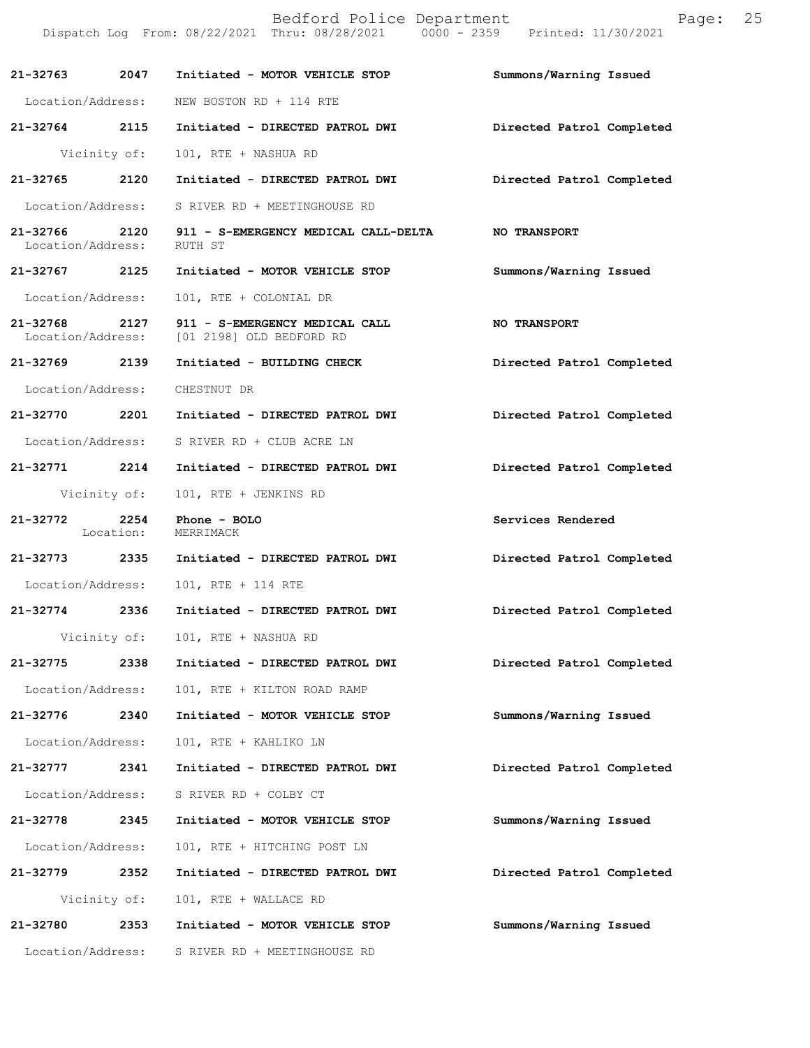**21-32763** **2047** **Initiated - MOTOR VEHICLE STOP** **Summons/Warning Issued**

Location/Address: NEW BOSTON RD + 114 RTE

**21-32764** **2115** **Initiated - DIRECTED PATROL DWI** **Directed Patrol Completed**

Vicinity of: 101, RTE + NASHUA RD

**21-32765** **2120** **Initiated - DIRECTED PATROL DWI** **Directed Patrol Completed**

Location/Address: S RIVER RD + MEETINGHOUSE RD

**21-32766** **2120** **911 - S-EMERGENCY MEDICAL CALL-DELTA** **NO TRANSPORT**

Location/Address: RUTH ST

**21-32767** **2125** **Initiated - MOTOR VEHICLE STOP** **Summons/Warning Issued**

Location/Address: 101, RTE + COLONIAL DR

**21-32768** **2127** **911 - S-EMERGENCY MEDICAL CALL** **NO TRANSPORT**

Location/Address: [01 2198] OLD BEDFORD RD

**21-32769** **2139** **Initiated - BUILDING CHECK** **Directed Patrol Completed**

Location/Address: CHESTNUT DR

**21-32770** **2201** **Initiated - DIRECTED PATROL DWI** **Directed Patrol Completed**

Location/Address: S RIVER RD + CLUB ACRE LN

**21-32771** **2214** **Initiated - DIRECTED PATROL DWI** **Directed Patrol Completed**

Vicinity of: 101, RTE + JENKINS RD

**21-32772** **2254** **Phone - BOLO** **Services Rendered**

Location: MERRIMACK

**21-32773** **2335** **Initiated - DIRECTED PATROL DWI** **Directed Patrol Completed**

Location/Address: 101, RTE + 114 RTE

**21-32774** **2336** **Initiated - DIRECTED PATROL DWI** **Directed Patrol Completed**

Vicinity of: 101, RTE + NASHUA RD

**21-32775** **2338** **Initiated - DIRECTED PATROL DWI** **Directed Patrol Completed**

Location/Address: 101, RTE + KILTON ROAD RAMP

**21-32776** **2340** **Initiated - MOTOR VEHICLE STOP** **Summons/Warning Issued**

Location/Address: 101, RTE + KAHLIKO LN

**21-32777** **2341** **Initiated - DIRECTED PATROL DWI** **Directed Patrol Completed**

Location/Address: S RIVER RD + COLBY CT

**21-32778** **2345** **Initiated - MOTOR VEHICLE STOP** **Summons/Warning Issued**

Location/Address: 101, RTE + HITCHING POST LN

**21-32779** **2352** **Initiated - DIRECTED PATROL DWI** **Directed Patrol Completed**

Vicinity of: 101, RTE + WALLACE RD

**21-32780** **2353** **Initiated - MOTOR VEHICLE STOP** **Summons/Warning Issued**

Location/Address: S RIVER RD + MEETINGHOUSE RD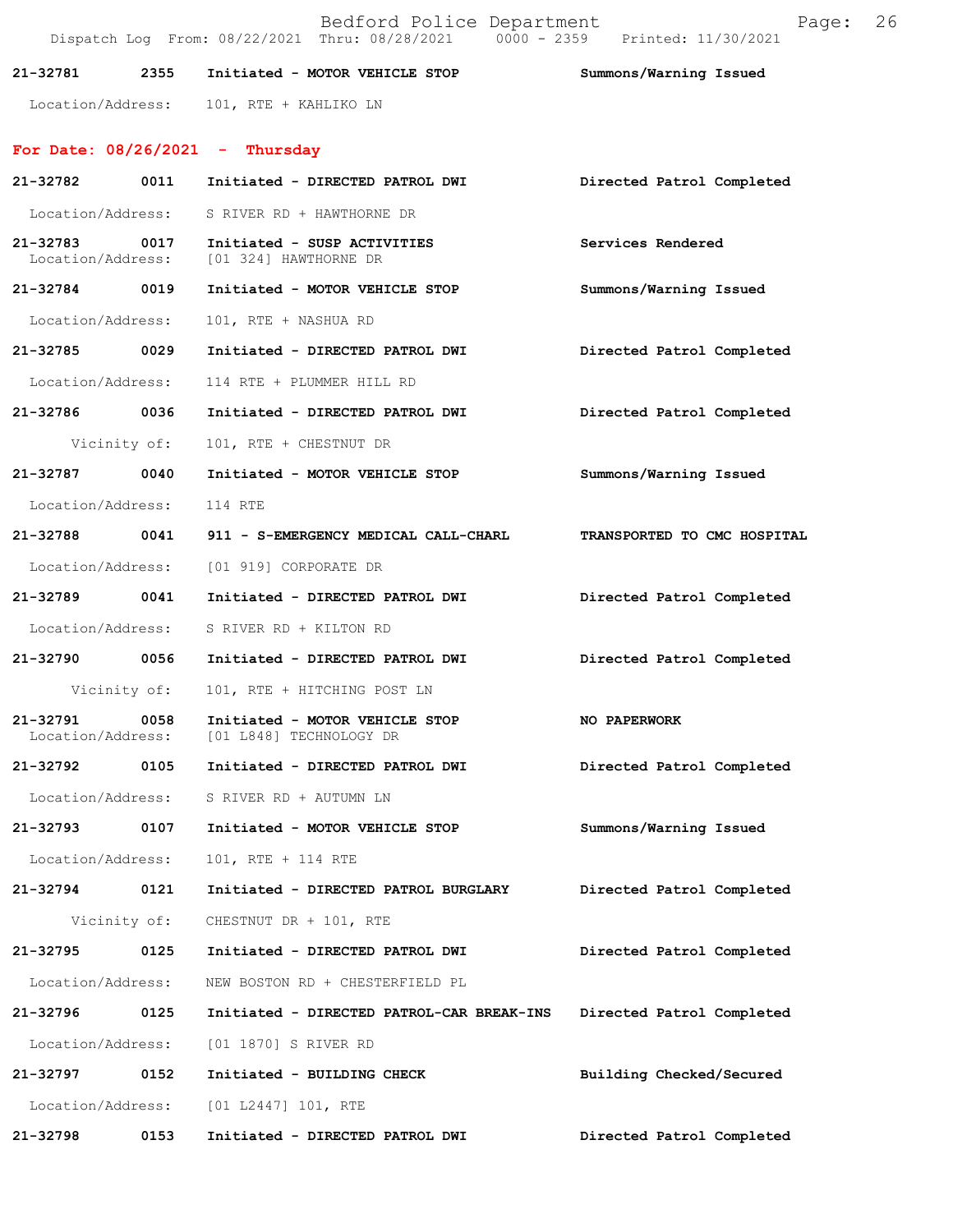21-32781 2355 Initiated - MOTOR VEHICLE STOP Summons/Warning Issued
Location/Address: 101, RTE + KAHLIKO LN

**For Date: 08/26/2021 - Thursday**

21-32782 0011 Initiated - DIRECTED PATROL DWI Directed Patrol Completed
Location/Address: S RIVER RD + HAWTHORNE DR

21-32783 0017 Initiated - SUSP ACTIVITIES Services Rendered
Location/Address: [01 324] HAWTHORNE DR

21-32784 0019 Initiated - MOTOR VEHICLE STOP Summons/Warning Issued
Location/Address: 101, RTE + NASHUA RD

21-32785 0029 Initiated - DIRECTED PATROL DWI Directed Patrol Completed
Location/Address: 114 RTE + PLUMMER HILL RD

21-32786 0036 Initiated - DIRECTED PATROL DWI Directed Patrol Completed
Vicinity of: 101, RTE + CHESTNUT DR

21-32787 0040 Initiated - MOTOR VEHICLE STOP Summons/Warning Issued
Location/Address: 114 RTE

21-32788 0041 911 - S-EMERGENCY MEDICAL CALL-CHARL TRANSPORTED TO CMC HOSPITAL
Location/Address: [01 919] CORPORATE DR

21-32789 0041 Initiated - DIRECTED PATROL DWI Directed Patrol Completed
Location/Address: S RIVER RD + KILTON RD

21-32790 0056 Initiated - DIRECTED PATROL DWI Directed Patrol Completed
Vicinity of: 101, RTE + HITCHING POST LN

21-32791 0058 Initiated - MOTOR VEHICLE STOP NO PAPERWORK
Location/Address: [01 L848] TECHNOLOGY DR

21-32792 0105 Initiated - DIRECTED PATROL DWI Directed Patrol Completed
Location/Address: S RIVER RD + AUTUMN LN

21-32793 0107 Initiated - MOTOR VEHICLE STOP Summons/Warning Issued
Location/Address: 101, RTE + 114 RTE

21-32794 0121 Initiated - DIRECTED PATROL BURGLARY Directed Patrol Completed
Vicinity of: CHESTNUT DR + 101, RTE

21-32795 0125 Initiated - DIRECTED PATROL DWI Directed Patrol Completed
Location/Address: NEW BOSTON RD + CHESTERFIELD PL

21-32796 0125 Initiated - DIRECTED PATROL-CAR BREAK-INS Directed Patrol Completed
Location/Address: [01 1870] S RIVER RD

21-32797 0152 Initiated - BUILDING CHECK Building Checked/Secured
Location/Address: [01 L2447] 101, RTE

21-32798 0153 Initiated - DIRECTED PATROL DWI Directed Patrol Completed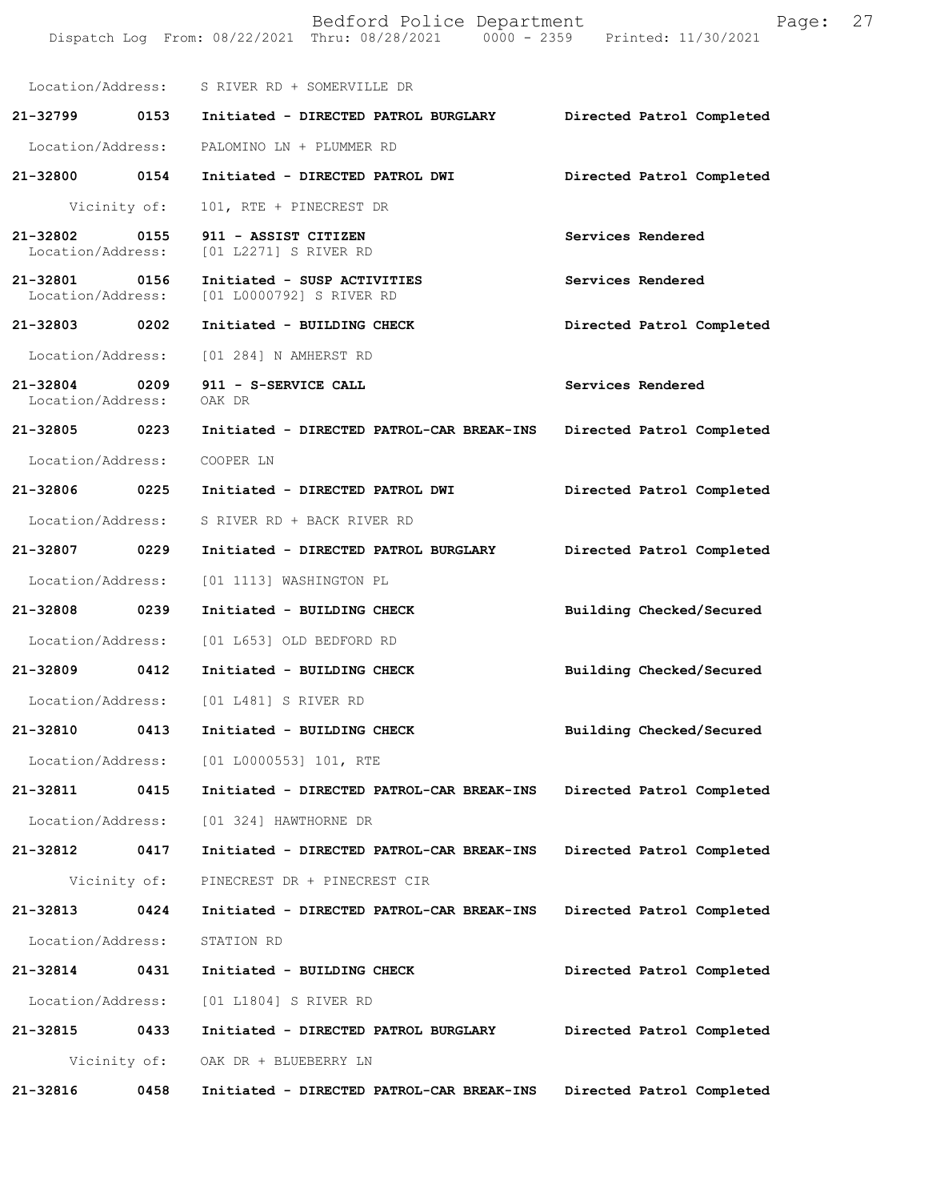Location/Address: S RIVER RD + SOMERVILLE DR

**21-32799 0153 Initiated - DIRECTED PATROL BURGLARY — Directed Patrol Completed**

Location/Address: PALOMINO LN + PLUMMER RD

**21-32800 0154 Initiated - DIRECTED PATROL DWI — Directed Patrol Completed**

Vicinity of: 101, RTE + PINECREST DR

**21-32802 0155 911 - ASSIST CITIZEN — Services Rendered**

Location/Address: [01 L2271] S RIVER RD

**21-32801 0156 Initiated - SUSP ACTIVITIES — Services Rendered**

Location/Address: [01 L0000792] S RIVER RD

**21-32803 0202 Initiated - BUILDING CHECK — Directed Patrol Completed**

Location/Address: [01 284] N AMHERST RD

**21-32804 0209 911 - S-SERVICE CALL — Services Rendered**

Location/Address: OAK DR

**21-32805 0223 Initiated - DIRECTED PATROL-CAR BREAK-INS — Directed Patrol Completed**

Location/Address: COOPER LN

**21-32806 0225 Initiated - DIRECTED PATROL DWI — Directed Patrol Completed**

Location/Address: S RIVER RD + BACK RIVER RD

**21-32807 0229 Initiated - DIRECTED PATROL BURGLARY — Directed Patrol Completed**

Location/Address: [01 1113] WASHINGTON PL

**21-32808 0239 Initiated - BUILDING CHECK — Building Checked/Secured**

Location/Address: [01 L653] OLD BEDFORD RD

**21-32809 0412 Initiated - BUILDING CHECK — Building Checked/Secured**

Location/Address: [01 L481] S RIVER RD

**21-32810 0413 Initiated - BUILDING CHECK — Building Checked/Secured**

Location/Address: [01 L0000553] 101, RTE

**21-32811 0415 Initiated - DIRECTED PATROL-CAR BREAK-INS — Directed Patrol Completed**

Location/Address: [01 324] HAWTHORNE DR

**21-32812 0417 Initiated - DIRECTED PATROL-CAR BREAK-INS — Directed Patrol Completed**

Vicinity of: PINECREST DR + PINECREST CIR

**21-32813 0424 Initiated - DIRECTED PATROL-CAR BREAK-INS — Directed Patrol Completed**

Location/Address: STATION RD

**21-32814 0431 Initiated - BUILDING CHECK — Directed Patrol Completed**

Location/Address: [01 L1804] S RIVER RD

**21-32815 0433 Initiated - DIRECTED PATROL BURGLARY — Directed Patrol Completed**

Vicinity of: OAK DR + BLUEBERRY LN

**21-32816 0458 Initiated - DIRECTED PATROL-CAR BREAK-INS — Directed Patrol Completed**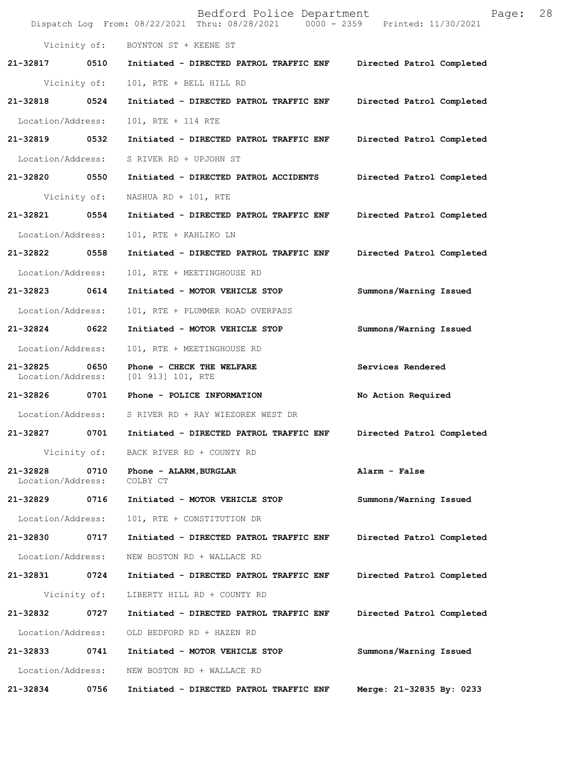Vicinity of: BOYNTON ST + KEENE ST

**21-32817 0510 Initiated - DIRECTED PATROL TRAFFIC ENF Directed Patrol Completed**

Vicinity of: 101, RTE + BELL HILL RD

**21-32818 0524 Initiated - DIRECTED PATROL TRAFFIC ENF Directed Patrol Completed**

Location/Address: 101, RTE + 114 RTE

**21-32819 0532 Initiated - DIRECTED PATROL TRAFFIC ENF Directed Patrol Completed**

Location/Address: S RIVER RD + UPJOHN ST

**21-32820 0550 Initiated - DIRECTED PATROL ACCIDENTS Directed Patrol Completed**

Vicinity of: NASHUA RD + 101, RTE

**21-32821 0554 Initiated - DIRECTED PATROL TRAFFIC ENF Directed Patrol Completed**

Location/Address: 101, RTE + KAHLIKO LN

**21-32822 0558 Initiated - DIRECTED PATROL TRAFFIC ENF Directed Patrol Completed**

Location/Address: 101, RTE + MEETINGHOUSE RD

**21-32823 0614 Initiated - MOTOR VEHICLE STOP Summons/Warning Issued**

Location/Address: 101, RTE + PLUMMER ROAD OVERPASS

**21-32824 0622 Initiated - MOTOR VEHICLE STOP Summons/Warning Issued**

Location/Address: 101, RTE + MEETINGHOUSE RD

**21-32825 0650 Phone - CHECK THE WELFARE Services Rendered**
Location/Address: [01 913] 101, RTE

**21-32826 0701 Phone - POLICE INFORMATION No Action Required**

Location/Address: S RIVER RD + RAY WIEZOREK WEST DR

**21-32827 0701 Initiated - DIRECTED PATROL TRAFFIC ENF Directed Patrol Completed**

Vicinity of: BACK RIVER RD + COUNTY RD

**21-32828 0710 Phone - ALARM,BURGLAR Alarm - False**
Location/Address: COLBY CT

**21-32829 0716 Initiated - MOTOR VEHICLE STOP Summons/Warning Issued**

Location/Address: 101, RTE + CONSTITUTION DR

**21-32830 0717 Initiated - DIRECTED PATROL TRAFFIC ENF Directed Patrol Completed**

Location/Address: NEW BOSTON RD + WALLACE RD

**21-32831 0724 Initiated - DIRECTED PATROL TRAFFIC ENF Directed Patrol Completed**

Vicinity of: LIBERTY HILL RD + COUNTY RD

**21-32832 0727 Initiated - DIRECTED PATROL TRAFFIC ENF Directed Patrol Completed**

Location/Address: OLD BEDFORD RD + HAZEN RD

**21-32833 0741 Initiated - MOTOR VEHICLE STOP Summons/Warning Issued**

Location/Address: NEW BOSTON RD + WALLACE RD

**21-32834 0756 Initiated - DIRECTED PATROL TRAFFIC ENF Merge: 21-32835 By: 0233**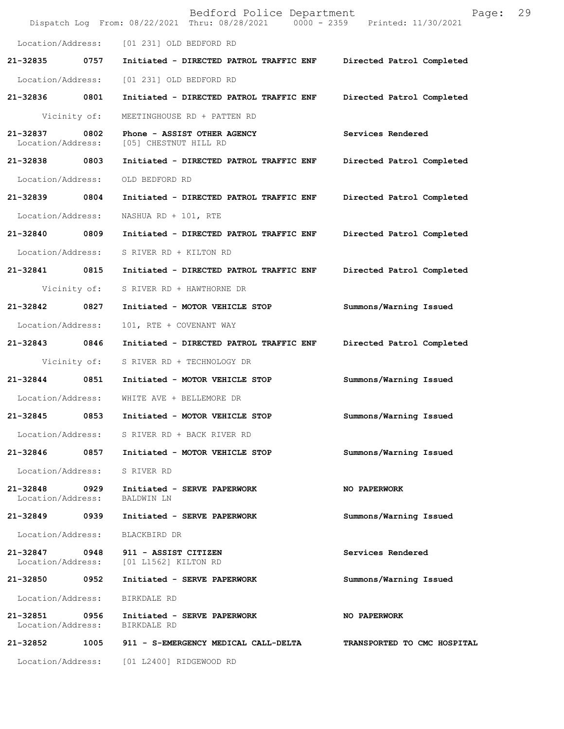Location/Address: [01 231] OLD BEDFORD RD

**21-32835 0757 Initiated - DIRECTED PATROL TRAFFIC ENF Directed Patrol Completed**

Location/Address: [01 231] OLD BEDFORD RD

**21-32836 0801 Initiated - DIRECTED PATROL TRAFFIC ENF Directed Patrol Completed**

Vicinity of: MEETINGHOUSE RD + PATTEN RD

**21-32837 0802 Phone - ASSIST OTHER AGENCY Services Rendered**
Location/Address: [05] CHESTNUT HILL RD

**21-32838 0803 Initiated - DIRECTED PATROL TRAFFIC ENF Directed Patrol Completed**

Location/Address: OLD BEDFORD RD

**21-32839 0804 Initiated - DIRECTED PATROL TRAFFIC ENF Directed Patrol Completed**

Location/Address: NASHUA RD + 101, RTE

**21-32840 0809 Initiated - DIRECTED PATROL TRAFFIC ENF Directed Patrol Completed**

Location/Address: S RIVER RD + KILTON RD

**21-32841 0815 Initiated - DIRECTED PATROL TRAFFIC ENF Directed Patrol Completed**

Vicinity of: S RIVER RD + HAWTHORNE DR

**21-32842 0827 Initiated - MOTOR VEHICLE STOP Summons/Warning Issued**

Location/Address: 101, RTE + COVENANT WAY

**21-32843 0846 Initiated - DIRECTED PATROL TRAFFIC ENF Directed Patrol Completed**

Vicinity of: S RIVER RD + TECHNOLOGY DR

**21-32844 0851 Initiated - MOTOR VEHICLE STOP Summons/Warning Issued**

Location/Address: WHITE AVE + BELLEMORE DR

**21-32845 0853 Initiated - MOTOR VEHICLE STOP Summons/Warning Issued**

Location/Address: S RIVER RD + BACK RIVER RD

**21-32846 0857 Initiated - MOTOR VEHICLE STOP Summons/Warning Issued**

Location/Address: S RIVER RD

**21-32848 0929 Initiated - SERVE PAPERWORK NO PAPERWORK**
Location/Address: BALDWIN LN

**21-32849 0939 Initiated - SERVE PAPERWORK Summons/Warning Issued**

Location/Address: BLACKBIRD DR

**21-32847 0948 911 - ASSIST CITIZEN Services Rendered**
Location/Address: [01 L1562] KILTON RD

**21-32850 0952 Initiated - SERVE PAPERWORK Summons/Warning Issued**

Location/Address: BIRKDALE RD

**21-32851 0956 Initiated - SERVE PAPERWORK NO PAPERWORK**
Location/Address: BIRKDALE RD

**21-32852 1005 911 - S-EMERGENCY MEDICAL CALL-DELTA TRANSPORTED TO CMC HOSPITAL**

Location/Address: [01 L2400] RIDGEWOOD RD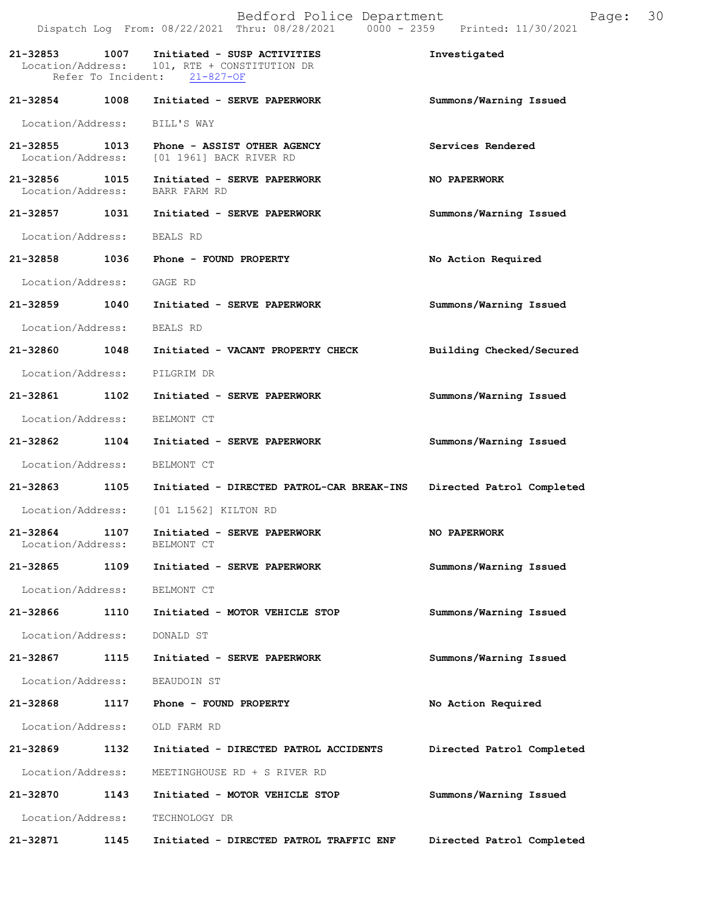| Call Number | Time | Call Reason | Action |
|---|---|---|---|
| 21-32853 | 1007 | Initiated - SUSP ACTIVITIES | Investigated |
| | | Location/Address: 101, RTE + CONSTITUTION DR | |
| | | Refer To Incident: 21-827-OF | |
| 21-32854 | 1008 | Initiated - SERVE PAPERWORK | Summons/Warning Issued |
| | | Location/Address: BILL'S WAY | |
| 21-32855 | 1013 | Phone - ASSIST OTHER AGENCY | Services Rendered |
| | | Location/Address: [01 1961] BACK RIVER RD | |
| 21-32856 | 1015 | Initiated - SERVE PAPERWORK | NO PAPERWORK |
| | | Location/Address: BARR FARM RD | |
| 21-32857 | 1031 | Initiated - SERVE PAPERWORK | Summons/Warning Issued |
| | | Location/Address: BEALS RD | |
| 21-32858 | 1036 | Phone - FOUND PROPERTY | No Action Required |
| | | Location/Address: GAGE RD | |
| 21-32859 | 1040 | Initiated - SERVE PAPERWORK | Summons/Warning Issued |
| | | Location/Address: BEALS RD | |
| 21-32860 | 1048 | Initiated - VACANT PROPERTY CHECK | Building Checked/Secured |
| | | Location/Address: PILGRIM DR | |
| 21-32861 | 1102 | Initiated - SERVE PAPERWORK | Summons/Warning Issued |
| | | Location/Address: BELMONT CT | |
| 21-32862 | 1104 | Initiated - SERVE PAPERWORK | Summons/Warning Issued |
| | | Location/Address: BELMONT CT | |
| 21-32863 | 1105 | Initiated - DIRECTED PATROL-CAR BREAK-INS | Directed Patrol Completed |
| | | Location/Address: [01 L1562] KILTON RD | |
| 21-32864 | 1107 | Initiated - SERVE PAPERWORK | NO PAPERWORK |
| | | Location/Address: BELMONT CT | |
| 21-32865 | 1109 | Initiated - SERVE PAPERWORK | Summons/Warning Issued |
| | | Location/Address: BELMONT CT | |
| 21-32866 | 1110 | Initiated - MOTOR VEHICLE STOP | Summons/Warning Issued |
| | | Location/Address: DONALD ST | |
| 21-32867 | 1115 | Initiated - SERVE PAPERWORK | Summons/Warning Issued |
| | | Location/Address: BEAUDOIN ST | |
| 21-32868 | 1117 | Phone - FOUND PROPERTY | No Action Required |
| | | Location/Address: OLD FARM RD | |
| 21-32869 | 1132 | Initiated - DIRECTED PATROL ACCIDENTS | Directed Patrol Completed |
| | | Location/Address: MEETINGHOUSE RD + S RIVER RD | |
| 21-32870 | 1143 | Initiated - MOTOR VEHICLE STOP | Summons/Warning Issued |
| | | Location/Address: TECHNOLOGY DR | |
| 21-32871 | 1145 | Initiated - DIRECTED PATROL TRAFFIC ENF | Directed Patrol Completed |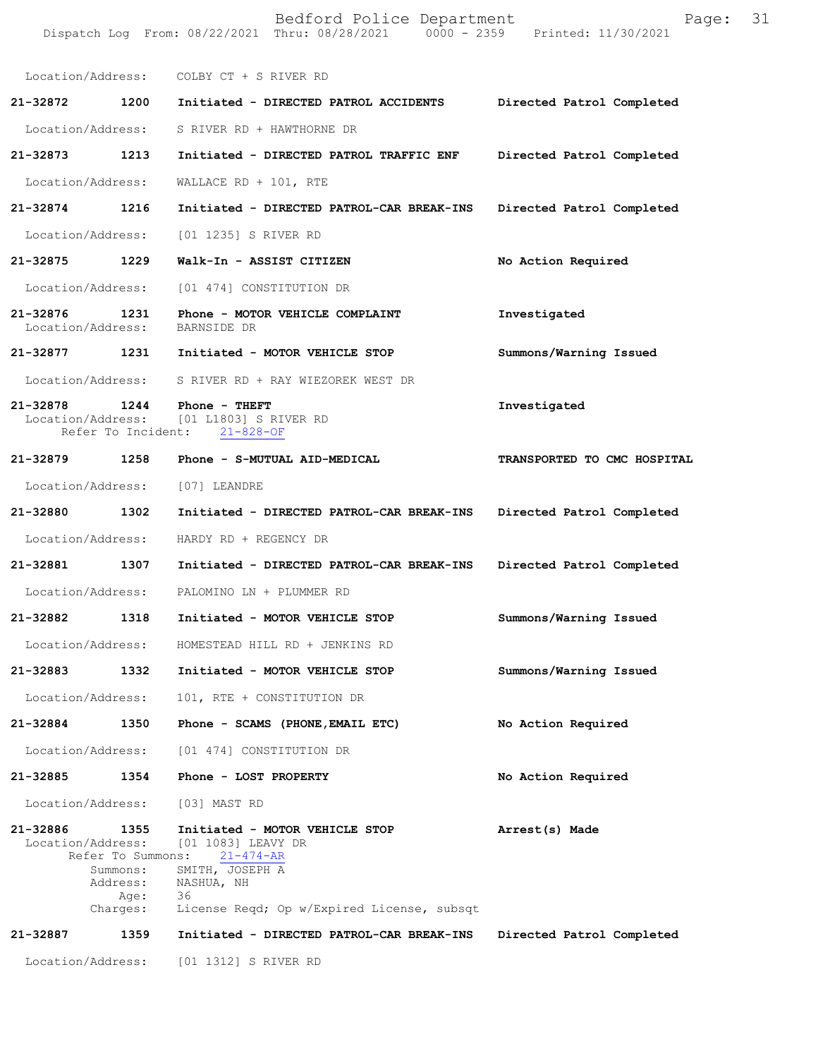Location/Address: COLBY CT + S RIVER RD

**21-32872 1200 Initiated - DIRECTED PATROL ACCIDENTS** **Directed Patrol Completed**

Location/Address: S RIVER RD + HAWTHORNE DR

**21-32873 1213 Initiated - DIRECTED PATROL TRAFFIC ENF** **Directed Patrol Completed**

Location/Address: WALLACE RD + 101, RTE

**21-32874 1216 Initiated - DIRECTED PATROL-CAR BREAK-INS** **Directed Patrol Completed**

Location/Address: [01 1235] S RIVER RD

**21-32875 1229 Walk-In - ASSIST CITIZEN** **No Action Required**

Location/Address: [01 474] CONSTITUTION DR

**21-32876 1231 Phone - MOTOR VEHICLE COMPLAINT** **Investigated**

Location/Address: BARNSIDE DR

**21-32877 1231 Initiated - MOTOR VEHICLE STOP** **Summons/Warning Issued**

Location/Address: S RIVER RD + RAY WIEZOREK WEST DR

**21-32878 1244 Phone - THEFT** **Investigated**

Location/Address: [01 L1803] S RIVER RD
Refer To Incident: 21-828-OF

**21-32879 1258 Phone - S-MUTUAL AID-MEDICAL** **TRANSPORTED TO CMC HOSPITAL**

Location/Address: [07] LEANDRE

**21-32880 1302 Initiated - DIRECTED PATROL-CAR BREAK-INS** **Directed Patrol Completed**

Location/Address: HARDY RD + REGENCY DR

**21-32881 1307 Initiated - DIRECTED PATROL-CAR BREAK-INS** **Directed Patrol Completed**

Location/Address: PALOMINO LN + PLUMMER RD

**21-32882 1318 Initiated - MOTOR VEHICLE STOP** **Summons/Warning Issued**

Location/Address: HOMESTEAD HILL RD + JENKINS RD

**21-32883 1332 Initiated - MOTOR VEHICLE STOP** **Summons/Warning Issued**

Location/Address: 101, RTE + CONSTITUTION DR

**21-32884 1350 Phone - SCAMS (PHONE,EMAIL ETC)** **No Action Required**

Location/Address: [01 474] CONSTITUTION DR

**21-32885 1354 Phone - LOST PROPERTY** **No Action Required**

Location/Address: [03] MAST RD

**21-32886 1355 Initiated - MOTOR VEHICLE STOP** **Arrest(s) Made**

Location/Address: [01 1083] LEAVY DR
Refer To Summons: 21-474-AR
Summons: SMITH, JOSEPH A
Address: NASHUA, NH
Age: 36
Charges: License Reqd; Op w/Expired License, subsqt

**21-32887 1359 Initiated - DIRECTED PATROL-CAR BREAK-INS** **Directed Patrol Completed**

Location/Address: [01 1312] S RIVER RD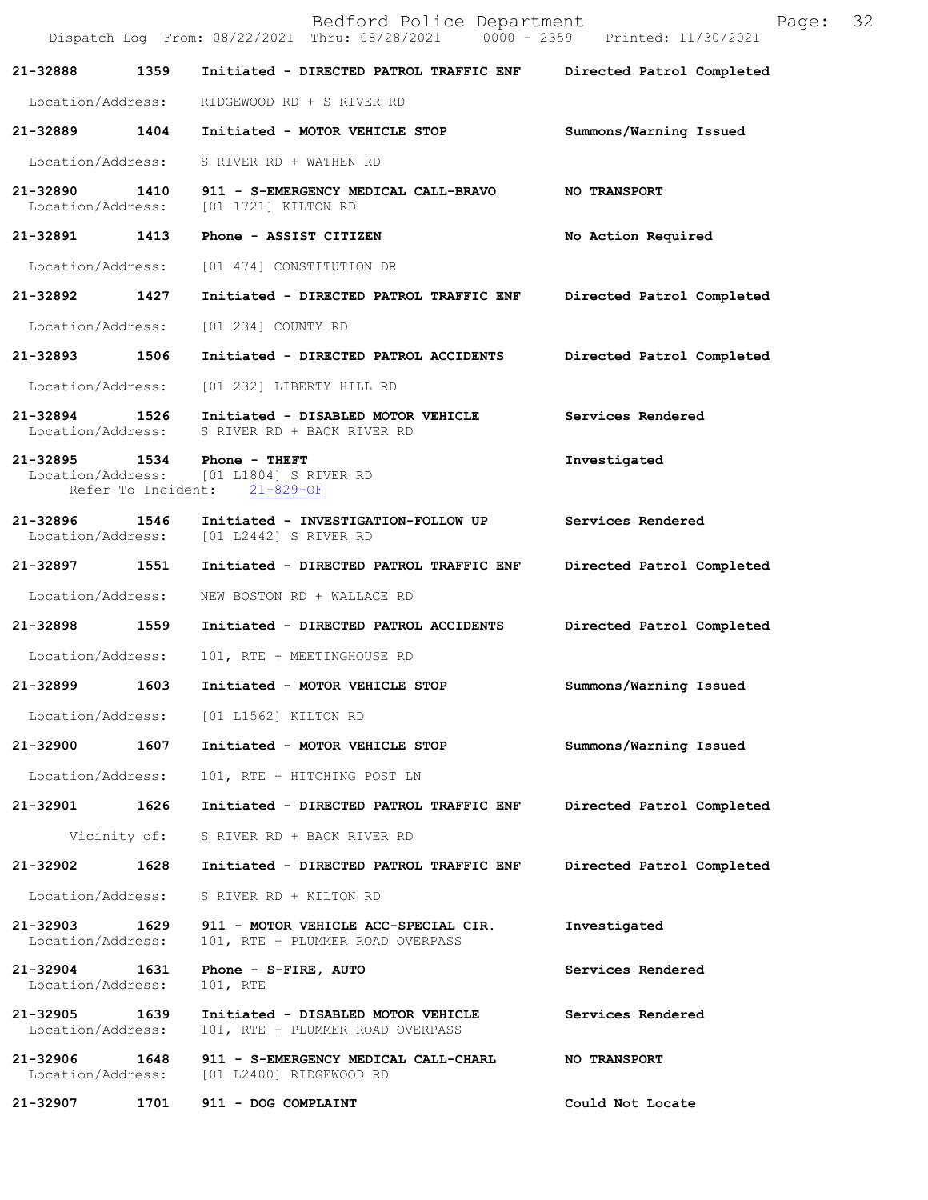**21-32888** **1359** **Initiated - DIRECTED PATROL TRAFFIC ENF** **Directed Patrol Completed**

Location/Address: RIDGEWOOD RD + S RIVER RD

**21-32889** **1404** **Initiated - MOTOR VEHICLE STOP** **Summons/Warning Issued**

Location/Address: S RIVER RD + WATHEN RD

**21-32890** **1410** **911 - S-EMERGENCY MEDICAL CALL-BRAVO** **NO TRANSPORT**
Location/Address: [01 1721] KILTON RD

**21-32891** **1413** **Phone - ASSIST CITIZEN** **No Action Required**

Location/Address: [01 474] CONSTITUTION DR

**21-32892** **1427** **Initiated - DIRECTED PATROL TRAFFIC ENF** **Directed Patrol Completed**

Location/Address: [01 234] COUNTY RD

**21-32893** **1506** **Initiated - DIRECTED PATROL ACCIDENTS** **Directed Patrol Completed**

Location/Address: [01 232] LIBERTY HILL RD

**21-32894** **1526** **Initiated - DISABLED MOTOR VEHICLE** **Services Rendered**
Location/Address: S RIVER RD + BACK RIVER RD

**21-32895** **1534** **Phone - THEFT** **Investigated**
Location/Address: [01 L1804] S RIVER RD
Refer To Incident: 21-829-OF

**21-32896** **1546** **Initiated - INVESTIGATION-FOLLOW UP** **Services Rendered**
Location/Address: [01 L2442] S RIVER RD

**21-32897** **1551** **Initiated - DIRECTED PATROL TRAFFIC ENF** **Directed Patrol Completed**

Location/Address: NEW BOSTON RD + WALLACE RD

**21-32898** **1559** **Initiated - DIRECTED PATROL ACCIDENTS** **Directed Patrol Completed**

Location/Address: 101, RTE + MEETINGHOUSE RD

**21-32899** **1603** **Initiated - MOTOR VEHICLE STOP** **Summons/Warning Issued**

Location/Address: [01 L1562] KILTON RD

**21-32900** **1607** **Initiated - MOTOR VEHICLE STOP** **Summons/Warning Issued**

Location/Address: 101, RTE + HITCHING POST LN

**21-32901** **1626** **Initiated - DIRECTED PATROL TRAFFIC ENF** **Directed Patrol Completed**

Vicinity of: S RIVER RD + BACK RIVER RD

**21-32902** **1628** **Initiated - DIRECTED PATROL TRAFFIC ENF** **Directed Patrol Completed**

Location/Address: S RIVER RD + KILTON RD

**21-32903** **1629** **911 - MOTOR VEHICLE ACC-SPECIAL CIR.** **Investigated**
Location/Address: 101, RTE + PLUMMER ROAD OVERPASS

**21-32904** **1631** **Phone - S-FIRE, AUTO** **Services Rendered**
Location/Address: 101, RTE

**21-32905** **1639** **Initiated - DISABLED MOTOR VEHICLE** **Services Rendered**
Location/Address: 101, RTE + PLUMMER ROAD OVERPASS

**21-32906** **1648** **911 - S-EMERGENCY MEDICAL CALL-CHARL** **NO TRANSPORT**
Location/Address: [01 L2400] RIDGEWOOD RD

**21-32907** **1701** **911 - DOG COMPLAINT** **Could Not Locate**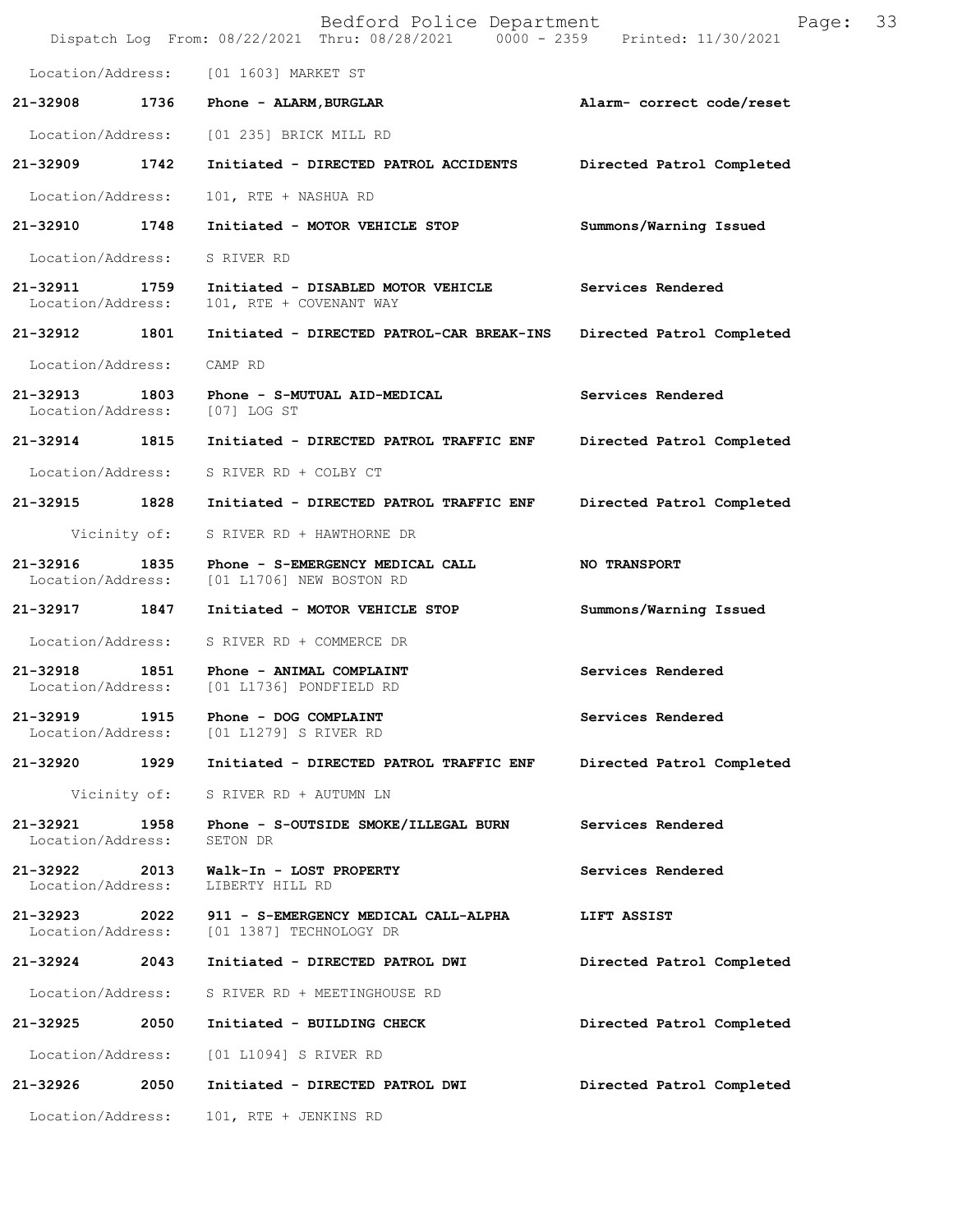Location/Address: [01 1603] MARKET ST

| Call # | Time | Call Reason | Action |
|---|---|---|---|
| 21-32908 | 1736 | Phone - ALARM,BURGLAR | Alarm- correct code/reset |
| Location/Address: | | [01 235] BRICK MILL RD | |
| 21-32909 | 1742 | Initiated - DIRECTED PATROL ACCIDENTS | Directed Patrol Completed |
| Location/Address: | | 101, RTE + NASHUA RD | |
| 21-32910 | 1748 | Initiated - MOTOR VEHICLE STOP | Summons/Warning Issued |
| Location/Address: | | S RIVER RD | |
| 21-32911 | 1759 | Initiated - DISABLED MOTOR VEHICLE | Services Rendered |
| Location/Address: | | 101, RTE + COVENANT WAY | |
| 21-32912 | 1801 | Initiated - DIRECTED PATROL-CAR BREAK-INS | Directed Patrol Completed |
| Location/Address: | | CAMP RD | |
| 21-32913 | 1803 | Phone - S-MUTUAL AID-MEDICAL | Services Rendered |
| Location/Address: | | [07] LOG ST | |
| 21-32914 | 1815 | Initiated - DIRECTED PATROL TRAFFIC ENF | Directed Patrol Completed |
| Location/Address: | | S RIVER RD + COLBY CT | |
| 21-32915 | 1828 | Initiated - DIRECTED PATROL TRAFFIC ENF | Directed Patrol Completed |
| Vicinity of: | | S RIVER RD + HAWTHORNE DR | |
| 21-32916 | 1835 | Phone - S-EMERGENCY MEDICAL CALL | NO TRANSPORT |
| Location/Address: | | [01 L1706] NEW BOSTON RD | |
| 21-32917 | 1847 | Initiated - MOTOR VEHICLE STOP | Summons/Warning Issued |
| Location/Address: | | S RIVER RD + COMMERCE DR | |
| 21-32918 | 1851 | Phone - ANIMAL COMPLAINT | Services Rendered |
| Location/Address: | | [01 L1736] PONDFIELD RD | |
| 21-32919 | 1915 | Phone - DOG COMPLAINT | Services Rendered |
| Location/Address: | | [01 L1279] S RIVER RD | |
| 21-32920 | 1929 | Initiated - DIRECTED PATROL TRAFFIC ENF | Directed Patrol Completed |
| Vicinity of: | | S RIVER RD + AUTUMN LN | |
| 21-32921 | 1958 | Phone - S-OUTSIDE SMOKE/ILLEGAL BURN | Services Rendered |
| Location/Address: | | SETON DR | |
| 21-32922 | 2013 | Walk-In - LOST PROPERTY | Services Rendered |
| Location/Address: | | LIBERTY HILL RD | |
| 21-32923 | 2022 | 911 - S-EMERGENCY MEDICAL CALL-ALPHA | LIFT ASSIST |
| Location/Address: | | [01 1387] TECHNOLOGY DR | |
| 21-32924 | 2043 | Initiated - DIRECTED PATROL DWI | Directed Patrol Completed |
| Location/Address: | | S RIVER RD + MEETINGHOUSE RD | |
| 21-32925 | 2050 | Initiated - BUILDING CHECK | Directed Patrol Completed |
| Location/Address: | | [01 L1094] S RIVER RD | |
| 21-32926 | 2050 | Initiated - DIRECTED PATROL DWI | Directed Patrol Completed |
| Location/Address: | | 101, RTE + JENKINS RD | |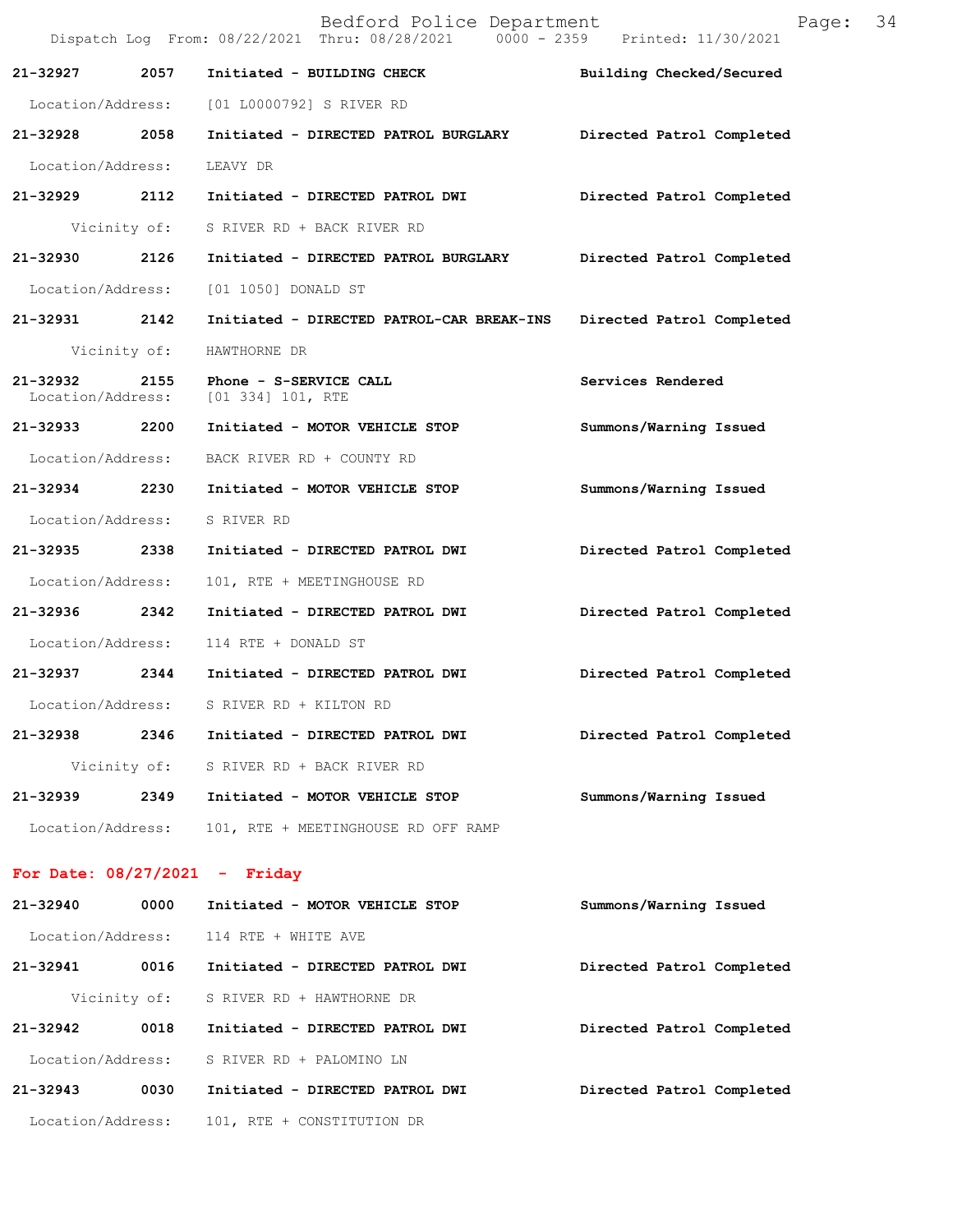| Call # | Time | Call Reason/Action | Disposition |
|---|---|---|---|
| 21-32927 | 2057 | Initiated - BUILDING CHECK | Building Checked/Secured |
| | | Location/Address: [01 L0000792] S RIVER RD | |
| 21-32928 | 2058 | Initiated - DIRECTED PATROL BURGLARY | Directed Patrol Completed |
| | | Location/Address: LEAVY DR | |
| 21-32929 | 2112 | Initiated - DIRECTED PATROL DWI | Directed Patrol Completed |
| | | Vicinity of: S RIVER RD + BACK RIVER RD | |
| 21-32930 | 2126 | Initiated - DIRECTED PATROL BURGLARY | Directed Patrol Completed |
| | | Location/Address: [01 1050] DONALD ST | |
| 21-32931 | 2142 | Initiated - DIRECTED PATROL-CAR BREAK-INS | Directed Patrol Completed |
| | | Vicinity of: HAWTHORNE DR | |
| 21-32932 | 2155 | Phone - S-SERVICE CALL | Services Rendered |
| | | Location/Address: [01 334] 101, RTE | |
| 21-32933 | 2200 | Initiated - MOTOR VEHICLE STOP | Summons/Warning Issued |
| | | Location/Address: BACK RIVER RD + COUNTY RD | |
| 21-32934 | 2230 | Initiated - MOTOR VEHICLE STOP | Summons/Warning Issued |
| | | Location/Address: S RIVER RD | |
| 21-32935 | 2338 | Initiated - DIRECTED PATROL DWI | Directed Patrol Completed |
| | | Location/Address: 101, RTE + MEETINGHOUSE RD | |
| 21-32936 | 2342 | Initiated - DIRECTED PATROL DWI | Directed Patrol Completed |
| | | Location/Address: 114 RTE + DONALD ST | |
| 21-32937 | 2344 | Initiated - DIRECTED PATROL DWI | Directed Patrol Completed |
| | | Location/Address: S RIVER RD + KILTON RD | |
| 21-32938 | 2346 | Initiated - DIRECTED PATROL DWI | Directed Patrol Completed |
| | | Vicinity of: S RIVER RD + BACK RIVER RD | |
| 21-32939 | 2349 | Initiated - MOTOR VEHICLE STOP | Summons/Warning Issued |
| | | Location/Address: 101, RTE + MEETINGHOUSE RD OFF RAMP | |

## For Date: 08/27/2021 - Friday

| Call # | Time | Call Reason/Action | Disposition |
|---|---|---|---|
| 21-32940 | 0000 | Initiated - MOTOR VEHICLE STOP | Summons/Warning Issued |
| | | Location/Address: 114 RTE + WHITE AVE | |
| 21-32941 | 0016 | Initiated - DIRECTED PATROL DWI | Directed Patrol Completed |
| | | Vicinity of: S RIVER RD + HAWTHORNE DR | |
| 21-32942 | 0018 | Initiated - DIRECTED PATROL DWI | Directed Patrol Completed |
| | | Location/Address: S RIVER RD + PALOMINO LN | |
| 21-32943 | 0030 | Initiated - DIRECTED PATROL DWI | Directed Patrol Completed |
| | | Location/Address: 101, RTE + CONSTITUTION DR | |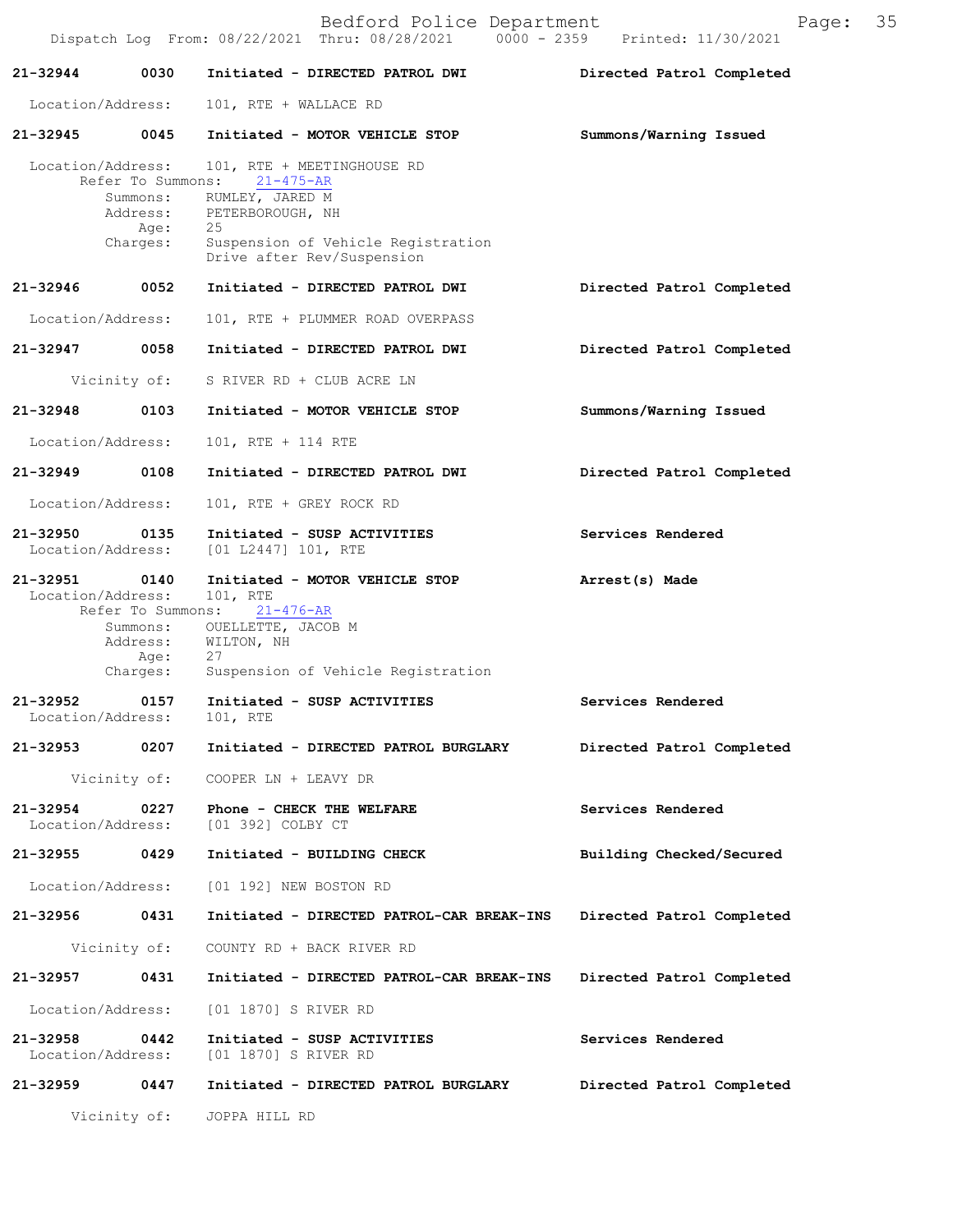**21-32944** 0030 **Initiated - DIRECTED PATROL DWI** **Directed Patrol Completed**

Location/Address: 101, RTE + WALLACE RD

**21-32945** 0045 **Initiated - MOTOR VEHICLE STOP** **Summons/Warning Issued**

Location/Address: 101, RTE + MEETINGHOUSE RD
Refer To Summons: 21-475-AR
Summons: RUMLEY, JARED M
Address: PETERBOROUGH, NH
Age: 25
Charges: Suspension of Vehicle Registration
Drive after Rev/Suspension

**21-32946** 0052 **Initiated - DIRECTED PATROL DWI** **Directed Patrol Completed**

Location/Address: 101, RTE + PLUMMER ROAD OVERPASS

**21-32947** 0058 **Initiated - DIRECTED PATROL DWI** **Directed Patrol Completed**

Vicinity of: S RIVER RD + CLUB ACRE LN

**21-32948** 0103 **Initiated - MOTOR VEHICLE STOP** **Summons/Warning Issued**

Location/Address: 101, RTE + 114 RTE

**21-32949** 0108 **Initiated - DIRECTED PATROL DWI** **Directed Patrol Completed**

Location/Address: 101, RTE + GREY ROCK RD

**21-32950** 0135 **Initiated - SUSP ACTIVITIES** **Services Rendered**
Location/Address: [01 L2447] 101, RTE

**21-32951** 0140 **Initiated - MOTOR VEHICLE STOP** **Arrest(s) Made**
Location/Address: 101, RTE
Refer To Summons: 21-476-AR
Summons: OUELLETTE, JACOB M
Address: WILTON, NH
Age: 27
Charges: Suspension of Vehicle Registration

**21-32952** 0157 **Initiated - SUSP ACTIVITIES** **Services Rendered**
Location/Address: 101, RTE

**21-32953** 0207 **Initiated - DIRECTED PATROL BURGLARY** **Directed Patrol Completed**

Vicinity of: COOPER LN + LEAVY DR

**21-32954** 0227 **Phone - CHECK THE WELFARE** **Services Rendered**
Location/Address: [01 392] COLBY CT

**21-32955** 0429 **Initiated - BUILDING CHECK** **Building Checked/Secured**

Location/Address: [01 192] NEW BOSTON RD

**21-32956** 0431 **Initiated - DIRECTED PATROL-CAR BREAK-INS** **Directed Patrol Completed**

Vicinity of: COUNTY RD + BACK RIVER RD

**21-32957** 0431 **Initiated - DIRECTED PATROL-CAR BREAK-INS** **Directed Patrol Completed**

Location/Address: [01 1870] S RIVER RD

**21-32958** 0442 **Initiated - SUSP ACTIVITIES** **Services Rendered**
Location/Address: [01 1870] S RIVER RD

**21-32959** 0447 **Initiated - DIRECTED PATROL BURGLARY** **Directed Patrol Completed**

Vicinity of: JOPPA HILL RD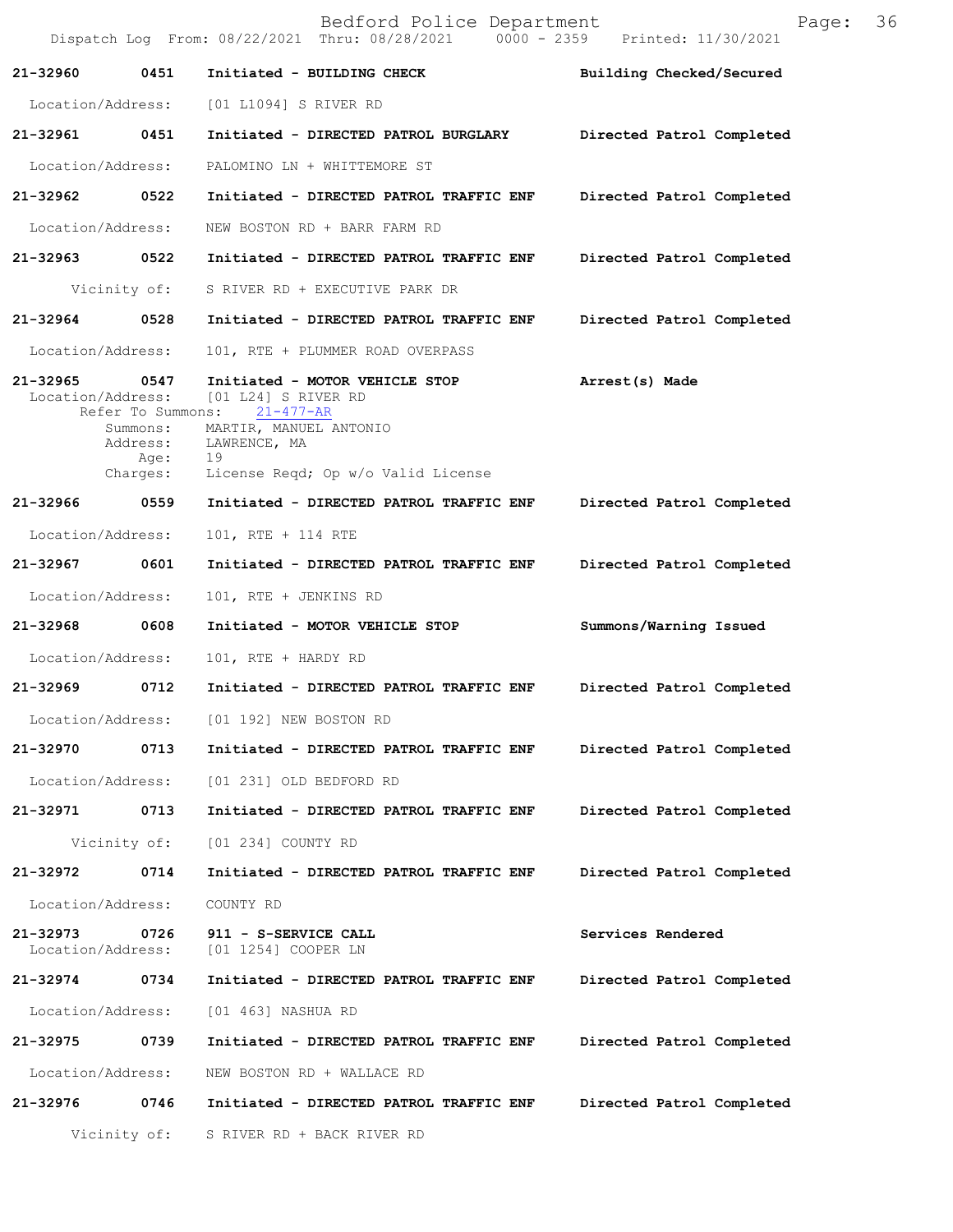Bedford Police Department

Dispatch Log From: 08/22/2021 Thru: 08/28/2021 0000 - 2359 Printed: 11/30/2021

**21-32960 0451 Initiated - BUILDING CHECK** — Building Checked/Secured
Location/Address: [01 L1094] S RIVER RD

**21-32961 0451 Initiated - DIRECTED PATROL BURGLARY** — Directed Patrol Completed
Location/Address: PALOMINO LN + WHITTEMORE ST

**21-32962 0522 Initiated - DIRECTED PATROL TRAFFIC ENF** — Directed Patrol Completed
Location/Address: NEW BOSTON RD + BARR FARM RD

**21-32963 0522 Initiated - DIRECTED PATROL TRAFFIC ENF** — Directed Patrol Completed
Vicinity of: S RIVER RD + EXECUTIVE PARK DR

**21-32964 0528 Initiated - DIRECTED PATROL TRAFFIC ENF** — Directed Patrol Completed
Location/Address: 101, RTE + PLUMMER ROAD OVERPASS

**21-32965 0547 Initiated - MOTOR VEHICLE STOP** — Arrest(s) Made
Location/Address: [01 L24] S RIVER RD
Refer To Summons: 21-477-AR
Summons: MARTIR, MANUEL ANTONIO
Address: LAWRENCE, MA
Age: 19
Charges: License Reqd; Op w/o Valid License

**21-32966 0559 Initiated - DIRECTED PATROL TRAFFIC ENF** — Directed Patrol Completed
Location/Address: 101, RTE + 114 RTE

**21-32967 0601 Initiated - DIRECTED PATROL TRAFFIC ENF** — Directed Patrol Completed
Location/Address: 101, RTE + JENKINS RD

**21-32968 0608 Initiated - MOTOR VEHICLE STOP** — Summons/Warning Issued
Location/Address: 101, RTE + HARDY RD

**21-32969 0712 Initiated - DIRECTED PATROL TRAFFIC ENF** — Directed Patrol Completed
Location/Address: [01 192] NEW BOSTON RD

**21-32970 0713 Initiated - DIRECTED PATROL TRAFFIC ENF** — Directed Patrol Completed
Location/Address: [01 231] OLD BEDFORD RD

**21-32971 0713 Initiated - DIRECTED PATROL TRAFFIC ENF** — Directed Patrol Completed
Vicinity of: [01 234] COUNTY RD

**21-32972 0714 Initiated - DIRECTED PATROL TRAFFIC ENF** — Directed Patrol Completed
Location/Address: COUNTY RD

**21-32973 0726 911 - S-SERVICE CALL** — Services Rendered
Location/Address: [01 1254] COOPER LN

**21-32974 0734 Initiated - DIRECTED PATROL TRAFFIC ENF** — Directed Patrol Completed
Location/Address: [01 463] NASHUA RD

**21-32975 0739 Initiated - DIRECTED PATROL TRAFFIC ENF** — Directed Patrol Completed
Location/Address: NEW BOSTON RD + WALLACE RD

**21-32976 0746 Initiated - DIRECTED PATROL TRAFFIC ENF** — Directed Patrol Completed
Vicinity of: S RIVER RD + BACK RIVER RD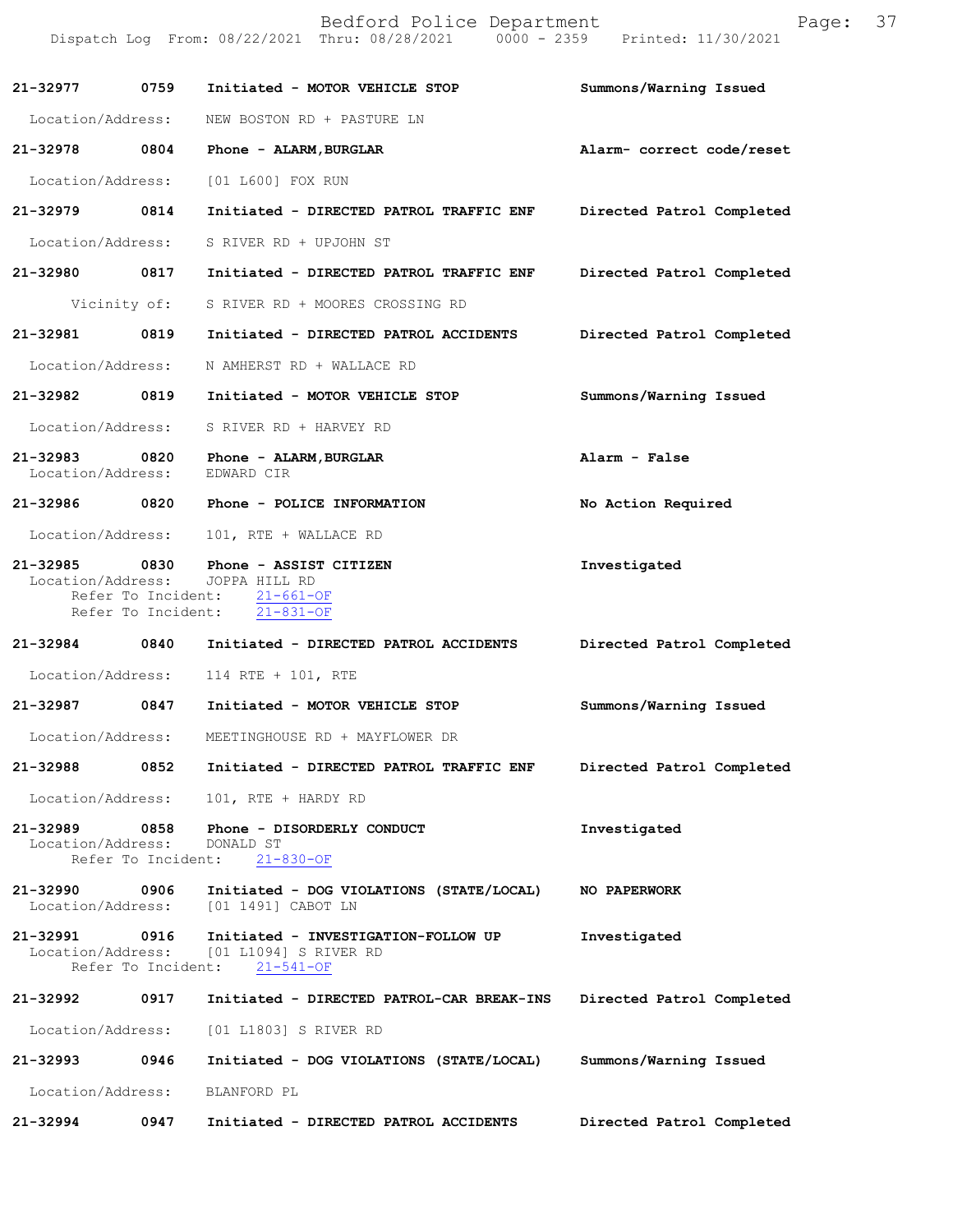21-32977 0759 Initiated - MOTOR VEHICLE STOP **Summons/Warning Issued**

Location/Address: NEW BOSTON RD + PASTURE LN

21-32978 0804 Phone - ALARM,BURGLAR **Alarm- correct code/reset**

Location/Address: [01 L600] FOX RUN

21-32979 0814 Initiated - DIRECTED PATROL TRAFFIC ENF **Directed Patrol Completed**

Location/Address: S RIVER RD + UPJOHN ST

21-32980 0817 Initiated - DIRECTED PATROL TRAFFIC ENF **Directed Patrol Completed**

Vicinity of: S RIVER RD + MOORES CROSSING RD

21-32981 0819 Initiated - DIRECTED PATROL ACCIDENTS **Directed Patrol Completed**

Location/Address: N AMHERST RD + WALLACE RD

21-32982 0819 Initiated - MOTOR VEHICLE STOP **Summons/Warning Issued**

Location/Address: S RIVER RD + HARVEY RD

21-32983 0820 Phone - ALARM,BURGLAR **Alarm - False**
Location/Address: EDWARD CIR

21-32986 0820 Phone - POLICE INFORMATION **No Action Required**

Location/Address: 101, RTE + WALLACE RD

21-32985 0830 Phone - ASSIST CITIZEN **Investigated**
Location/Address: JOPPA HILL RD
Refer To Incident: 21-661-OF
Refer To Incident: 21-831-OF

21-32984 0840 Initiated - DIRECTED PATROL ACCIDENTS **Directed Patrol Completed**

Location/Address: 114 RTE + 101, RTE

21-32987 0847 Initiated - MOTOR VEHICLE STOP **Summons/Warning Issued**

Location/Address: MEETINGHOUSE RD + MAYFLOWER DR

21-32988 0852 Initiated - DIRECTED PATROL TRAFFIC ENF **Directed Patrol Completed**

Location/Address: 101, RTE + HARDY RD

21-32989 0858 Phone - DISORDERLY CONDUCT **Investigated**
Location/Address: DONALD ST
Refer To Incident: 21-830-OF

21-32990 0906 Initiated - DOG VIOLATIONS (STATE/LOCAL) **NO PAPERWORK**
Location/Address: [01 1491] CABOT LN

21-32991 0916 Initiated - INVESTIGATION-FOLLOW UP **Investigated**
Location/Address: [01 L1094] S RIVER RD
Refer To Incident: 21-541-OF

21-32992 0917 Initiated - DIRECTED PATROL-CAR BREAK-INS **Directed Patrol Completed**

Location/Address: [01 L1803] S RIVER RD

21-32993 0946 Initiated - DOG VIOLATIONS (STATE/LOCAL) **Summons/Warning Issued**

Location/Address: BLANFORD PL

21-32994 0947 Initiated - DIRECTED PATROL ACCIDENTS **Directed Patrol Completed**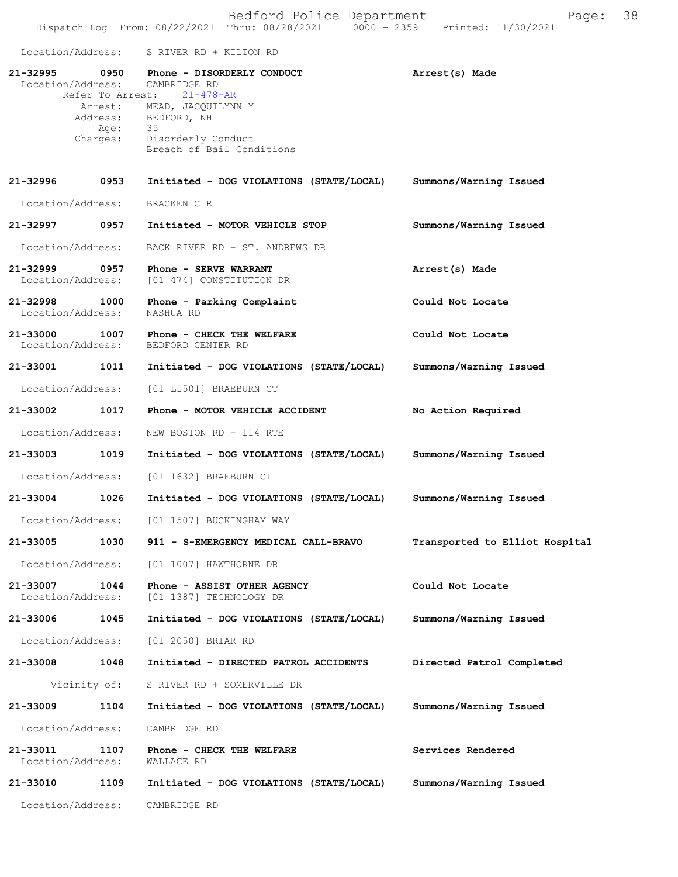Location/Address: S RIVER RD + KILTON RD

**21-32995** 0950 **Phone - DISORDERLY CONDUCT** **Arrest(s) Made**
Location/Address: CAMBRIDGE RD
Refer To Arrest: 21-478-AR
Arrest: MEAD, JACQUILYNN Y
Address: BEDFORD, NH
Age: 35
Charges: Disorderly Conduct
Breach of Bail Conditions

**21-32996** 0953 **Initiated - DOG VIOLATIONS (STATE/LOCAL)** **Summons/Warning Issued**
Location/Address: BRACKEN CIR

**21-32997** 0957 **Initiated - MOTOR VEHICLE STOP** **Summons/Warning Issued**
Location/Address: BACK RIVER RD + ST. ANDREWS DR

**21-32999** 0957 **Phone - SERVE WARRANT** **Arrest(s) Made**
Location/Address: [01 474] CONSTITUTION DR

**21-32998** 1000 **Phone - Parking Complaint** **Could Not Locate**
Location/Address: NASHUA RD

**21-33000** 1007 **Phone - CHECK THE WELFARE** **Could Not Locate**
Location/Address: BEDFORD CENTER RD

**21-33001** 1011 **Initiated - DOG VIOLATIONS (STATE/LOCAL)** **Summons/Warning Issued**
Location/Address: [01 L1501] BRAEBURN CT

**21-33002** 1017 **Phone - MOTOR VEHICLE ACCIDENT** **No Action Required**
Location/Address: NEW BOSTON RD + 114 RTE

**21-33003** 1019 **Initiated - DOG VIOLATIONS (STATE/LOCAL)** **Summons/Warning Issued**
Location/Address: [01 1632] BRAEBURN CT

**21-33004** 1026 **Initiated - DOG VIOLATIONS (STATE/LOCAL)** **Summons/Warning Issued**
Location/Address: [01 1507] BUCKINGHAM WAY

**21-33005** 1030 **911 - S-EMERGENCY MEDICAL CALL-BRAVO** **Transported to Elliot Hospital**
Location/Address: [01 1007] HAWTHORNE DR

**21-33007** 1044 **Phone - ASSIST OTHER AGENCY** **Could Not Locate**
Location/Address: [01 1387] TECHNOLOGY DR

**21-33006** 1045 **Initiated - DOG VIOLATIONS (STATE/LOCAL)** **Summons/Warning Issued**
Location/Address: [01 2050] BRIAR RD

**21-33008** 1048 **Initiated - DIRECTED PATROL ACCIDENTS** **Directed Patrol Completed**
Vicinity of: S RIVER RD + SOMERVILLE DR

**21-33009** 1104 **Initiated - DOG VIOLATIONS (STATE/LOCAL)** **Summons/Warning Issued**
Location/Address: CAMBRIDGE RD

**21-33011** 1107 **Phone - CHECK THE WELFARE** **Services Rendered**
Location/Address: WALLACE RD

**21-33010** 1109 **Initiated - DOG VIOLATIONS (STATE/LOCAL)** **Summons/Warning Issued**
Location/Address: CAMBRIDGE RD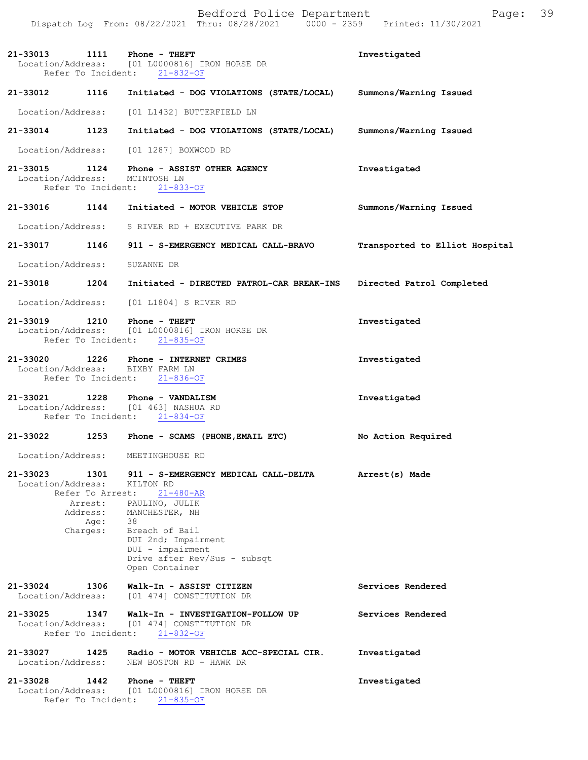**21-33013** 1111 **Phone - THEFT** **Investigated**
Location/Address: [01 L0000816] IRON HORSE DR
Refer To Incident: 21-832-OF

**21-33012** 1116 **Initiated - DOG VIOLATIONS (STATE/LOCAL)** **Summons/Warning Issued**
Location/Address: [01 L1432] BUTTERFIELD LN

**21-33014** 1123 **Initiated - DOG VIOLATIONS (STATE/LOCAL)** **Summons/Warning Issued**
Location/Address: [01 1287] BOXWOOD RD

**21-33015** 1124 **Phone - ASSIST OTHER AGENCY** **Investigated**
Location/Address: MCINTOSH LN
Refer To Incident: 21-833-OF

**21-33016** 1144 **Initiated - MOTOR VEHICLE STOP** **Summons/Warning Issued**
Location/Address: S RIVER RD + EXECUTIVE PARK DR

**21-33017** 1146 **911 - S-EMERGENCY MEDICAL CALL-BRAVO** **Transported to Elliot Hospital**
Location/Address: SUZANNE DR

**21-33018** 1204 **Initiated - DIRECTED PATROL-CAR BREAK-INS** **Directed Patrol Completed**
Location/Address: [01 L1804] S RIVER RD

**21-33019** 1210 **Phone - THEFT** **Investigated**
Location/Address: [01 L0000816] IRON HORSE DR
Refer To Incident: 21-835-OF

**21-33020** 1226 **Phone - INTERNET CRIMES** **Investigated**
Location/Address: BIXBY FARM LN
Refer To Incident: 21-836-OF

**21-33021** 1228 **Phone - VANDALISM** **Investigated**
Location/Address: [01 463] NASHUA RD
Refer To Incident: 21-834-OF

**21-33022** 1253 **Phone - SCAMS (PHONE,EMAIL ETC)** **No Action Required**
Location/Address: MEETINGHOUSE RD

**21-33023** 1301 **911 - S-EMERGENCY MEDICAL CALL-DELTA** **Arrest(s) Made**
Location/Address: KILTON RD
Refer To Arrest: 21-480-AR
Arrest: PAULINO, JULIK
Address: MANCHESTER, NH
Age: 38
Charges: Breach of Bail
DUI 2nd; Impairment
DUI - impairment
Drive after Rev/Sus - subsqt
Open Container

**21-33024** 1306 **Walk-In - ASSIST CITIZEN** **Services Rendered**
Location/Address: [01 474] CONSTITUTION DR

**21-33025** 1347 **Walk-In - INVESTIGATION-FOLLOW UP** **Services Rendered**
Location/Address: [01 474] CONSTITUTION DR
Refer To Incident: 21-832-OF

**21-33027** 1425 **Radio - MOTOR VEHICLE ACC-SPECIAL CIR.** **Investigated**
Location/Address: NEW BOSTON RD + HAWK DR

**21-33028** 1442 **Phone - THEFT** **Investigated**
Location/Address: [01 L0000816] IRON HORSE DR
Refer To Incident: 21-835-OF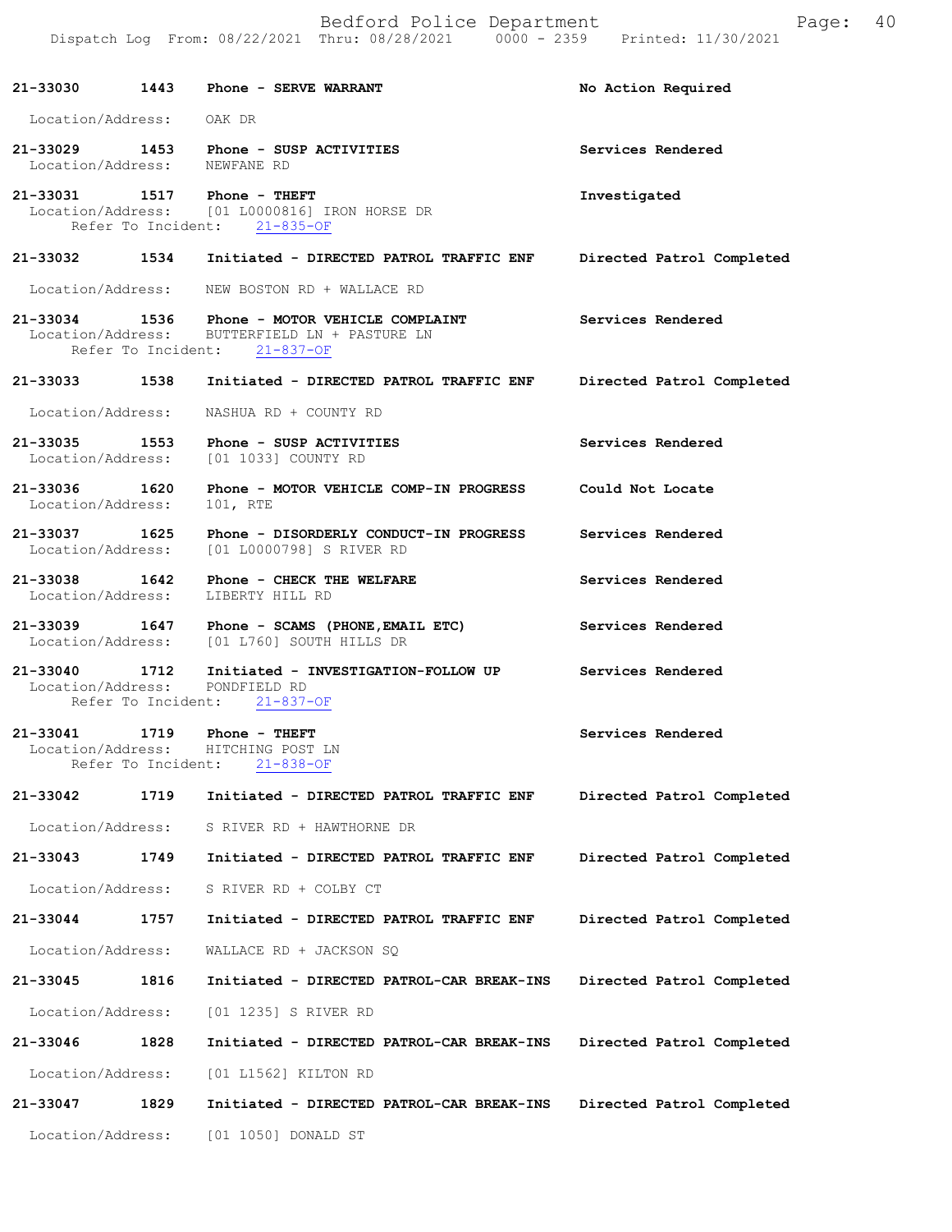Bedford Police Department
Dispatch Log From: 08/22/2021 Thru: 08/28/2021 0000 - 2359 Printed: 11/30/2021

**21-33030 1443 Phone - SERVE WARRANT** No Action Required
Location/Address: OAK DR

**21-33029 1453 Phone - SUSP ACTIVITIES** Services Rendered
Location/Address: NEWFANE RD

**21-33031 1517 Phone - THEFT** Investigated
Location/Address: [01 L0000816] IRON HORSE DR
Refer To Incident: 21-835-OF

**21-33032 1534 Initiated - DIRECTED PATROL TRAFFIC ENF** Directed Patrol Completed
Location/Address: NEW BOSTON RD + WALLACE RD

**21-33034 1536 Phone - MOTOR VEHICLE COMPLAINT** Services Rendered
Location/Address: BUTTERFIELD LN + PASTURE LN
Refer To Incident: 21-837-OF

**21-33033 1538 Initiated - DIRECTED PATROL TRAFFIC ENF** Directed Patrol Completed
Location/Address: NASHUA RD + COUNTY RD

**21-33035 1553 Phone - SUSP ACTIVITIES** Services Rendered
Location/Address: [01 1033] COUNTY RD

**21-33036 1620 Phone - MOTOR VEHICLE COMP-IN PROGRESS** Could Not Locate
Location/Address: 101, RTE

**21-33037 1625 Phone - DISORDERLY CONDUCT-IN PROGRESS** Services Rendered
Location/Address: [01 L0000798] S RIVER RD

**21-33038 1642 Phone - CHECK THE WELFARE** Services Rendered
Location/Address: LIBERTY HILL RD

**21-33039 1647 Phone - SCAMS (PHONE,EMAIL ETC)** Services Rendered
Location/Address: [01 L760] SOUTH HILLS DR

**21-33040 1712 Initiated - INVESTIGATION-FOLLOW UP** Services Rendered
Location/Address: PONDFIELD RD
Refer To Incident: 21-837-OF

**21-33041 1719 Phone - THEFT** Services Rendered
Location/Address: HITCHING POST LN
Refer To Incident: 21-838-OF

**21-33042 1719 Initiated - DIRECTED PATROL TRAFFIC ENF** Directed Patrol Completed
Location/Address: S RIVER RD + HAWTHORNE DR

**21-33043 1749 Initiated - DIRECTED PATROL TRAFFIC ENF** Directed Patrol Completed
Location/Address: S RIVER RD + COLBY CT

**21-33044 1757 Initiated - DIRECTED PATROL TRAFFIC ENF** Directed Patrol Completed
Location/Address: WALLACE RD + JACKSON SQ

**21-33045 1816 Initiated - DIRECTED PATROL-CAR BREAK-INS** Directed Patrol Completed
Location/Address: [01 1235] S RIVER RD

**21-33046 1828 Initiated - DIRECTED PATROL-CAR BREAK-INS** Directed Patrol Completed
Location/Address: [01 L1562] KILTON RD

**21-33047 1829 Initiated - DIRECTED PATROL-CAR BREAK-INS** Directed Patrol Completed
Location/Address: [01 1050] DONALD ST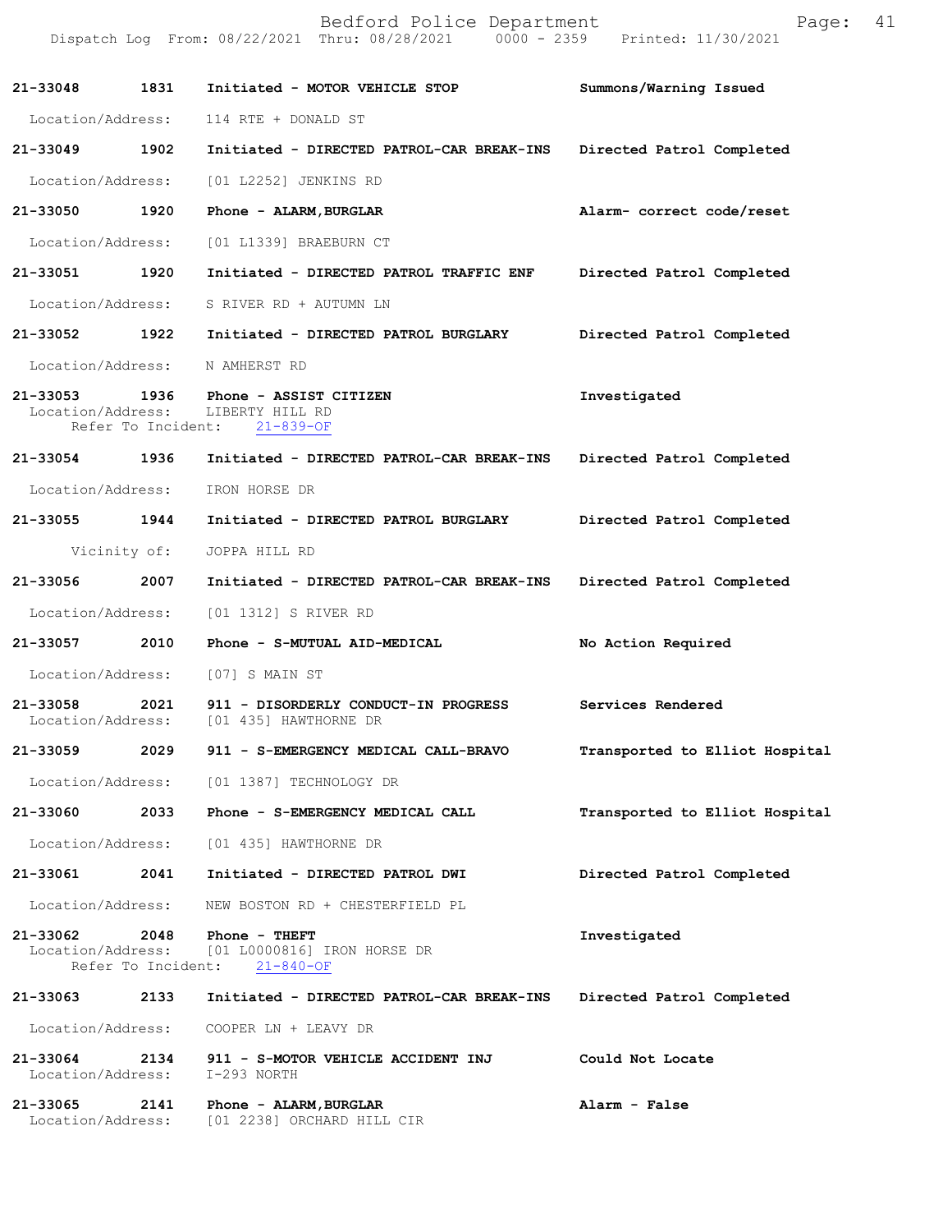| Call Number | Time | Call Reason | Action |
|---|---|---|---|
| **21-33048** | **1831** | **Initiated - MOTOR VEHICLE STOP** | **Summons/Warning Issued** |
| Location/Address: | | 114 RTE + DONALD ST | |
| **21-33049** | **1902** | **Initiated - DIRECTED PATROL-CAR BREAK-INS** | **Directed Patrol Completed** |
| Location/Address: | | [01 L2252] JENKINS RD | |
| **21-33050** | **1920** | **Phone - ALARM,BURGLAR** | **Alarm- correct code/reset** |
| Location/Address: | | [01 L1339] BRAEBURN CT | |
| **21-33051** | **1920** | **Initiated - DIRECTED PATROL TRAFFIC ENF** | **Directed Patrol Completed** |
| Location/Address: | | S RIVER RD + AUTUMN LN | |
| **21-33052** | **1922** | **Initiated - DIRECTED PATROL BURGLARY** | **Directed Patrol Completed** |
| Location/Address: | | N AMHERST RD | |
| **21-33053** | **1936** | **Phone - ASSIST CITIZEN** | **Investigated** |
| Location/Address: | | LIBERTY HILL RD | |
| Refer To Incident: | | 21-839-OF | |
| **21-33054** | **1936** | **Initiated - DIRECTED PATROL-CAR BREAK-INS** | **Directed Patrol Completed** |
| Location/Address: | | IRON HORSE DR | |
| **21-33055** | **1944** | **Initiated - DIRECTED PATROL BURGLARY** | **Directed Patrol Completed** |
| Vicinity of: | | JOPPA HILL RD | |
| **21-33056** | **2007** | **Initiated - DIRECTED PATROL-CAR BREAK-INS** | **Directed Patrol Completed** |
| Location/Address: | | [01 1312] S RIVER RD | |
| **21-33057** | **2010** | **Phone - S-MUTUAL AID-MEDICAL** | **No Action Required** |
| Location/Address: | | [07] S MAIN ST | |
| **21-33058** | **2021** | **911 - DISORDERLY CONDUCT-IN PROGRESS** | **Services Rendered** |
| Location/Address: | | [01 435] HAWTHORNE DR | |
| **21-33059** | **2029** | **911 - S-EMERGENCY MEDICAL CALL-BRAVO** | **Transported to Elliot Hospital** |
| Location/Address: | | [01 1387] TECHNOLOGY DR | |
| **21-33060** | **2033** | **Phone - S-EMERGENCY MEDICAL CALL** | **Transported to Elliot Hospital** |
| Location/Address: | | [01 435] HAWTHORNE DR | |
| **21-33061** | **2041** | **Initiated - DIRECTED PATROL DWI** | **Directed Patrol Completed** |
| Location/Address: | | NEW BOSTON RD + CHESTERFIELD PL | |
| **21-33062** | **2048** | **Phone - THEFT** | **Investigated** |
| Location/Address: | | [01 L0000816] IRON HORSE DR | |
| Refer To Incident: | | 21-840-OF | |
| **21-33063** | **2133** | **Initiated - DIRECTED PATROL-CAR BREAK-INS** | **Directed Patrol Completed** |
| Location/Address: | | COOPER LN + LEAVY DR | |
| **21-33064** | **2134** | **911 - S-MOTOR VEHICLE ACCIDENT INJ** | **Could Not Locate** |
| Location/Address: | | I-293 NORTH | |
| **21-33065** | **2141** | **Phone - ALARM,BURGLAR** | **Alarm - False** |
| Location/Address: | | [01 2238] ORCHARD HILL CIR | |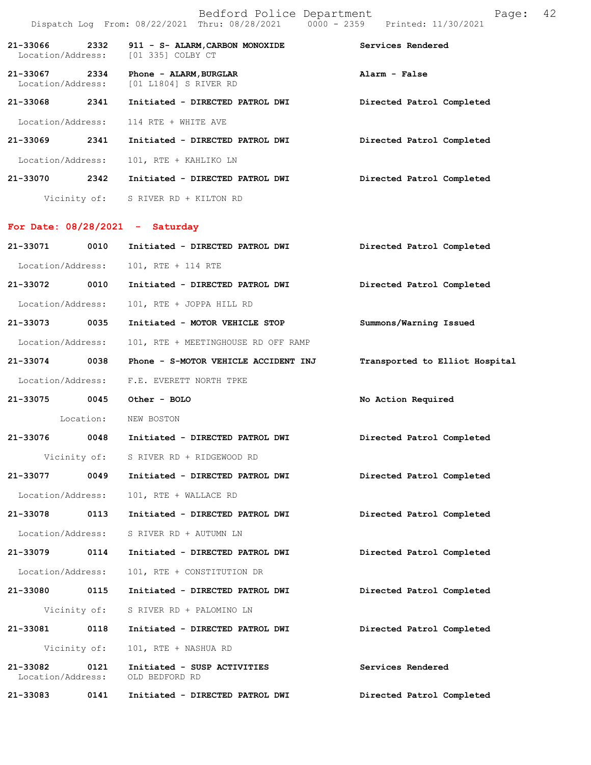| | | | |
|---|---|---|---|
| 21-33066 | 2332 | 911 - S- ALARM,CARBON MONOXIDE | Services Rendered |
| Location/Address: | | [01 335] COLBY CT | |
| 21-33067 | 2334 | Phone - ALARM,BURGLAR | Alarm - False |
| Location/Address: | | [01 L1804] S RIVER RD | |
| 21-33068 | 2341 | Initiated - DIRECTED PATROL DWI | Directed Patrol Completed |
| Location/Address: | | 114 RTE + WHITE AVE | |
| 21-33069 | 2341 | Initiated - DIRECTED PATROL DWI | Directed Patrol Completed |
| Location/Address: | | 101, RTE + KAHLIKO LN | |
| 21-33070 | 2342 | Initiated - DIRECTED PATROL DWI | Directed Patrol Completed |
| Vicinity of: | | S RIVER RD + KILTON RD | |

**For Date: 08/28/2021 - Saturday**

| | | | |
|---|---|---|---|
| 21-33071 | 0010 | Initiated - DIRECTED PATROL DWI | Directed Patrol Completed |
| Location/Address: | | 101, RTE + 114 RTE | |
| 21-33072 | 0010 | Initiated - DIRECTED PATROL DWI | Directed Patrol Completed |
| Location/Address: | | 101, RTE + JOPPA HILL RD | |
| 21-33073 | 0035 | Initiated - MOTOR VEHICLE STOP | Summons/Warning Issued |
| Location/Address: | | 101, RTE + MEETINGHOUSE RD OFF RAMP | |
| 21-33074 | 0038 | Phone - S-MOTOR VEHICLE ACCIDENT INJ | Transported to Elliot Hospital |
| Location/Address: | | F.E. EVERETT NORTH TPKE | |
| 21-33075 | 0045 | Other - BOLO | No Action Required |
| Location: | | NEW BOSTON | |
| 21-33076 | 0048 | Initiated - DIRECTED PATROL DWI | Directed Patrol Completed |
| Vicinity of: | | S RIVER RD + RIDGEWOOD RD | |
| 21-33077 | 0049 | Initiated - DIRECTED PATROL DWI | Directed Patrol Completed |
| Location/Address: | | 101, RTE + WALLACE RD | |
| 21-33078 | 0113 | Initiated - DIRECTED PATROL DWI | Directed Patrol Completed |
| Location/Address: | | S RIVER RD + AUTUMN LN | |
| 21-33079 | 0114 | Initiated - DIRECTED PATROL DWI | Directed Patrol Completed |
| Location/Address: | | 101, RTE + CONSTITUTION DR | |
| 21-33080 | 0115 | Initiated - DIRECTED PATROL DWI | Directed Patrol Completed |
| Vicinity of: | | S RIVER RD + PALOMINO LN | |
| 21-33081 | 0118 | Initiated - DIRECTED PATROL DWI | Directed Patrol Completed |
| Vicinity of: | | 101, RTE + NASHUA RD | |
| 21-33082 | 0121 | Initiated - SUSP ACTIVITIES | Services Rendered |
| Location/Address: | | OLD BEDFORD RD | |
| 21-33083 | 0141 | Initiated - DIRECTED PATROL DWI | Directed Patrol Completed |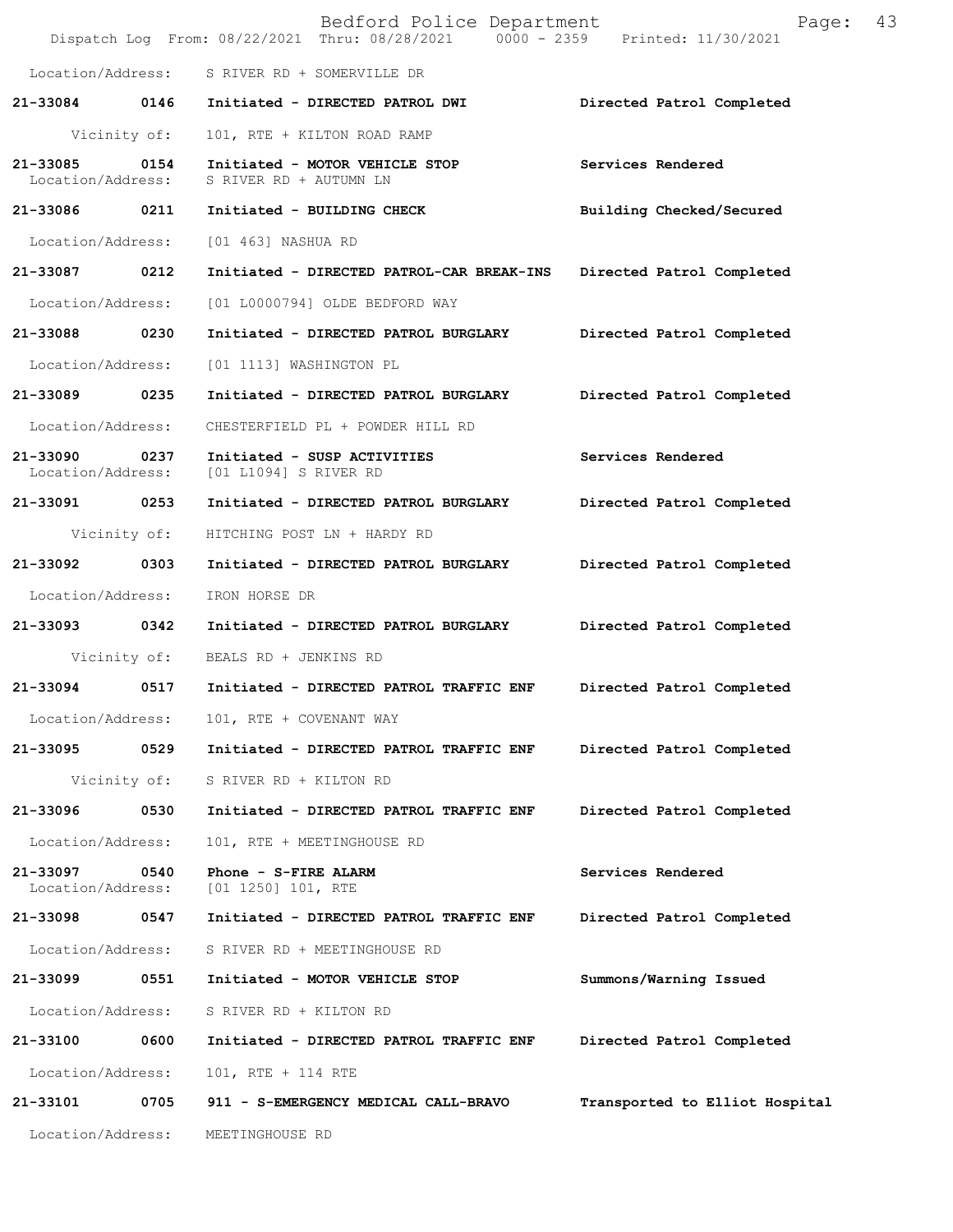Location/Address: S RIVER RD + SOMERVILLE DR

| Call # | Time | Call Type | Disposition |
|---|---|---|---|
| **21-33084** | **0146** | **Initiated - DIRECTED PATROL DWI** | **Directed Patrol Completed** |
| Vicinity of: | | 101, RTE + KILTON ROAD RAMP | |
| **21-33085** | **0154** | **Initiated - MOTOR VEHICLE STOP** | **Services Rendered** |
| Location/Address: | | S RIVER RD + AUTUMN LN | |
| **21-33086** | **0211** | **Initiated - BUILDING CHECK** | **Building Checked/Secured** |
| Location/Address: | | [01 463] NASHUA RD | |
| **21-33087** | **0212** | **Initiated - DIRECTED PATROL-CAR BREAK-INS** | **Directed Patrol Completed** |
| Location/Address: | | [01 L0000794] OLDE BEDFORD WAY | |
| **21-33088** | **0230** | **Initiated - DIRECTED PATROL BURGLARY** | **Directed Patrol Completed** |
| Location/Address: | | [01 1113] WASHINGTON PL | |
| **21-33089** | **0235** | **Initiated - DIRECTED PATROL BURGLARY** | **Directed Patrol Completed** |
| Location/Address: | | CHESTERFIELD PL + POWDER HILL RD | |
| **21-33090** | **0237** | **Initiated - SUSP ACTIVITIES** | **Services Rendered** |
| Location/Address: | | [01 L1094] S RIVER RD | |
| **21-33091** | **0253** | **Initiated - DIRECTED PATROL BURGLARY** | **Directed Patrol Completed** |
| Vicinity of: | | HITCHING POST LN + HARDY RD | |
| **21-33092** | **0303** | **Initiated - DIRECTED PATROL BURGLARY** | **Directed Patrol Completed** |
| Location/Address: | | IRON HORSE DR | |
| **21-33093** | **0342** | **Initiated - DIRECTED PATROL BURGLARY** | **Directed Patrol Completed** |
| Vicinity of: | | BEALS RD + JENKINS RD | |
| **21-33094** | **0517** | **Initiated - DIRECTED PATROL TRAFFIC ENF** | **Directed Patrol Completed** |
| Location/Address: | | 101, RTE + COVENANT WAY | |
| **21-33095** | **0529** | **Initiated - DIRECTED PATROL TRAFFIC ENF** | **Directed Patrol Completed** |
| Vicinity of: | | S RIVER RD + KILTON RD | |
| **21-33096** | **0530** | **Initiated - DIRECTED PATROL TRAFFIC ENF** | **Directed Patrol Completed** |
| Location/Address: | | 101, RTE + MEETINGHOUSE RD | |
| **21-33097** | **0540** | **Phone - S-FIRE ALARM** | **Services Rendered** |
| Location/Address: | | [01 1250] 101, RTE | |
| **21-33098** | **0547** | **Initiated - DIRECTED PATROL TRAFFIC ENF** | **Directed Patrol Completed** |
| Location/Address: | | S RIVER RD + MEETINGHOUSE RD | |
| **21-33099** | **0551** | **Initiated - MOTOR VEHICLE STOP** | **Summons/Warning Issued** |
| Location/Address: | | S RIVER RD + KILTON RD | |
| **21-33100** | **0600** | **Initiated - DIRECTED PATROL TRAFFIC ENF** | **Directed Patrol Completed** |
| Location/Address: | | 101, RTE + 114 RTE | |
| **21-33101** | **0705** | **911 - S-EMERGENCY MEDICAL CALL-BRAVO** | **Transported to Elliot Hospital** |
| Location/Address: | | MEETINGHOUSE RD | |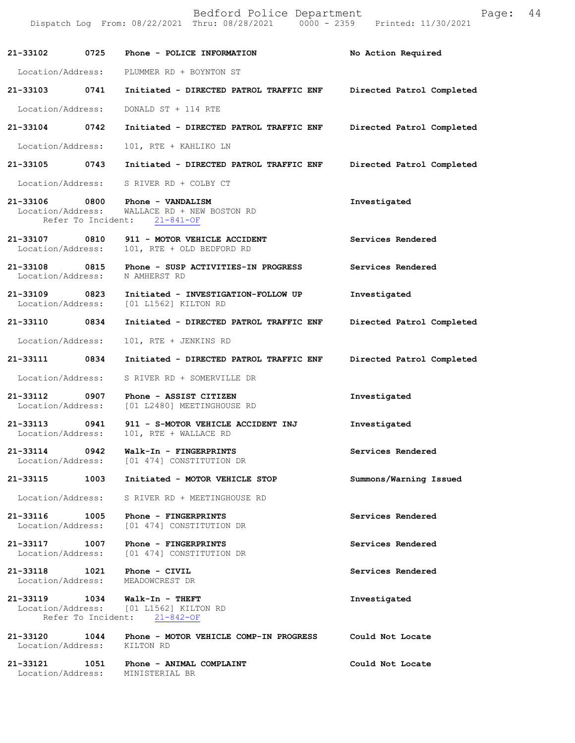21-33102 0725 Phone - POLICE INFORMATION No Action Required

Location/Address: PLUMMER RD + BOYNTON ST

21-33103 0741 Initiated - DIRECTED PATROL TRAFFIC ENF Directed Patrol Completed

Location/Address: DONALD ST + 114 RTE

21-33104 0742 Initiated - DIRECTED PATROL TRAFFIC ENF Directed Patrol Completed

Location/Address: 101, RTE + KAHLIKO LN

21-33105 0743 Initiated - DIRECTED PATROL TRAFFIC ENF Directed Patrol Completed

Location/Address: S RIVER RD + COLBY CT

21-33106 0800 Phone - VANDALISM Investigated
Location/Address: WALLACE RD + NEW BOSTON RD
Refer To Incident: 21-841-OF

21-33107 0810 911 - MOTOR VEHICLE ACCIDENT Services Rendered
Location/Address: 101, RTE + OLD BEDFORD RD

21-33108 0815 Phone - SUSP ACTIVITIES-IN PROGRESS Services Rendered
Location/Address: N AMHERST RD

21-33109 0823 Initiated - INVESTIGATION-FOLLOW UP Investigated
Location/Address: [01 L1562] KILTON RD

21-33110 0834 Initiated - DIRECTED PATROL TRAFFIC ENF Directed Patrol Completed

Location/Address: 101, RTE + JENKINS RD

21-33111 0834 Initiated - DIRECTED PATROL TRAFFIC ENF Directed Patrol Completed

Location/Address: S RIVER RD + SOMERVILLE DR

21-33112 0907 Phone - ASSIST CITIZEN Investigated
Location/Address: [01 L2480] MEETINGHOUSE RD

21-33113 0941 911 - S-MOTOR VEHICLE ACCIDENT INJ Investigated
Location/Address: 101, RTE + WALLACE RD

21-33114 0942 Walk-In - FINGERPRINTS Services Rendered
Location/Address: [01 474] CONSTITUTION DR

21-33115 1003 Initiated - MOTOR VEHICLE STOP Summons/Warning Issued

Location/Address: S RIVER RD + MEETINGHOUSE RD

21-33116 1005 Phone - FINGERPRINTS Services Rendered
Location/Address: [01 474] CONSTITUTION DR

21-33117 1007 Phone - FINGERPRINTS Services Rendered
Location/Address: [01 474] CONSTITUTION DR

21-33118 1021 Phone - CIVIL Services Rendered
Location/Address: MEADOWCREST DR

21-33119 1034 Walk-In - THEFT Investigated
Location/Address: [01 L1562] KILTON RD
Refer To Incident: 21-842-OF

21-33120 1044 Phone - MOTOR VEHICLE COMP-IN PROGRESS Could Not Locate
Location/Address: KILTON RD

21-33121 1051 Phone - ANIMAL COMPLAINT Could Not Locate
Location/Address: MINISTERIAL BR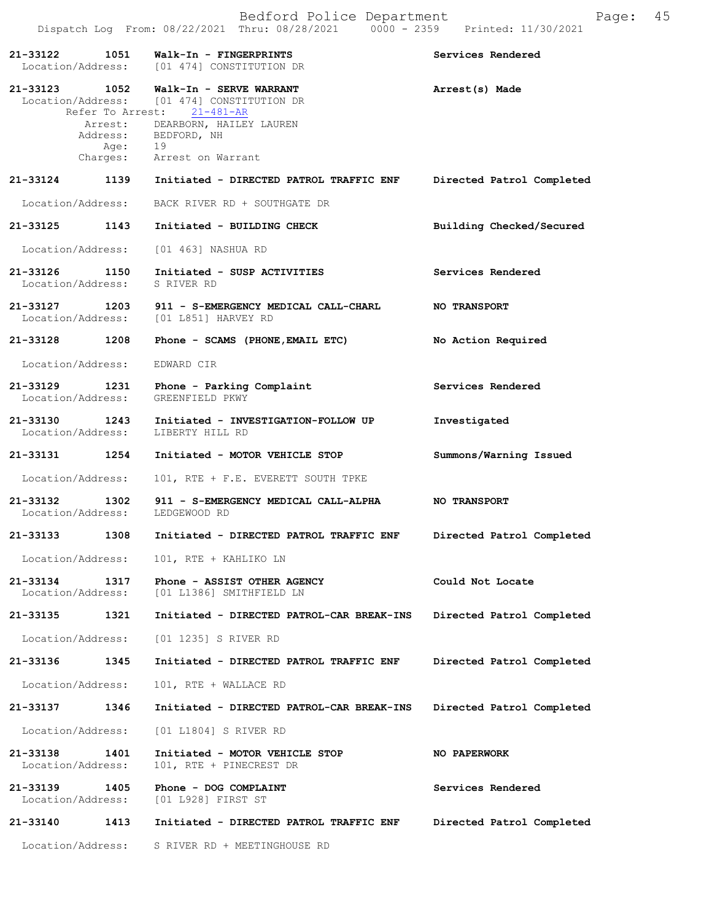**21-33122** 1051 **Walk-In - FINGERPRINTS** **Services Rendered**
Location/Address: [01 474] CONSTITUTION DR

**21-33123** 1052 **Walk-In - SERVE WARRANT** **Arrest(s) Made**
Location/Address: [01 474] CONSTITUTION DR
Refer To Arrest: 21-481-AR
Arrest: DEARBORN, HAILEY LAUREN
Address: BEDFORD, NH
Age: 19
Charges: Arrest on Warrant

**21-33124** 1139 **Initiated - DIRECTED PATROL TRAFFIC ENF** **Directed Patrol Completed**
Location/Address: BACK RIVER RD + SOUTHGATE DR

**21-33125** 1143 **Initiated - BUILDING CHECK** **Building Checked/Secured**
Location/Address: [01 463] NASHUA RD

**21-33126** 1150 **Initiated - SUSP ACTIVITIES** **Services Rendered**
Location/Address: S RIVER RD

**21-33127** 1203 **911 - S-EMERGENCY MEDICAL CALL-CHARL** **NO TRANSPORT**
Location/Address: [01 L851] HARVEY RD

**21-33128** 1208 **Phone - SCAMS (PHONE,EMAIL ETC)** **No Action Required**
Location/Address: EDWARD CIR

**21-33129** 1231 **Phone - Parking Complaint** **Services Rendered**
Location/Address: GREENFIELD PKWY

**21-33130** 1243 **Initiated - INVESTIGATION-FOLLOW UP** **Investigated**
Location/Address: LIBERTY HILL RD

**21-33131** 1254 **Initiated - MOTOR VEHICLE STOP** **Summons/Warning Issued**
Location/Address: 101, RTE + F.E. EVERETT SOUTH TPKE

**21-33132** 1302 **911 - S-EMERGENCY MEDICAL CALL-ALPHA** **NO TRANSPORT**
Location/Address: LEDGEWOOD RD

**21-33133** 1308 **Initiated - DIRECTED PATROL TRAFFIC ENF** **Directed Patrol Completed**
Location/Address: 101, RTE + KAHLIKO LN

**21-33134** 1317 **Phone - ASSIST OTHER AGENCY** **Could Not Locate**
Location/Address: [01 L1386] SMITHFIELD LN

**21-33135** 1321 **Initiated - DIRECTED PATROL-CAR BREAK-INS** **Directed Patrol Completed**
Location/Address: [01 1235] S RIVER RD

**21-33136** 1345 **Initiated - DIRECTED PATROL TRAFFIC ENF** **Directed Patrol Completed**
Location/Address: 101, RTE + WALLACE RD

**21-33137** 1346 **Initiated - DIRECTED PATROL-CAR BREAK-INS** **Directed Patrol Completed**
Location/Address: [01 L1804] S RIVER RD

**21-33138** 1401 **Initiated - MOTOR VEHICLE STOP** **NO PAPERWORK**
Location/Address: 101, RTE + PINECREST DR

**21-33139** 1405 **Phone - DOG COMPLAINT** **Services Rendered**
Location/Address: [01 L928] FIRST ST

**21-33140** 1413 **Initiated - DIRECTED PATROL TRAFFIC ENF** **Directed Patrol Completed**
Location/Address: S RIVER RD + MEETINGHOUSE RD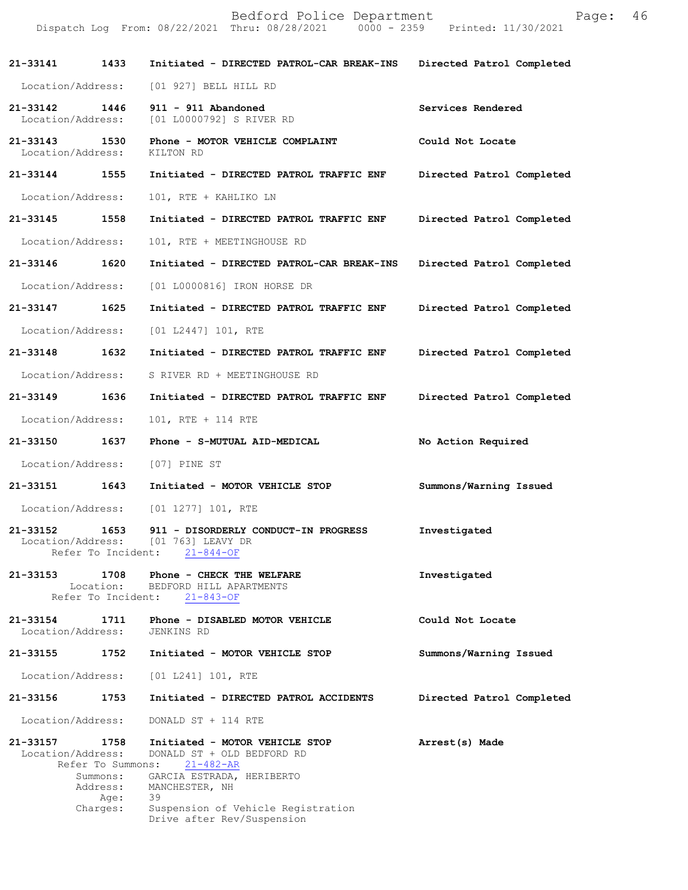**21-33141** **1433** **Initiated - DIRECTED PATROL-CAR BREAK-INS** **Directed Patrol Completed**

Location/Address: [01 927] BELL HILL RD

**21-33142** **1446** **911 - 911 Abandoned** **Services Rendered**
Location/Address: [01 L0000792] S RIVER RD

**21-33143** **1530** **Phone - MOTOR VEHICLE COMPLAINT** **Could Not Locate**
Location/Address: KILTON RD

**21-33144** **1555** **Initiated - DIRECTED PATROL TRAFFIC ENF** **Directed Patrol Completed**

Location/Address: 101, RTE + KAHLIKO LN

**21-33145** **1558** **Initiated - DIRECTED PATROL TRAFFIC ENF** **Directed Patrol Completed**

Location/Address: 101, RTE + MEETINGHOUSE RD

**21-33146** **1620** **Initiated - DIRECTED PATROL-CAR BREAK-INS** **Directed Patrol Completed**

Location/Address: [01 L0000816] IRON HORSE DR

**21-33147** **1625** **Initiated - DIRECTED PATROL TRAFFIC ENF** **Directed Patrol Completed**

Location/Address: [01 L2447] 101, RTE

**21-33148** **1632** **Initiated - DIRECTED PATROL TRAFFIC ENF** **Directed Patrol Completed**

Location/Address: S RIVER RD + MEETINGHOUSE RD

**21-33149** **1636** **Initiated - DIRECTED PATROL TRAFFIC ENF** **Directed Patrol Completed**

Location/Address: 101, RTE + 114 RTE

**21-33150** **1637** **Phone - S-MUTUAL AID-MEDICAL** **No Action Required**

Location/Address: [07] PINE ST

**21-33151** **1643** **Initiated - MOTOR VEHICLE STOP** **Summons/Warning Issued**

Location/Address: [01 1277] 101, RTE

**21-33152** **1653** **911 - DISORDERLY CONDUCT-IN PROGRESS** **Investigated**
Location/Address: [01 763] LEAVY DR
Refer To Incident: 21-844-OF

**21-33153** **1708** **Phone - CHECK THE WELFARE** **Investigated**
Location: BEDFORD HILL APARTMENTS
Refer To Incident: 21-843-OF

**21-33154** **1711** **Phone - DISABLED MOTOR VEHICLE** **Could Not Locate**
Location/Address: JENKINS RD

**21-33155** **1752** **Initiated - MOTOR VEHICLE STOP** **Summons/Warning Issued**

Location/Address: [01 L241] 101, RTE

**21-33156** **1753** **Initiated - DIRECTED PATROL ACCIDENTS** **Directed Patrol Completed**

Location/Address: DONALD ST + 114 RTE

**21-33157** **1758** **Initiated - MOTOR VEHICLE STOP** **Arrest(s) Made**
Location/Address: DONALD ST + OLD BEDFORD RD
Refer To Summons: 21-482-AR
Summons: GARCIA ESTRADA, HERIBERTO
Address: MANCHESTER, NH
Age: 39
Charges: Suspension of Vehicle Registration
Drive after Rev/Suspension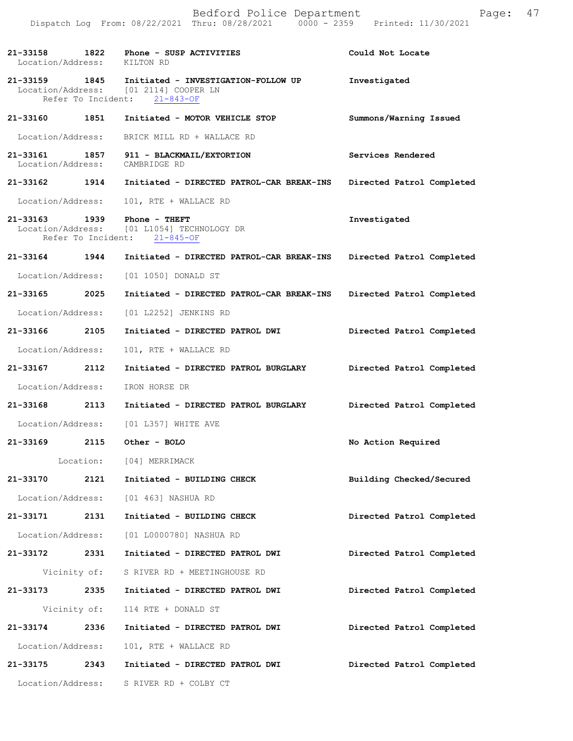| Call Number | Time | Call Reason | Action |
|---|---|---|---|
| 21-33158 | 1822 | Phone - SUSP ACTIVITIES | Could Not Locate |
| Location/Address: | | KILTON RD | |
| 21-33159 | 1845 | Initiated - INVESTIGATION-FOLLOW UP | Investigated |
| Location/Address: | | [01 2114] COOPER LN | |
| Refer To Incident: | | 21-843-OF | |
| 21-33160 | 1851 | Initiated - MOTOR VEHICLE STOP | Summons/Warning Issued |
| Location/Address: | | BRICK MILL RD + WALLACE RD | |
| 21-33161 | 1857 | 911 - BLACKMAIL/EXTORTION | Services Rendered |
| Location/Address: | | CAMBRIDGE RD | |
| 21-33162 | 1914 | Initiated - DIRECTED PATROL-CAR BREAK-INS | Directed Patrol Completed |
| Location/Address: | | 101, RTE + WALLACE RD | |
| 21-33163 | 1939 | Phone - THEFT | Investigated |
| Location/Address: | | [01 L1054] TECHNOLOGY DR | |
| Refer To Incident: | | 21-845-OF | |
| 21-33164 | 1944 | Initiated - DIRECTED PATROL-CAR BREAK-INS | Directed Patrol Completed |
| Location/Address: | | [01 1050] DONALD ST | |
| 21-33165 | 2025 | Initiated - DIRECTED PATROL-CAR BREAK-INS | Directed Patrol Completed |
| Location/Address: | | [01 L2252] JENKINS RD | |
| 21-33166 | 2105 | Initiated - DIRECTED PATROL DWI | Directed Patrol Completed |
| Location/Address: | | 101, RTE + WALLACE RD | |
| 21-33167 | 2112 | Initiated - DIRECTED PATROL BURGLARY | Directed Patrol Completed |
| Location/Address: | | IRON HORSE DR | |
| 21-33168 | 2113 | Initiated - DIRECTED PATROL BURGLARY | Directed Patrol Completed |
| Location/Address: | | [01 L357] WHITE AVE | |
| 21-33169 | 2115 | Other - BOLO | No Action Required |
| Location: | | [04] MERRIMACK | |
| 21-33170 | 2121 | Initiated - BUILDING CHECK | Building Checked/Secured |
| Location/Address: | | [01 463] NASHUA RD | |
| 21-33171 | 2131 | Initiated - BUILDING CHECK | Directed Patrol Completed |
| Location/Address: | | [01 L0000780] NASHUA RD | |
| 21-33172 | 2331 | Initiated - DIRECTED PATROL DWI | Directed Patrol Completed |
| Vicinity of: | | S RIVER RD + MEETINGHOUSE RD | |
| 21-33173 | 2335 | Initiated - DIRECTED PATROL DWI | Directed Patrol Completed |
| Vicinity of: | | 114 RTE + DONALD ST | |
| 21-33174 | 2336 | Initiated - DIRECTED PATROL DWI | Directed Patrol Completed |
| Location/Address: | | 101, RTE + WALLACE RD | |
| 21-33175 | 2343 | Initiated - DIRECTED PATROL DWI | Directed Patrol Completed |
| Location/Address: | | S RIVER RD + COLBY CT | |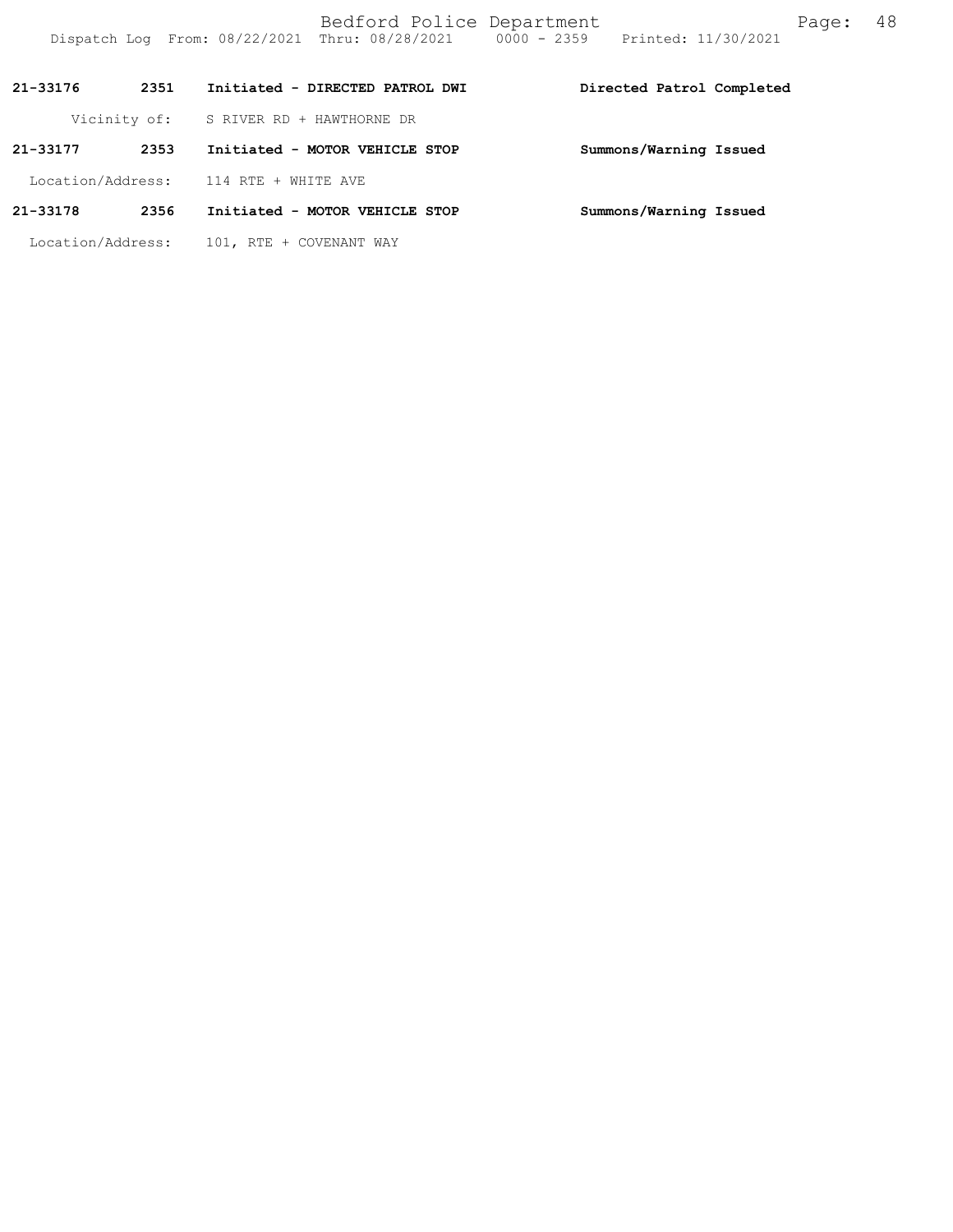**21-33176 2351 Initiated - DIRECTED PATROL DWI Directed Patrol Completed**

Vicinity of: S RIVER RD + HAWTHORNE DR

**21-33177 2353 Initiated - MOTOR VEHICLE STOP Summons/Warning Issued**

Location/Address: 114 RTE + WHITE AVE

**21-33178 2356 Initiated - MOTOR VEHICLE STOP Summons/Warning Issued**

Location/Address: 101, RTE + COVENANT WAY